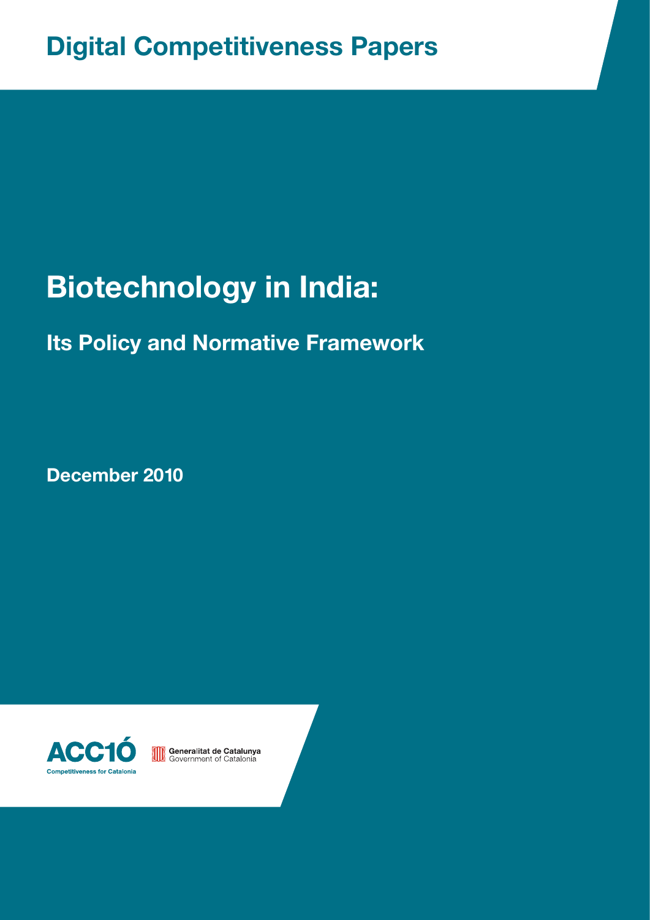Digital Competitiveness Papers

# Biotechnology in India:

## Its Policy and Normative Framework

**December 2010**

ACC1Ó
Competitiveness for Catalonia

Generalitat de Catalunya
Government of Catalonia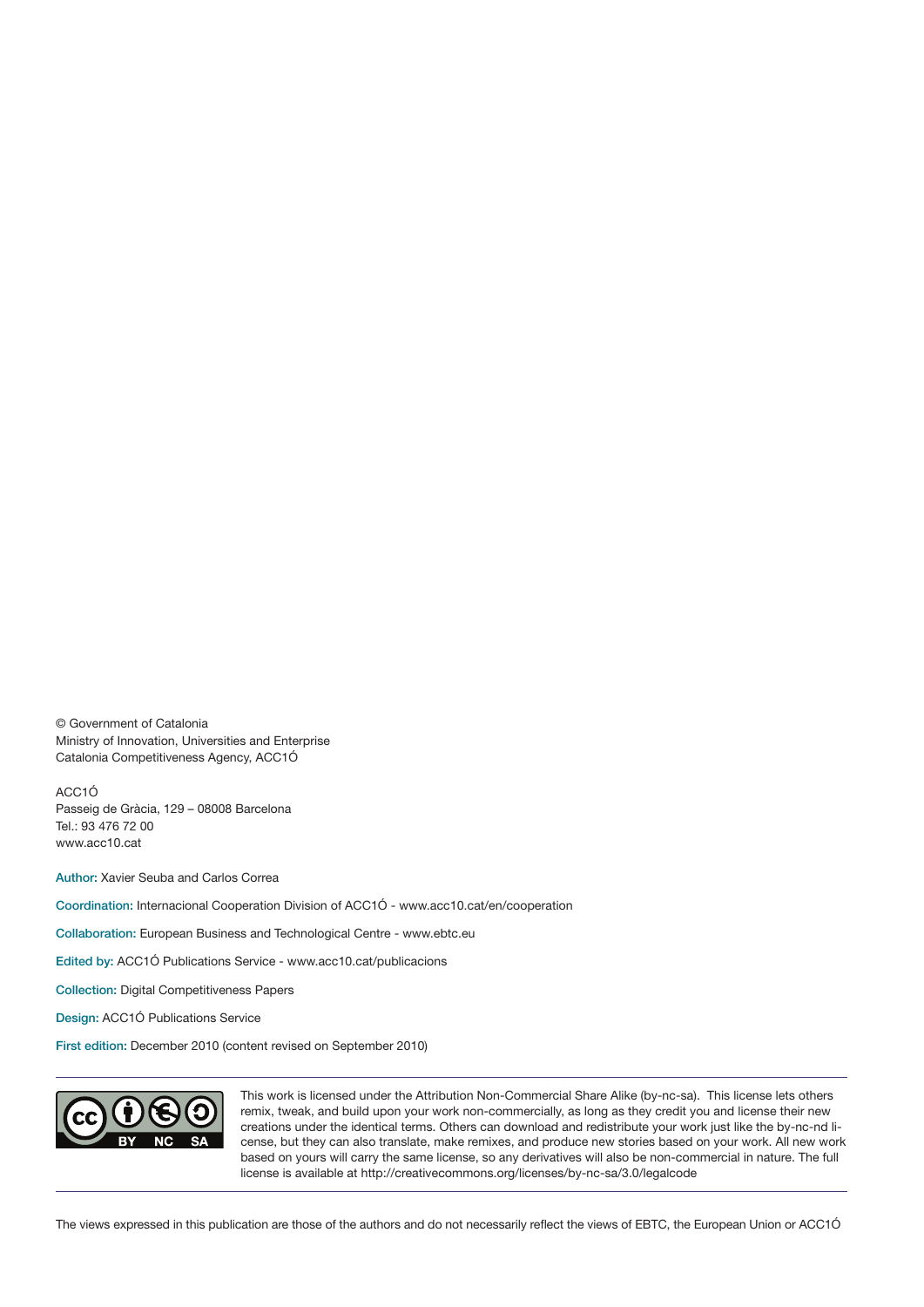© Government of Catalonia
Ministry of Innovation, Universities and Enterprise
Catalonia Competitiveness Agency, ACC1Ó

ACC1Ó
Passeig de Gràcia, 129 – 08008 Barcelona
Tel.: 93 476 72 00
www.acc10.cat

**Author:** Xavier Seuba and Carlos Correa

**Coordination:** Internacional Cooperation Division of ACC1Ó - www.acc10.cat/en/cooperation

**Collaboration:** European Business and Technological Centre - www.ebtc.eu

**Edited by:** ACC1Ó Publications Service - www.acc10.cat/publicacions

**Collection:** Digital Competitiveness Papers

**Design:** ACC1Ó Publications Service

**First edition:** December 2010 (content revised on September 2010)

---

This work is licensed under the Attribution Non-Commercial Share Alike (by-nc-sa). This license lets others remix, tweak, and build upon your work non-commercially, as long as they credit you and license their new creations under the identical terms. Others can download and redistribute your work just like the by-nc-nd license, but they can also translate, make remixes, and produce new stories based on your work. All new work based on yours will carry the same license, so any derivatives will also be non-commercial in nature. The full license is available at http://creativecommons.org/licenses/by-nc-sa/3.0/legalcode

---

The views expressed in this publication are those of the authors and do not necessarily reflect the views of EBTC, the European Union or ACC1Ó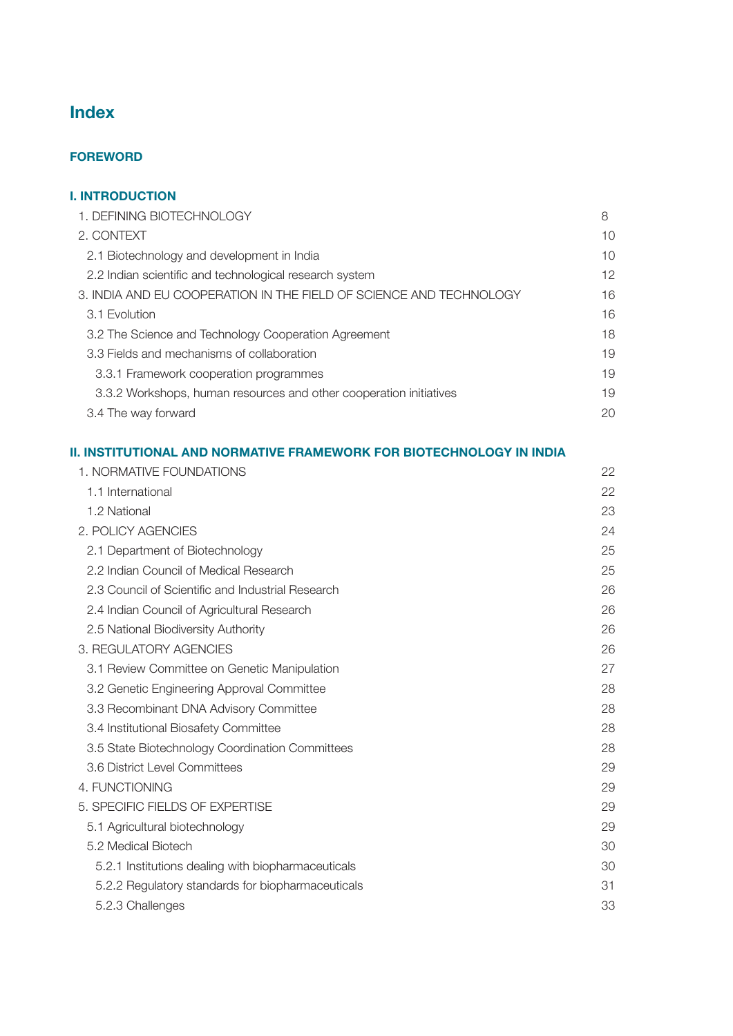# Index

## FOREWORD

## I. INTRODUCTION

| | |
|---|---|
| 1. DEFINING BIOTECHNOLOGY | 8 |
| 2. CONTEXT | 10 |
| 2.1 Biotechnology and development in India | 10 |
| 2.2 Indian scientific and technological research system | 12 |
| 3. INDIA AND EU COOPERATION IN THE FIELD OF SCIENCE AND TECHNOLOGY | 16 |
| 3.1 Evolution | 16 |
| 3.2 The Science and Technology Cooperation Agreement | 18 |
| 3.3 Fields and mechanisms of collaboration | 19 |
| 3.3.1 Framework cooperation programmes | 19 |
| 3.3.2 Workshops, human resources and other cooperation initiatives | 19 |
| 3.4 The way forward | 20 |

## II. INSTITUTIONAL AND NORMATIVE FRAMEWORK FOR BIOTECHNOLOGY IN INDIA

| | |
|---|---|
| 1. NORMATIVE FOUNDATIONS | 22 |
| 1.1 International | 22 |
| 1.2 National | 23 |
| 2. POLICY AGENCIES | 24 |
| 2.1 Department of Biotechnology | 25 |
| 2.2 Indian Council of Medical Research | 25 |
| 2.3 Council of Scientific and Industrial Research | 26 |
| 2.4 Indian Council of Agricultural Research | 26 |
| 2.5 National Biodiversity Authority | 26 |
| 3. REGULATORY AGENCIES | 26 |
| 3.1 Review Committee on Genetic Manipulation | 27 |
| 3.2 Genetic Engineering Approval Committee | 28 |
| 3.3 Recombinant DNA Advisory Committee | 28 |
| 3.4 Institutional Biosafety Committee | 28 |
| 3.5 State Biotechnology Coordination Committees | 28 |
| 3.6 District Level Committees | 29 |
| 4. FUNCTIONING | 29 |
| 5. SPECIFIC FIELDS OF EXPERTISE | 29 |
| 5.1 Agricultural biotechnology | 29 |
| 5.2 Medical Biotech | 30 |
| 5.2.1 Institutions dealing with biopharmaceuticals | 30 |
| 5.2.2 Regulatory standards for biopharmaceuticals | 31 |
| 5.2.3 Challenges | 33 |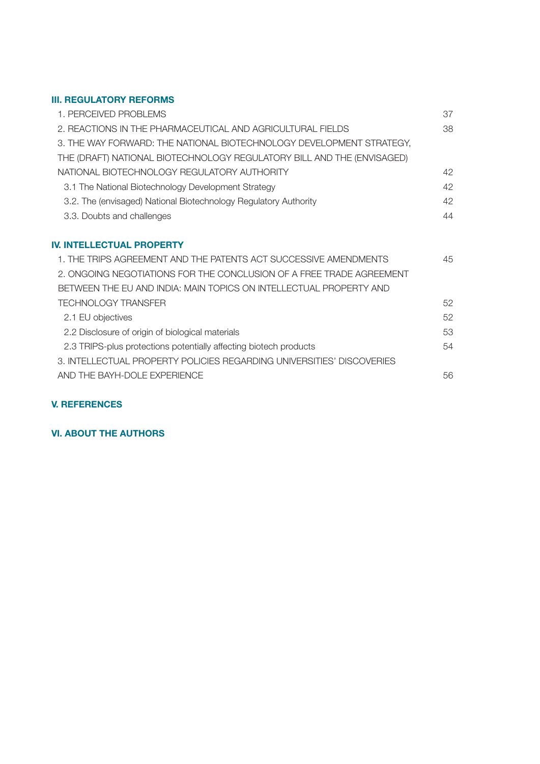**III. REGULATORY REFORMS**

| | |
|---|---|
| 1. PERCEIVED PROBLEMS | 37 |
| 2. REACTIONS IN THE PHARMACEUTICAL AND AGRICULTURAL FIELDS | 38 |
| 3. THE WAY FORWARD: THE NATIONAL BIOTECHNOLOGY DEVELOPMENT STRATEGY, THE (DRAFT) NATIONAL BIOTECHNOLOGY REGULATORY BILL AND THE (ENVISAGED) NATIONAL BIOTECHNOLOGY REGULATORY AUTHORITY | 42 |
| 3.1 The National Biotechnology Development Strategy | 42 |
| 3.2. The (envisaged) National Biotechnology Regulatory Authority | 42 |
| 3.3. Doubts and challenges | 44 |

**IV. INTELLECTUAL PROPERTY**

| | |
|---|---|
| 1. THE TRIPS AGREEMENT AND THE PATENTS ACT SUCCESSIVE AMENDMENTS | 45 |
| 2. ONGOING NEGOTIATIONS FOR THE CONCLUSION OF A FREE TRADE AGREEMENT BETWEEN THE EU AND INDIA: MAIN TOPICS ON INTELLECTUAL PROPERTY AND TECHNOLOGY TRANSFER | 52 |
| 2.1 EU objectives | 52 |
| 2.2 Disclosure of origin of biological materials | 53 |
| 2.3 TRIPS-plus protections potentially affecting biotech products | 54 |
| 3. INTELLECTUAL PROPERTY POLICIES REGARDING UNIVERSITIES' DISCOVERIES AND THE BAYH-DOLE EXPERIENCE | 56 |

**V. REFERENCES**

**VI. ABOUT THE AUTHORS**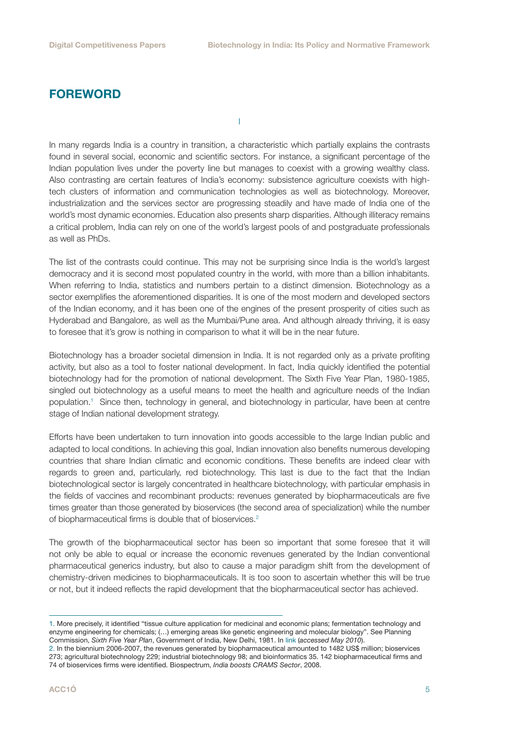# FOREWORD

I

In many regards India is a country in transition, a characteristic which partially explains the contrasts found in several social, economic and scientific sectors. For instance, a significant percentage of the Indian population lives under the poverty line but manages to coexist with a growing wealthy class. Also contrasting are certain features of India's economy: subsistence agriculture coexists with high-tech clusters of information and communication technologies as well as biotechnology. Moreover, industrialization and the services sector are progressing steadily and have made of India one of the world's most dynamic economies. Education also presents sharp disparities. Although illiteracy remains a critical problem, India can rely on one of the world's largest pools of and postgraduate professionals as well as PhDs.

The list of the contrasts could continue. This may not be surprising since India is the world's largest democracy and it is second most populated country in the world, with more than a billion inhabitants. When referring to India, statistics and numbers pertain to a distinct dimension. Biotechnology as a sector exemplifies the aforementioned disparities. It is one of the most modern and developed sectors of the Indian economy, and it has been one of the engines of the present prosperity of cities such as Hyderabad and Bangalore, as well as the Mumbai/Pune area. And although already thriving, it is easy to foresee that it's grow is nothing in comparison to what it will be in the near future.

Biotechnology has a broader societal dimension in India. It is not regarded only as a private profiting activity, but also as a tool to foster national development. In fact, India quickly identified the potential biotechnology had for the promotion of national development. The Sixth Five Year Plan, 1980-1985, singled out biotechnology as a useful means to meet the health and agriculture needs of the Indian population.[1] Since then, technology in general, and biotechnology in particular, have been at centre stage of Indian national development strategy.

Efforts have been undertaken to turn innovation into goods accessible to the large Indian public and adapted to local conditions. In achieving this goal, Indian innovation also benefits numerous developing countries that share Indian climatic and economic conditions. These benefits are indeed clear with regards to green and, particularly, red biotechnology. This last is due to the fact that the Indian biotechnological sector is largely concentrated in healthcare biotechnology, with particular emphasis in the fields of vaccines and recombinant products: revenues generated by biopharmaceuticals are five times greater than those generated by bioservices (the second area of specialization) while the number of biopharmaceutical firms is double that of bioservices.[2]

The growth of the biopharmaceutical sector has been so important that some foresee that it will not only be able to equal or increase the economic revenues generated by the Indian conventional pharmaceutical generics industry, but also to cause a major paradigm shift from the development of chemistry-driven medicines to biopharmaceuticals. It is too soon to ascertain whether this will be true or not, but it indeed reflects the rapid development that the biopharmaceutical sector has achieved.

---

1. More precisely, it identified "tissue culture application for medicinal and economic plans; fermentation technology and enzyme engineering for chemicals; (…) emerging areas like genetic engineering and molecular biology". See Planning Commission, *Sixth Five Year Plan*, Government of India, New Delhi, 1981. In link (*accessed May 2010*).

2. In the biennium 2006-2007, the revenues generated by biopharmaceutical amounted to 1482 US$ million; bioservices 273; agricultural biotechnology 229; industrial biotechnology 98; and bioinformatics 35. 142 biopharmaceutical firms and 74 of bioservices firms were identified. Biospectrum, *India boosts CRAMS Sector*, 2008.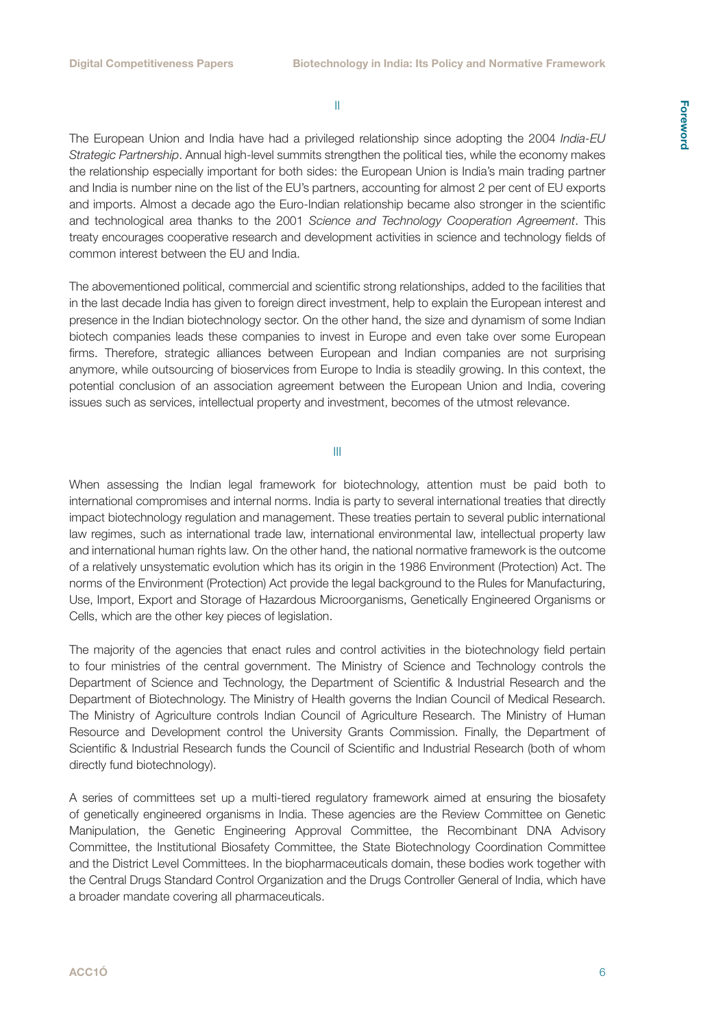II

The European Union and India have had a privileged relationship since adopting the 2004 *India-EU Strategic Partnership*. Annual high-level summits strengthen the political ties, while the economy makes the relationship especially important for both sides: the European Union is India's main trading partner and India is number nine on the list of the EU's partners, accounting for almost 2 per cent of EU exports and imports. Almost a decade ago the Euro-Indian relationship became also stronger in the scientific and technological area thanks to the 2001 *Science and Technology Cooperation Agreement*. This treaty encourages cooperative research and development activities in science and technology fields of common interest between the EU and India.

The abovementioned political, commercial and scientific strong relationships, added to the facilities that in the last decade India has given to foreign direct investment, help to explain the European interest and presence in the Indian biotechnology sector. On the other hand, the size and dynamism of some Indian biotech companies leads these companies to invest in Europe and even take over some European firms. Therefore, strategic alliances between European and Indian companies are not surprising anymore, while outsourcing of bioservices from Europe to India is steadily growing. In this context, the potential conclusion of an association agreement between the European Union and India, covering issues such as services, intellectual property and investment, becomes of the utmost relevance.

III

When assessing the Indian legal framework for biotechnology, attention must be paid both to international compromises and internal norms. India is party to several international treaties that directly impact biotechnology regulation and management. These treaties pertain to several public international law regimes, such as international trade law, international environmental law, intellectual property law and international human rights law. On the other hand, the national normative framework is the outcome of a relatively unsystematic evolution which has its origin in the 1986 Environment (Protection) Act. The norms of the Environment (Protection) Act provide the legal background to the Rules for Manufacturing, Use, Import, Export and Storage of Hazardous Microorganisms, Genetically Engineered Organisms or Cells, which are the other key pieces of legislation.

The majority of the agencies that enact rules and control activities in the biotechnology field pertain to four ministries of the central government. The Ministry of Science and Technology controls the Department of Science and Technology, the Department of Scientific & Industrial Research and the Department of Biotechnology. The Ministry of Health governs the Indian Council of Medical Research. The Ministry of Agriculture controls Indian Council of Agriculture Research. The Ministry of Human Resource and Development control the University Grants Commission. Finally, the Department of Scientific & Industrial Research funds the Council of Scientific and Industrial Research (both of whom directly fund biotechnology).

A series of committees set up a multi-tiered regulatory framework aimed at ensuring the biosafety of genetically engineered organisms in India. These agencies are the Review Committee on Genetic Manipulation, the Genetic Engineering Approval Committee, the Recombinant DNA Advisory Committee, the Institutional Biosafety Committee, the State Biotechnology Coordination Committee and the District Level Committees. In the biopharmaceuticals domain, these bodies work together with the Central Drugs Standard Control Organization and the Drugs Controller General of India, which have a broader mandate covering all pharmaceuticals.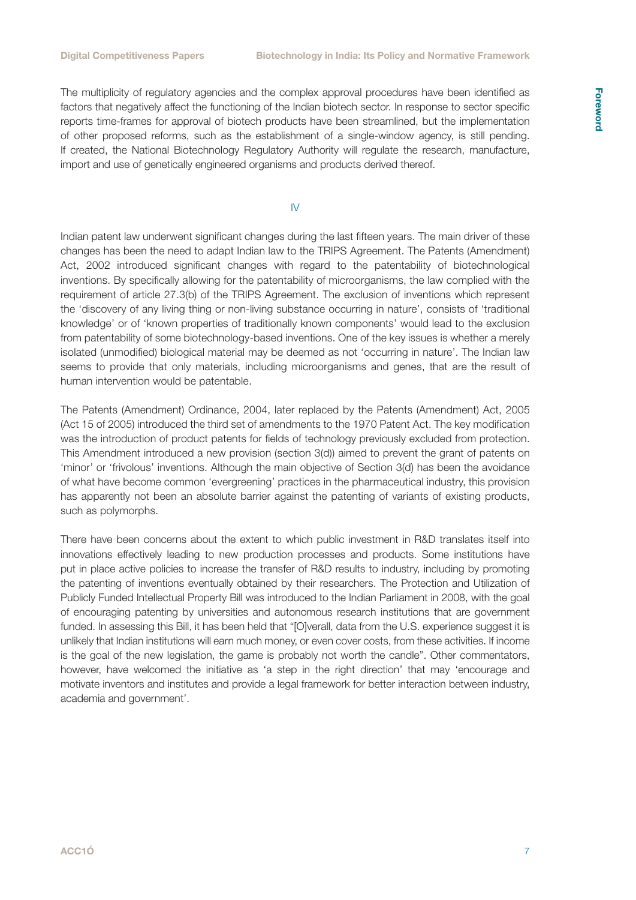The multiplicity of regulatory agencies and the complex approval procedures have been identified as factors that negatively affect the functioning of the Indian biotech sector. In response to sector specific reports time-frames for approval of biotech products have been streamlined, but the implementation of other proposed reforms, such as the establishment of a single-window agency, is still pending. If created, the National Biotechnology Regulatory Authority will regulate the research, manufacture, import and use of genetically engineered organisms and products derived thereof.

## IV

Indian patent law underwent significant changes during the last fifteen years. The main driver of these changes has been the need to adapt Indian law to the TRIPS Agreement. The Patents (Amendment) Act, 2002 introduced significant changes with regard to the patentability of biotechnological inventions. By specifically allowing for the patentability of microorganisms, the law complied with the requirement of article 27.3(b) of the TRIPS Agreement. The exclusion of inventions which represent the 'discovery of any living thing or non-living substance occurring in nature', consists of 'traditional knowledge' or of 'known properties of traditionally known components' would lead to the exclusion from patentability of some biotechnology-based inventions. One of the key issues is whether a merely isolated (unmodified) biological material may be deemed as not 'occurring in nature'. The Indian law seems to provide that only materials, including microorganisms and genes, that are the result of human intervention would be patentable.

The Patents (Amendment) Ordinance, 2004, later replaced by the Patents (Amendment) Act, 2005 (Act 15 of 2005) introduced the third set of amendments to the 1970 Patent Act. The key modification was the introduction of product patents for fields of technology previously excluded from protection. This Amendment introduced a new provision (section 3(d)) aimed to prevent the grant of patents on 'minor' or 'frivolous' inventions. Although the main objective of Section 3(d) has been the avoidance of what have become common 'evergreening' practices in the pharmaceutical industry, this provision has apparently not been an absolute barrier against the patenting of variants of existing products, such as polymorphs.

There have been concerns about the extent to which public investment in R&D translates itself into innovations effectively leading to new production processes and products. Some institutions have put in place active policies to increase the transfer of R&D results to industry, including by promoting the patenting of inventions eventually obtained by their researchers. The Protection and Utilization of Publicly Funded Intellectual Property Bill was introduced to the Indian Parliament in 2008, with the goal of encouraging patenting by universities and autonomous research institutions that are government funded. In assessing this Bill, it has been held that "[O]verall, data from the U.S. experience suggest it is unlikely that Indian institutions will earn much money, or even cover costs, from these activities. If income is the goal of the new legislation, the game is probably not worth the candle". Other commentators, however, have welcomed the initiative as 'a step in the right direction' that may 'encourage and motivate inventors and institutes and provide a legal framework for better interaction between industry, academia and government'.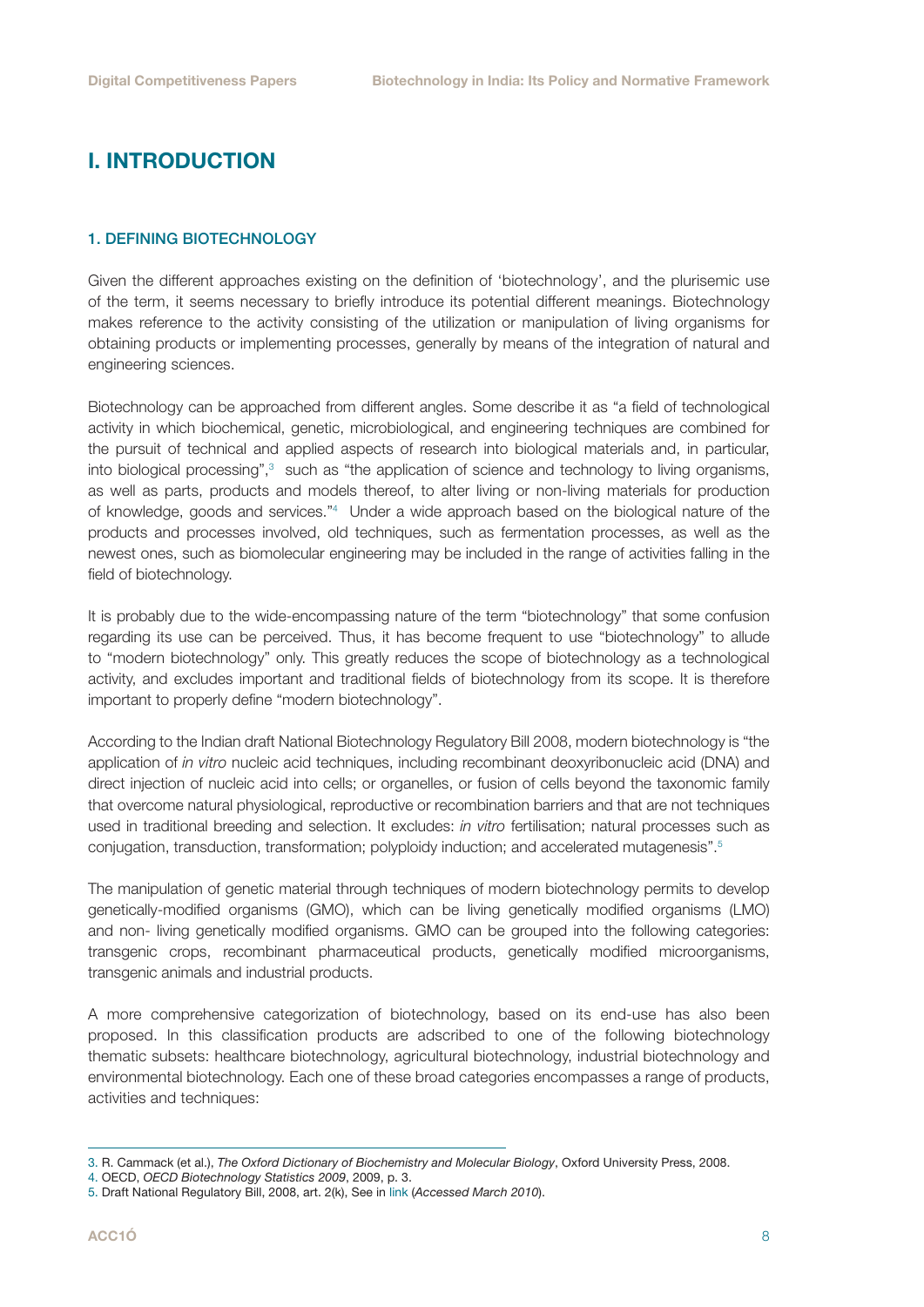# I. INTRODUCTION

### 1. DEFINING BIOTECHNOLOGY

Given the different approaches existing on the definition of 'biotechnology', and the plurisemic use of the term, it seems necessary to briefly introduce its potential different meanings. Biotechnology makes reference to the activity consisting of the utilization or manipulation of living organisms for obtaining products or implementing processes, generally by means of the integration of natural and engineering sciences.

Biotechnology can be approached from different angles. Some describe it as "a field of technological activity in which biochemical, genetic, microbiological, and engineering techniques are combined for the pursuit of technical and applied aspects of research into biological materials and, in particular, into biological processing",[3] such as "the application of science and technology to living organisms, as well as parts, products and models thereof, to alter living or non-living materials for production of knowledge, goods and services."[4] Under a wide approach based on the biological nature of the products and processes involved, old techniques, such as fermentation processes, as well as the newest ones, such as biomolecular engineering may be included in the range of activities falling in the field of biotechnology.

It is probably due to the wide-encompassing nature of the term "biotechnology" that some confusion regarding its use can be perceived. Thus, it has become frequent to use "biotechnology" to allude to "modern biotechnology" only. This greatly reduces the scope of biotechnology as a technological activity, and excludes important and traditional fields of biotechnology from its scope. It is therefore important to properly define "modern biotechnology".

According to the Indian draft National Biotechnology Regulatory Bill 2008, modern biotechnology is "the application of *in vitro* nucleic acid techniques, including recombinant deoxyribonucleic acid (DNA) and direct injection of nucleic acid into cells; or organelles, or fusion of cells beyond the taxonomic family that overcome natural physiological, reproductive or recombination barriers and that are not techniques used in traditional breeding and selection. It excludes: *in vitro* fertilisation; natural processes such as conjugation, transduction, transformation; polyploidy induction; and accelerated mutagenesis".[5]

The manipulation of genetic material through techniques of modern biotechnology permits to develop genetically-modified organisms (GMO), which can be living genetically modified organisms (LMO) and non- living genetically modified organisms. GMO can be grouped into the following categories: transgenic crops, recombinant pharmaceutical products, genetically modified microorganisms, transgenic animals and industrial products.

A more comprehensive categorization of biotechnology, based on its end-use has also been proposed. In this classification products are adscribed to one of the following biotechnology thematic subsets: healthcare biotechnology, agricultural biotechnology, industrial biotechnology and environmental biotechnology. Each one of these broad categories encompasses a range of products, activities and techniques:

---

3. R. Cammack (et al.), *The Oxford Dictionary of Biochemistry and Molecular Biology*, Oxford University Press, 2008.
4. OECD, *OECD Biotechnology Statistics 2009*, 2009, p. 3.
5. Draft National Regulatory Bill, 2008, art. 2(k), See in link (*Accessed March 2010*).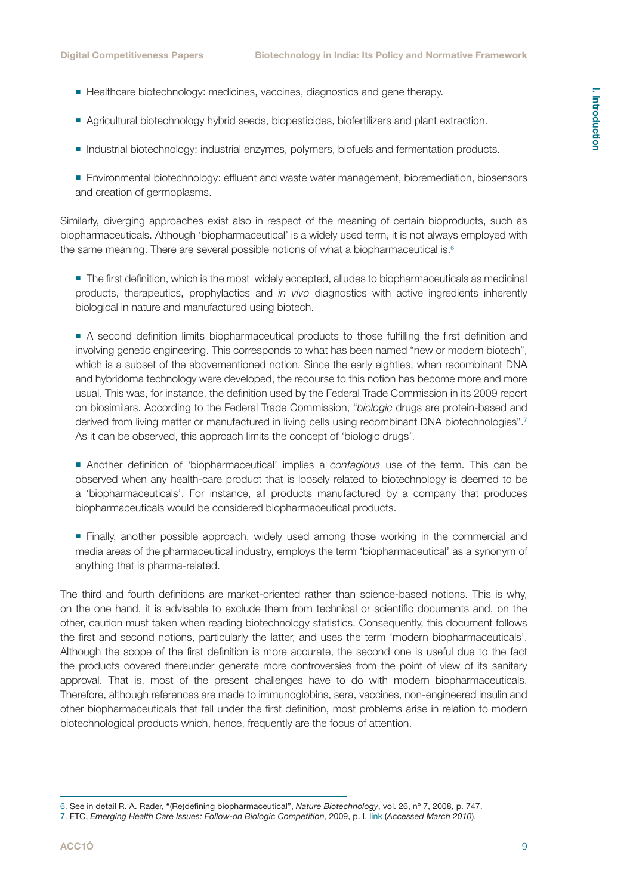- Healthcare biotechnology: medicines, vaccines, diagnostics and gene therapy.
- Agricultural biotechnology hybrid seeds, biopesticides, biofertilizers and plant extraction.
- Industrial biotechnology: industrial enzymes, polymers, biofuels and fermentation products.
- Environmental biotechnology: effluent and waste water management, bioremediation, biosensors and creation of germoplasms.

Similarly, diverging approaches exist also in respect of the meaning of certain bioproducts, such as biopharmaceuticals. Although 'biopharmaceutical' is a widely used term, it is not always employed with the same meaning. There are several possible notions of what a biopharmaceutical is.[6]

- The first definition, which is the most widely accepted, alludes to biopharmaceuticals as medicinal products, therapeutics, prophylactics and *in vivo* diagnostics with active ingredients inherently biological in nature and manufactured using biotech.
- A second definition limits biopharmaceutical products to those fulfilling the first definition and involving genetic engineering. This corresponds to what has been named "new or modern biotech", which is a subset of the abovementioned notion. Since the early eighties, when recombinant DNA and hybridoma technology were developed, the recourse to this notion has become more and more usual. This was, for instance, the definition used by the Federal Trade Commission in its 2009 report on biosimilars. According to the Federal Trade Commission, "*biologic* drugs are protein-based and derived from living matter or manufactured in living cells using recombinant DNA biotechnologies".[7] As it can be observed, this approach limits the concept of 'biologic drugs'.
- Another definition of 'biopharmaceutical' implies a *contagious* use of the term. This can be observed when any health-care product that is loosely related to biotechnology is deemed to be a 'biopharmaceuticals'. For instance, all products manufactured by a company that produces biopharmaceuticals would be considered biopharmaceutical products.
- Finally, another possible approach, widely used among those working in the commercial and media areas of the pharmaceutical industry, employs the term 'biopharmaceutical' as a synonym of anything that is pharma-related.

The third and fourth definitions are market-oriented rather than science-based notions. This is why, on the one hand, it is advisable to exclude them from technical or scientific documents and, on the other, caution must taken when reading biotechnology statistics. Consequently, this document follows the first and second notions, particularly the latter, and uses the term 'modern biopharmaceuticals'. Although the scope of the first definition is more accurate, the second one is useful due to the fact the products covered thereunder generate more controversies from the point of view of its sanitary approval. That is, most of the present challenges have to do with modern biopharmaceuticals. Therefore, although references are made to immunoglobins, sera, vaccines, non-engineered insulin and other biopharmaceuticals that fall under the first definition, most problems arise in relation to modern biotechnological products which, hence, frequently are the focus of attention.

---

6. See in detail R. A. Rader, "(Re)defining biopharmaceutical", *Nature Biotechnology*, vol. 26, nº 7, 2008, p. 747.

7. FTC, *Emerging Health Care Issues: Follow-on Biologic Competition,* 2009, p. I, link (*Accessed March 2010*).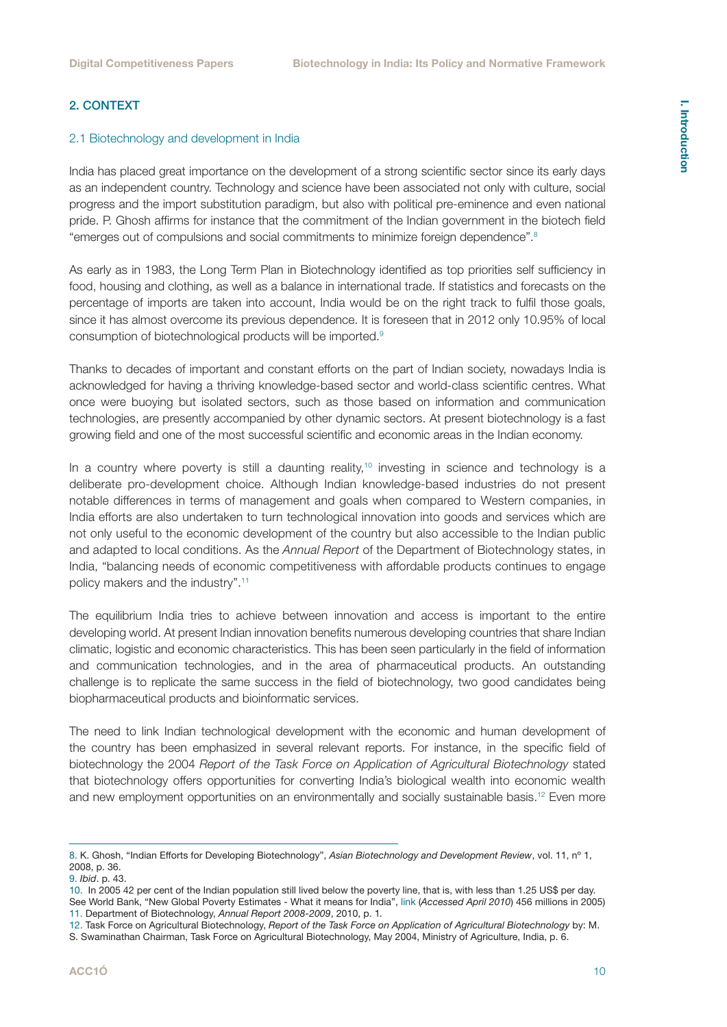## 2. CONTEXT

### 2.1 Biotechnology and development in India

India has placed great importance on the development of a strong scientific sector since its early days as an independent country. Technology and science have been associated not only with culture, social progress and the import substitution paradigm, but also with political pre-eminence and even national pride. P. Ghosh affirms for instance that the commitment of the Indian government in the biotech field "emerges out of compulsions and social commitments to minimize foreign dependence".[8]

As early as in 1983, the Long Term Plan in Biotechnology identified as top priorities self sufficiency in food, housing and clothing, as well as a balance in international trade. If statistics and forecasts on the percentage of imports are taken into account, India would be on the right track to fulfil those goals, since it has almost overcome its previous dependence. It is foreseen that in 2012 only 10.95% of local consumption of biotechnological products will be imported.[9]

Thanks to decades of important and constant efforts on the part of Indian society, nowadays India is acknowledged for having a thriving knowledge-based sector and world-class scientific centres. What once were buoying but isolated sectors, such as those based on information and communication technologies, are presently accompanied by other dynamic sectors. At present biotechnology is a fast growing field and one of the most successful scientific and economic areas in the Indian economy.

In a country where poverty is still a daunting reality,[10] investing in science and technology is a deliberate pro-development choice. Although Indian knowledge-based industries do not present notable differences in terms of management and goals when compared to Western companies, in India efforts are also undertaken to turn technological innovation into goods and services which are not only useful to the economic development of the country but also accessible to the Indian public and adapted to local conditions. As the *Annual Report* of the Department of Biotechnology states, in India, "balancing needs of economic competitiveness with affordable products continues to engage policy makers and the industry".[11]

The equilibrium India tries to achieve between innovation and access is important to the entire developing world. At present Indian innovation benefits numerous developing countries that share Indian climatic, logistic and economic characteristics. This has been seen particularly in the field of information and communication technologies, and in the area of pharmaceutical products. An outstanding challenge is to replicate the same success in the field of biotechnology, two good candidates being biopharmaceutical products and bioinformatic services.

The need to link Indian technological development with the economic and human development of the country has been emphasized in several relevant reports. For instance, in the specific field of biotechnology the 2004 *Report of the Task Force on Application of Agricultural Biotechnology* stated that biotechnology offers opportunities for converting India's biological wealth into economic wealth and new employment opportunities on an environmentally and socially sustainable basis.[12] Even more

---

8. K. Ghosh, "Indian Efforts for Developing Biotechnology", *Asian Biotechnology and Development Review*, vol. 11, nº 1, 2008, p. 36.
9. *Ibid*. p. 43.
10. In 2005 42 per cent of the Indian population still lived below the poverty line, that is, with less than 1.25 US$ per day. See World Bank, "New Global Poverty Estimates - What it means for India", link (*Accessed April 2010*) 456 millions in 2005)
11. Department of Biotechnology, *Annual Report 2008-2009*, 2010, p. 1.
12. Task Force on Agricultural Biotechnology, *Report of the Task Force on Application of Agricultural Biotechnology* by: M. S. Swaminathan Chairman, Task Force on Agricultural Biotechnology, May 2004, Ministry of Agriculture, India, p. 6.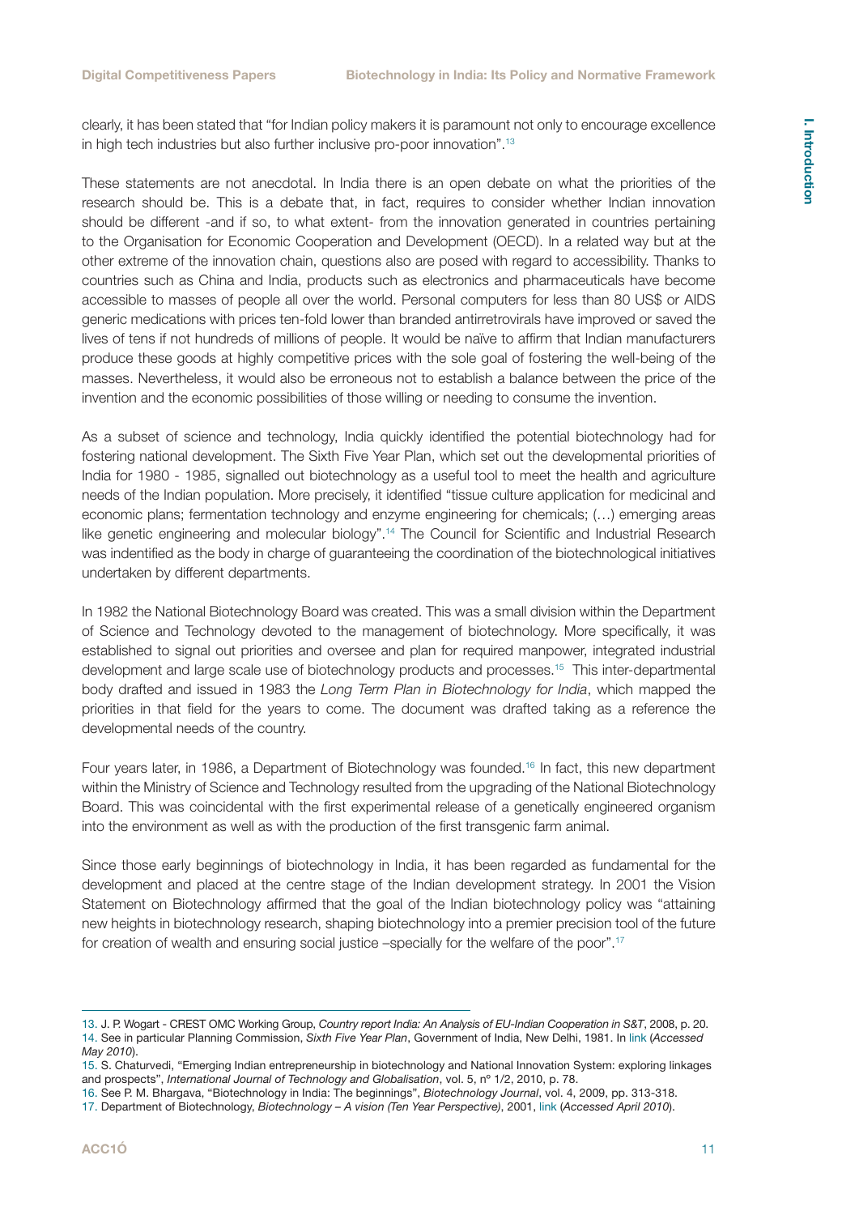clearly, it has been stated that "for Indian policy makers it is paramount not only to encourage excellence in high tech industries but also further inclusive pro-poor innovation".[13]

These statements are not anecdotal. In India there is an open debate on what the priorities of the research should be. This is a debate that, in fact, requires to consider whether Indian innovation should be different -and if so, to what extent- from the innovation generated in countries pertaining to the Organisation for Economic Cooperation and Development (OECD). In a related way but at the other extreme of the innovation chain, questions also are posed with regard to accessibility. Thanks to countries such as China and India, products such as electronics and pharmaceuticals have become accessible to masses of people all over the world. Personal computers for less than 80 US$ or AIDS generic medications with prices ten-fold lower than branded antirretrovirals have improved or saved the lives of tens if not hundreds of millions of people. It would be naïve to affirm that Indian manufacturers produce these goods at highly competitive prices with the sole goal of fostering the well-being of the masses. Nevertheless, it would also be erroneous not to establish a balance between the price of the invention and the economic possibilities of those willing or needing to consume the invention.

As a subset of science and technology, India quickly identified the potential biotechnology had for fostering national development. The Sixth Five Year Plan, which set out the developmental priorities of India for 1980 - 1985, signalled out biotechnology as a useful tool to meet the health and agriculture needs of the Indian population. More precisely, it identified "tissue culture application for medicinal and economic plans; fermentation technology and enzyme engineering for chemicals; (…) emerging areas like genetic engineering and molecular biology".[14] The Council for Scientific and Industrial Research was indentified as the body in charge of guaranteeing the coordination of the biotechnological initiatives undertaken by different departments.

In 1982 the National Biotechnology Board was created. This was a small division within the Department of Science and Technology devoted to the management of biotechnology. More specifically, it was established to signal out priorities and oversee and plan for required manpower, integrated industrial development and large scale use of biotechnology products and processes.[15] This inter-departmental body drafted and issued in 1983 the *Long Term Plan in Biotechnology for India*, which mapped the priorities in that field for the years to come. The document was drafted taking as a reference the developmental needs of the country.

Four years later, in 1986, a Department of Biotechnology was founded.[16] In fact, this new department within the Ministry of Science and Technology resulted from the upgrading of the National Biotechnology Board. This was coincidental with the first experimental release of a genetically engineered organism into the environment as well as with the production of the first transgenic farm animal.

Since those early beginnings of biotechnology in India, it has been regarded as fundamental for the development and placed at the centre stage of the Indian development strategy. In 2001 the Vision Statement on Biotechnology affirmed that the goal of the Indian biotechnology policy was "attaining new heights in biotechnology research, shaping biotechnology into a premier precision tool of the future for creation of wealth and ensuring social justice –specially for the welfare of the poor".[17]

---

13. J. P. Wogart - CREST OMC Working Group, *Country report India: An Analysis of EU-Indian Cooperation in S&T*, 2008, p. 20.
14. See in particular Planning Commission, *Sixth Five Year Plan*, Government of India, New Delhi, 1981. In link (*Accessed May 2010*).
15. S. Chaturvedi, "Emerging Indian entrepreneurship in biotechnology and National Innovation System: exploring linkages and prospects", *International Journal of Technology and Globalisation*, vol. 5, nº 1/2, 2010, p. 78.
16. See P. M. Bhargava, "Biotechnology in India: The beginnings", *Biotechnology Journal*, vol. 4, 2009, pp. 313-318.
17. Department of Biotechnology, *Biotechnology – A vision (Ten Year Perspective)*, 2001, link (*Accessed April 2010*).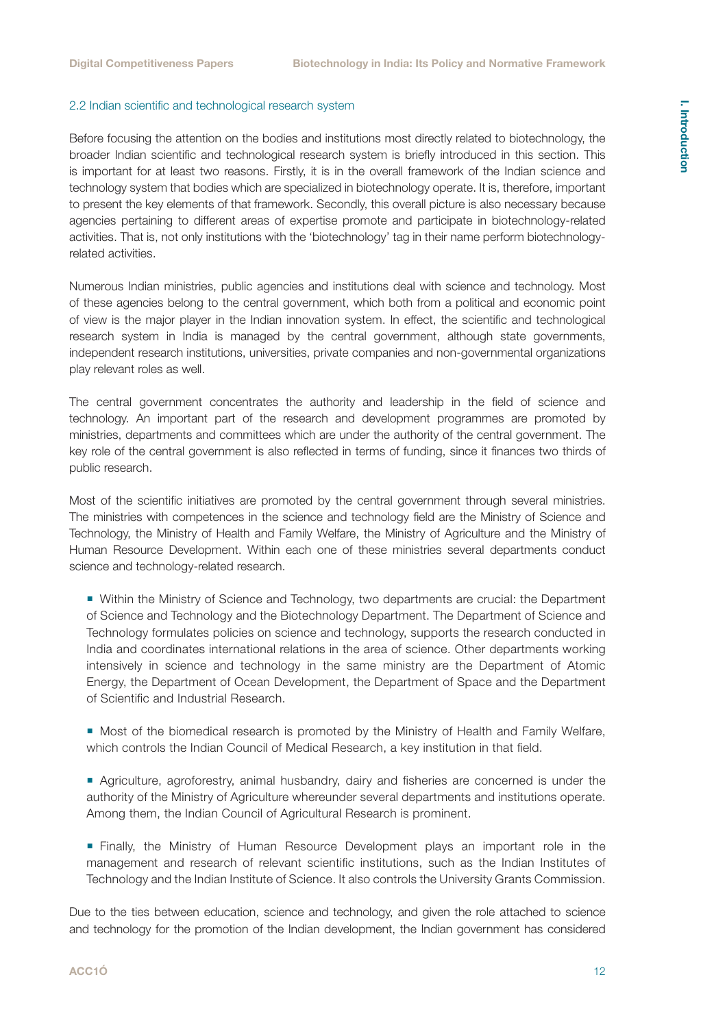### 2.2 Indian scientific and technological research system

Before focusing the attention on the bodies and institutions most directly related to biotechnology, the broader Indian scientific and technological research system is briefly introduced in this section. This is important for at least two reasons. Firstly, it is in the overall framework of the Indian science and technology system that bodies which are specialized in biotechnology operate. It is, therefore, important to present the key elements of that framework. Secondly, this overall picture is also necessary because agencies pertaining to different areas of expertise promote and participate in biotechnology-related activities. That is, not only institutions with the 'biotechnology' tag in their name perform biotechnology-related activities.

Numerous Indian ministries, public agencies and institutions deal with science and technology. Most of these agencies belong to the central government, which both from a political and economic point of view is the major player in the Indian innovation system. In effect, the scientific and technological research system in India is managed by the central government, although state governments, independent research institutions, universities, private companies and non-governmental organizations play relevant roles as well.

The central government concentrates the authority and leadership in the field of science and technology. An important part of the research and development programmes are promoted by ministries, departments and committees which are under the authority of the central government. The key role of the central government is also reflected in terms of funding, since it finances two thirds of public research.

Most of the scientific initiatives are promoted by the central government through several ministries. The ministries with competences in the science and technology field are the Ministry of Science and Technology, the Ministry of Health and Family Welfare, the Ministry of Agriculture and the Ministry of Human Resource Development. Within each one of these ministries several departments conduct science and technology-related research.

- Within the Ministry of Science and Technology, two departments are crucial: the Department of Science and Technology and the Biotechnology Department. The Department of Science and Technology formulates policies on science and technology, supports the research conducted in India and coordinates international relations in the area of science. Other departments working intensively in science and technology in the same ministry are the Department of Atomic Energy, the Department of Ocean Development, the Department of Space and the Department of Scientific and Industrial Research.

- Most of the biomedical research is promoted by the Ministry of Health and Family Welfare, which controls the Indian Council of Medical Research, a key institution in that field.

- Agriculture, agroforestry, animal husbandry, dairy and fisheries are concerned is under the authority of the Ministry of Agriculture whereunder several departments and institutions operate. Among them, the Indian Council of Agricultural Research is prominent.

- Finally, the Ministry of Human Resource Development plays an important role in the management and research of relevant scientific institutions, such as the Indian Institutes of Technology and the Indian Institute of Science. It also controls the University Grants Commission.

Due to the ties between education, science and technology, and given the role attached to science and technology for the promotion of the Indian development, the Indian government has considered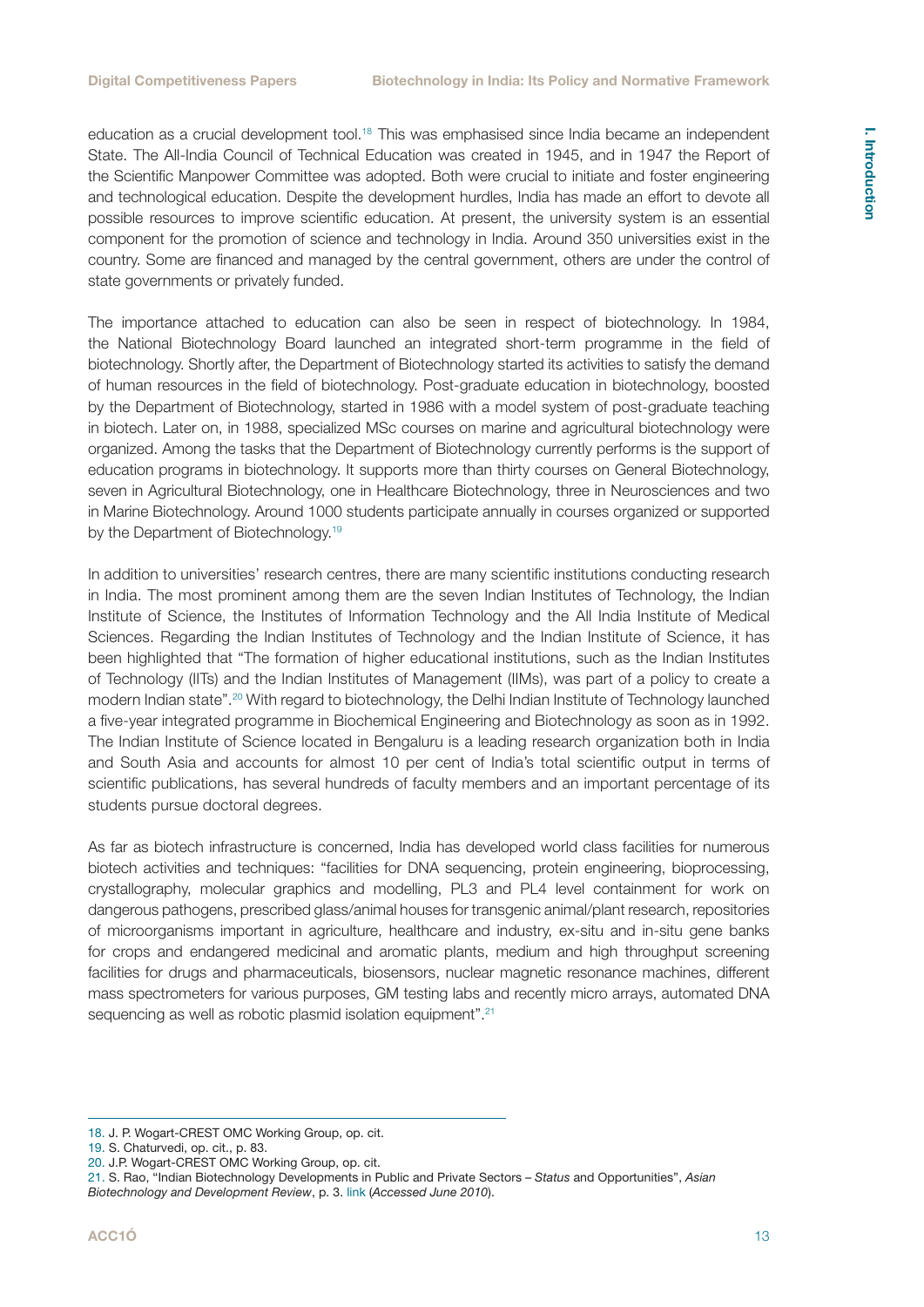education as a crucial development tool.[18] This was emphasised since India became an independent State. The All-India Council of Technical Education was created in 1945, and in 1947 the Report of the Scientific Manpower Committee was adopted. Both were crucial to initiate and foster engineering and technological education. Despite the development hurdles, India has made an effort to devote all possible resources to improve scientific education. At present, the university system is an essential component for the promotion of science and technology in India. Around 350 universities exist in the country. Some are financed and managed by the central government, others are under the control of state governments or privately funded.

The importance attached to education can also be seen in respect of biotechnology. In 1984, the National Biotechnology Board launched an integrated short-term programme in the field of biotechnology. Shortly after, the Department of Biotechnology started its activities to satisfy the demand of human resources in the field of biotechnology. Post-graduate education in biotechnology, boosted by the Department of Biotechnology, started in 1986 with a model system of post-graduate teaching in biotech. Later on, in 1988, specialized MSc courses on marine and agricultural biotechnology were organized. Among the tasks that the Department of Biotechnology currently performs is the support of education programs in biotechnology. It supports more than thirty courses on General Biotechnology, seven in Agricultural Biotechnology, one in Healthcare Biotechnology, three in Neurosciences and two in Marine Biotechnology. Around 1000 students participate annually in courses organized or supported by the Department of Biotechnology.[19]

In addition to universities' research centres, there are many scientific institutions conducting research in India. The most prominent among them are the seven Indian Institutes of Technology, the Indian Institute of Science, the Institutes of Information Technology and the All India Institute of Medical Sciences. Regarding the Indian Institutes of Technology and the Indian Institute of Science, it has been highlighted that "The formation of higher educational institutions, such as the Indian Institutes of Technology (IITs) and the Indian Institutes of Management (IIMs), was part of a policy to create a modern Indian state".[20] With regard to biotechnology, the Delhi Indian Institute of Technology launched a five-year integrated programme in Biochemical Engineering and Biotechnology as soon as in 1992. The Indian Institute of Science located in Bengaluru is a leading research organization both in India and South Asia and accounts for almost 10 per cent of India's total scientific output in terms of scientific publications, has several hundreds of faculty members and an important percentage of its students pursue doctoral degrees.

As far as biotech infrastructure is concerned, India has developed world class facilities for numerous biotech activities and techniques: "facilities for DNA sequencing, protein engineering, bioprocessing, crystallography, molecular graphics and modelling, PL3 and PL4 level containment for work on dangerous pathogens, prescribed glass/animal houses for transgenic animal/plant research, repositories of microorganisms important in agriculture, healthcare and industry, ex-situ and in-situ gene banks for crops and endangered medicinal and aromatic plants, medium and high throughput screening facilities for drugs and pharmaceuticals, biosensors, nuclear magnetic resonance machines, different mass spectrometers for various purposes, GM testing labs and recently micro arrays, automated DNA sequencing as well as robotic plasmid isolation equipment".[21]

---

18. J. P. Wogart-CREST OMC Working Group, op. cit.
19. S. Chaturvedi, op. cit., p. 83.
20. J.P. Wogart-CREST OMC Working Group, op. cit.
21. S. Rao, "Indian Biotechnology Developments in Public and Private Sectors – *Status* and Opportunities", *Asian Biotechnology and Development Review*, p. 3. link (*Accessed June 2010*).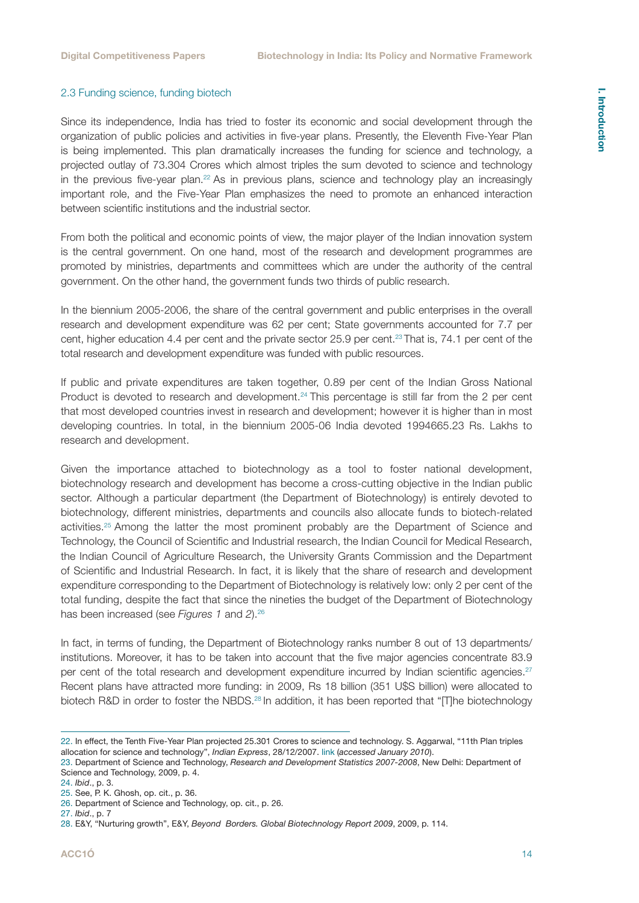### 2.3 Funding science, funding biotech

Since its independence, India has tried to foster its economic and social development through the organization of public policies and activities in five-year plans. Presently, the Eleventh Five-Year Plan is being implemented. This plan dramatically increases the funding for science and technology, a projected outlay of 73.304 Crores which almost triples the sum devoted to science and technology in the previous five-year plan.[22] As in previous plans, science and technology play an increasingly important role, and the Five-Year Plan emphasizes the need to promote an enhanced interaction between scientific institutions and the industrial sector.

From both the political and economic points of view, the major player of the Indian innovation system is the central government. On one hand, most of the research and development programmes are promoted by ministries, departments and committees which are under the authority of the central government. On the other hand, the government funds two thirds of public research.

In the biennium 2005-2006, the share of the central government and public enterprises in the overall research and development expenditure was 62 per cent; State governments accounted for 7.7 per cent, higher education 4.4 per cent and the private sector 25.9 per cent.[23] That is, 74.1 per cent of the total research and development expenditure was funded with public resources.

If public and private expenditures are taken together, 0.89 per cent of the Indian Gross National Product is devoted to research and development.[24] This percentage is still far from the 2 per cent that most developed countries invest in research and development; however it is higher than in most developing countries. In total, in the biennium 2005-06 India devoted 1994665.23 Rs. Lakhs to research and development.

Given the importance attached to biotechnology as a tool to foster national development, biotechnology research and development has become a cross-cutting objective in the Indian public sector. Although a particular department (the Department of Biotechnology) is entirely devoted to biotechnology, different ministries, departments and councils also allocate funds to biotech-related activities.[25] Among the latter the most prominent probably are the Department of Science and Technology, the Council of Scientific and Industrial research, the Indian Council for Medical Research, the Indian Council of Agriculture Research, the University Grants Commission and the Department of Scientific and Industrial Research. In fact, it is likely that the share of research and development expenditure corresponding to the Department of Biotechnology is relatively low: only 2 per cent of the total funding, despite the fact that since the nineties the budget of the Department of Biotechnology has been increased (see *Figures 1* and *2*).[26]

In fact, in terms of funding, the Department of Biotechnology ranks number 8 out of 13 departments/ institutions. Moreover, it has to be taken into account that the five major agencies concentrate 83.9 per cent of the total research and development expenditure incurred by Indian scientific agencies.[27] Recent plans have attracted more funding: in 2009, Rs 18 billion (351 U$S billion) were allocated to biotech R&D in order to foster the NBDS.[28] In addition, it has been reported that "[T]he biotechnology

---

22. In effect, the Tenth Five-Year Plan projected 25.301 Crores to science and technology. S. Aggarwal, "11th Plan triples allocation for science and technology", *Indian Express*, 28/12/2007. link (*accessed January 2010*).

23. Department of Science and Technology, *Research and Development Statistics 2007-2008*, New Delhi: Department of Science and Technology, 2009, p. 4.

24. *Ibid*., p. 3.

25. See, P. K. Ghosh, op. cit., p. 36.

26. Department of Science and Technology, op. cit., p. 26.

27. *Ibid*., p. 7

28. E&Y, "Nurturing growth", E&Y, *Beyond Borders. Global Biotechnology Report 2009*, 2009, p. 114.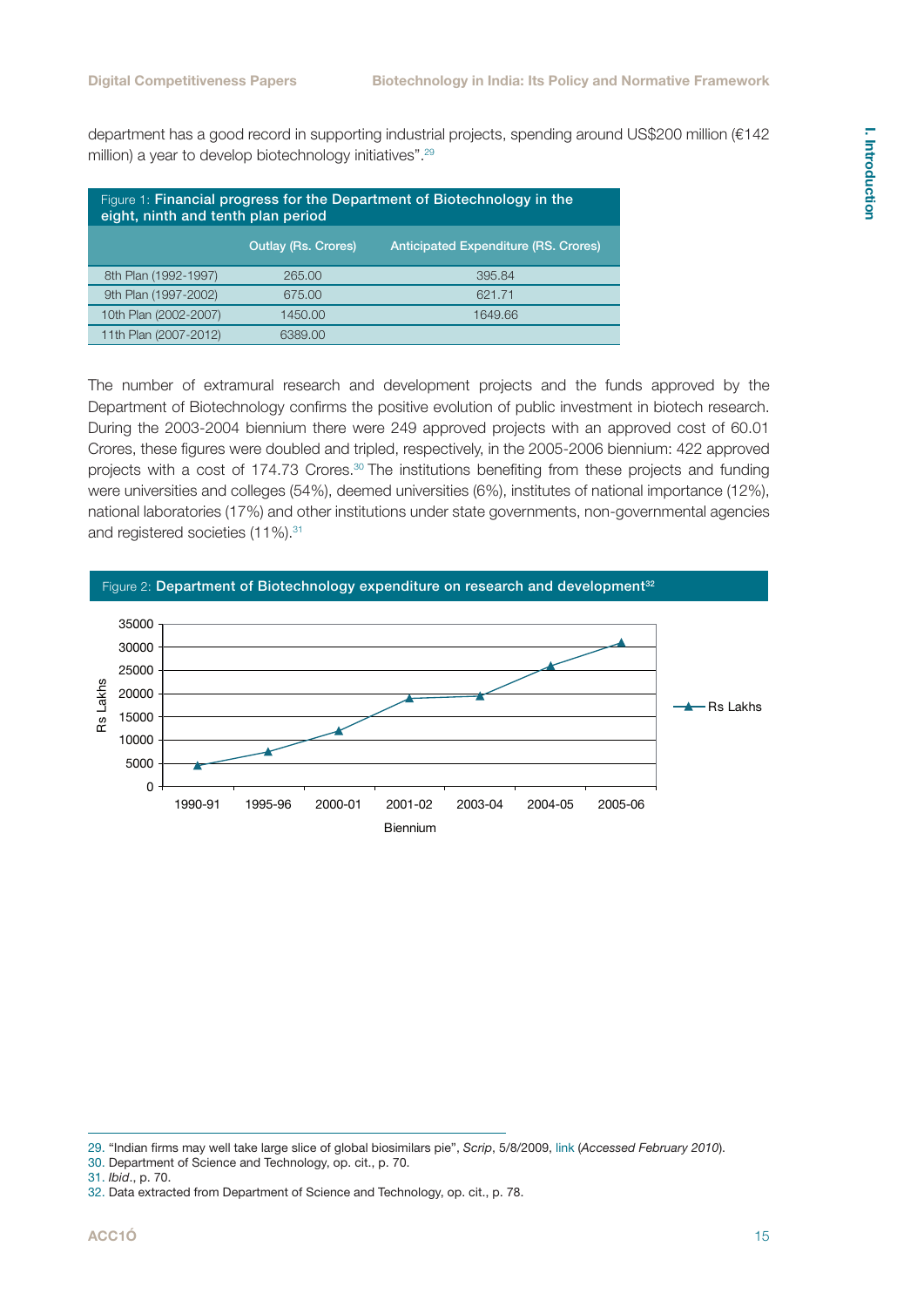department has a good record in supporting industrial projects, spending around US$200 million (€142 million) a year to develop biotechnology initiatives".[29]

Figure 1: **Financial progress for the Department of Biotechnology in the eight, ninth and tenth plan period**

| | Outlay (Rs. Crores) | Anticipated Expenditure (RS. Crores) |
|---|---|---|
| 8th Plan (1992-1997) | 265.00 | 395.84 |
| 9th Plan (1997-2002) | 675.00 | 621.71 |
| 10th Plan (2002-2007) | 1450.00 | 1649.66 |
| 11th Plan (2007-2012) | 6389.00 | |

The number of extramural research and development projects and the funds approved by the Department of Biotechnology confirms the positive evolution of public investment in biotech research. During the 2003-2004 biennium there were 249 approved projects with an approved cost of 60.01 Crores, these figures were doubled and tripled, respectively, in the 2005-2006 biennium: 422 approved projects with a cost of 174.73 Crores.[30] The institutions benefiting from these projects and funding were universities and colleges (54%), deemed universities (6%), institutes of national importance (12%), national laboratories (17%) and other institutions under state governments, non-governmental agencies and registered societies (11%).[31]

Figure 2: **Department of Biotechnology expenditure on research and development**[32]

[Line chart: Rs Lakhs (y-axis, 0–35000) by Biennium (x-axis): 1990-91, 1995-96, 2000-01, 2001-02, 2003-04, 2004-05, 2005-06. Series: Rs Lakhs]

---

29. "Indian firms may well take large slice of global biosimilars pie", *Scrip*, 5/8/2009, link (*Accessed February 2010*).
30. Department of Science and Technology, op. cit., p. 70.
31. *Ibid*., p. 70.
32. Data extracted from Department of Science and Technology, op. cit., p. 78.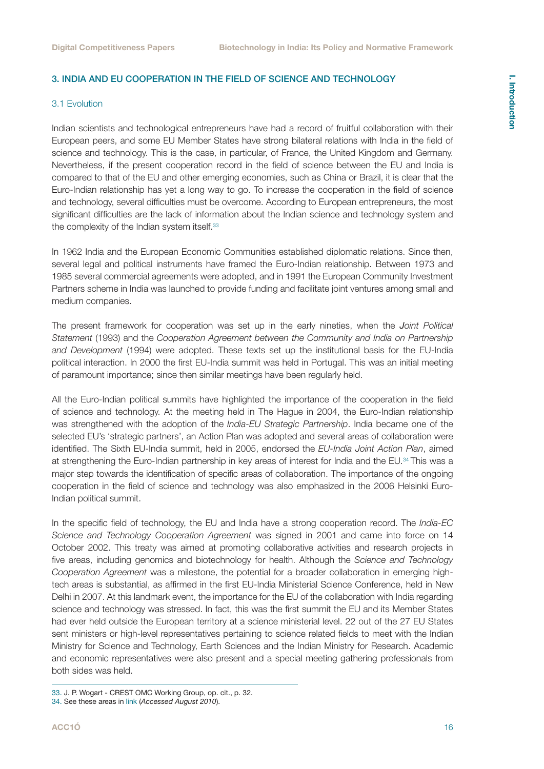## 3. INDIA AND EU COOPERATION IN THE FIELD OF SCIENCE AND TECHNOLOGY

### 3.1 Evolution

Indian scientists and technological entrepreneurs have had a record of fruitful collaboration with their European peers, and some EU Member States have strong bilateral relations with India in the field of science and technology. This is the case, in particular, of France, the United Kingdom and Germany. Nevertheless, if the present cooperation record in the field of science between the EU and India is compared to that of the EU and other emerging economies, such as China or Brazil, it is clear that the Euro-Indian relationship has yet a long way to go. To increase the cooperation in the field of science and technology, several difficulties must be overcome. According to European entrepreneurs, the most significant difficulties are the lack of information about the Indian science and technology system and the complexity of the Indian system itself.[33]

In 1962 India and the European Economic Communities established diplomatic relations. Since then, several legal and political instruments have framed the Euro-Indian relationship. Between 1973 and 1985 several commercial agreements were adopted, and in 1991 the European Community Investment Partners scheme in India was launched to provide funding and facilitate joint ventures among small and medium companies.

The present framework for cooperation was set up in the early nineties, when the *Joint Political Statement* (1993) and the *Cooperation Agreement between the Community and India on Partnership and Development* (1994) were adopted. These texts set up the institutional basis for the EU-India political interaction. In 2000 the first EU-India summit was held in Portugal. This was an initial meeting of paramount importance; since then similar meetings have been regularly held.

All the Euro-Indian political summits have highlighted the importance of the cooperation in the field of science and technology. At the meeting held in The Hague in 2004, the Euro-Indian relationship was strengthened with the adoption of the *India-EU Strategic Partnership*. India became one of the selected EU's 'strategic partners', an Action Plan was adopted and several areas of collaboration were identified. The Sixth EU-India summit, held in 2005, endorsed the *EU-India Joint Action Plan*, aimed at strengthening the Euro-Indian partnership in key areas of interest for India and the EU.[34] This was a major step towards the identification of specific areas of collaboration. The importance of the ongoing cooperation in the field of science and technology was also emphasized in the 2006 Helsinki Euro-Indian political summit.

In the specific field of technology, the EU and India have a strong cooperation record. The *India-EC Science and Technology Cooperation Agreement* was signed in 2001 and came into force on 14 October 2002. This treaty was aimed at promoting collaborative activities and research projects in five areas, including genomics and biotechnology for health. Although the *Science and Technology Cooperation Agreement* was a milestone, the potential for a broader collaboration in emerging high-tech areas is substantial, as affirmed in the first EU-India Ministerial Science Conference, held in New Delhi in 2007. At this landmark event, the importance for the EU of the collaboration with India regarding science and technology was stressed. In fact, this was the first summit the EU and its Member States had ever held outside the European territory at a science ministerial level. 22 out of the 27 EU States sent ministers or high-level representatives pertaining to science related fields to meet with the Indian Ministry for Science and Technology, Earth Sciences and the Indian Ministry for Research. Academic and economic representatives were also present and a special meeting gathering professionals from both sides was held.

---

33. J. P. Wogart - CREST OMC Working Group, op. cit., p. 32.

34. See these areas in link (*Accessed August 2010*).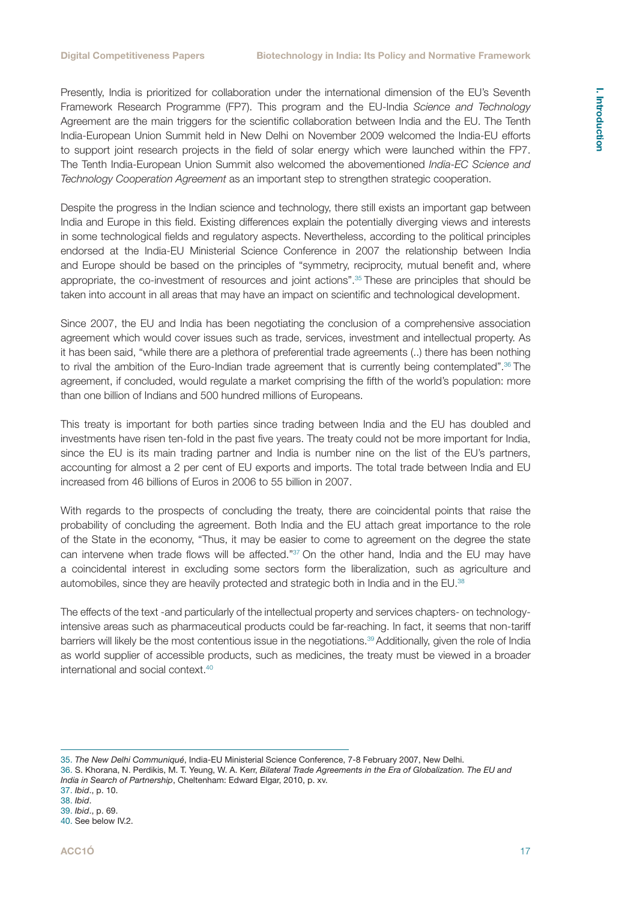Presently, India is prioritized for collaboration under the international dimension of the EU's Seventh Framework Research Programme (FP7). This program and the EU-India *Science and Technology* Agreement are the main triggers for the scientific collaboration between India and the EU. The Tenth India-European Union Summit held in New Delhi on November 2009 welcomed the India-EU efforts to support joint research projects in the field of solar energy which were launched within the FP7. The Tenth India-European Union Summit also welcomed the abovementioned *India-EC Science and Technology Cooperation Agreement* as an important step to strengthen strategic cooperation.

Despite the progress in the Indian science and technology, there still exists an important gap between India and Europe in this field. Existing differences explain the potentially diverging views and interests in some technological fields and regulatory aspects. Nevertheless, according to the political principles endorsed at the India-EU Ministerial Science Conference in 2007 the relationship between India and Europe should be based on the principles of "symmetry, reciprocity, mutual benefit and, where appropriate, the co-investment of resources and joint actions".[35] These are principles that should be taken into account in all areas that may have an impact on scientific and technological development.

Since 2007, the EU and India has been negotiating the conclusion of a comprehensive association agreement which would cover issues such as trade, services, investment and intellectual property. As it has been said, "while there are a plethora of preferential trade agreements (..) there has been nothing to rival the ambition of the Euro-Indian trade agreement that is currently being contemplated".[36] The agreement, if concluded, would regulate a market comprising the fifth of the world's population: more than one billion of Indians and 500 hundred millions of Europeans.

This treaty is important for both parties since trading between India and the EU has doubled and investments have risen ten-fold in the past five years. The treaty could not be more important for India, since the EU is its main trading partner and India is number nine on the list of the EU's partners, accounting for almost a 2 per cent of EU exports and imports. The total trade between India and EU increased from 46 billions of Euros in 2006 to 55 billion in 2007.

With regards to the prospects of concluding the treaty, there are coincidental points that raise the probability of concluding the agreement. Both India and the EU attach great importance to the role of the State in the economy, "Thus, it may be easier to come to agreement on the degree the state can intervene when trade flows will be affected."[37] On the other hand, India and the EU may have a coincidental interest in excluding some sectors form the liberalization, such as agriculture and automobiles, since they are heavily protected and strategic both in India and in the EU.[38]

The effects of the text -and particularly of the intellectual property and services chapters- on technology-intensive areas such as pharmaceutical products could be far-reaching. In fact, it seems that non-tariff barriers will likely be the most contentious issue in the negotiations.[39] Additionally, given the role of India as world supplier of accessible products, such as medicines, the treaty must be viewed in a broader international and social context.[40]

---

35. *The New Delhi Communiqué*, India-EU Ministerial Science Conference, 7-8 February 2007, New Delhi.
36. S. Khorana, N. Perdikis, M. T. Yeung, W. A. Kerr, *Bilateral Trade Agreements in the Era of Globalization. The EU and India in Search of Partnership*, Cheltenham: Edward Elgar, 2010, p. xv.
37. *Ibid*., p. 10.
38. *Ibid*.
39. *Ibid*., p. 69.
40. See below IV.2.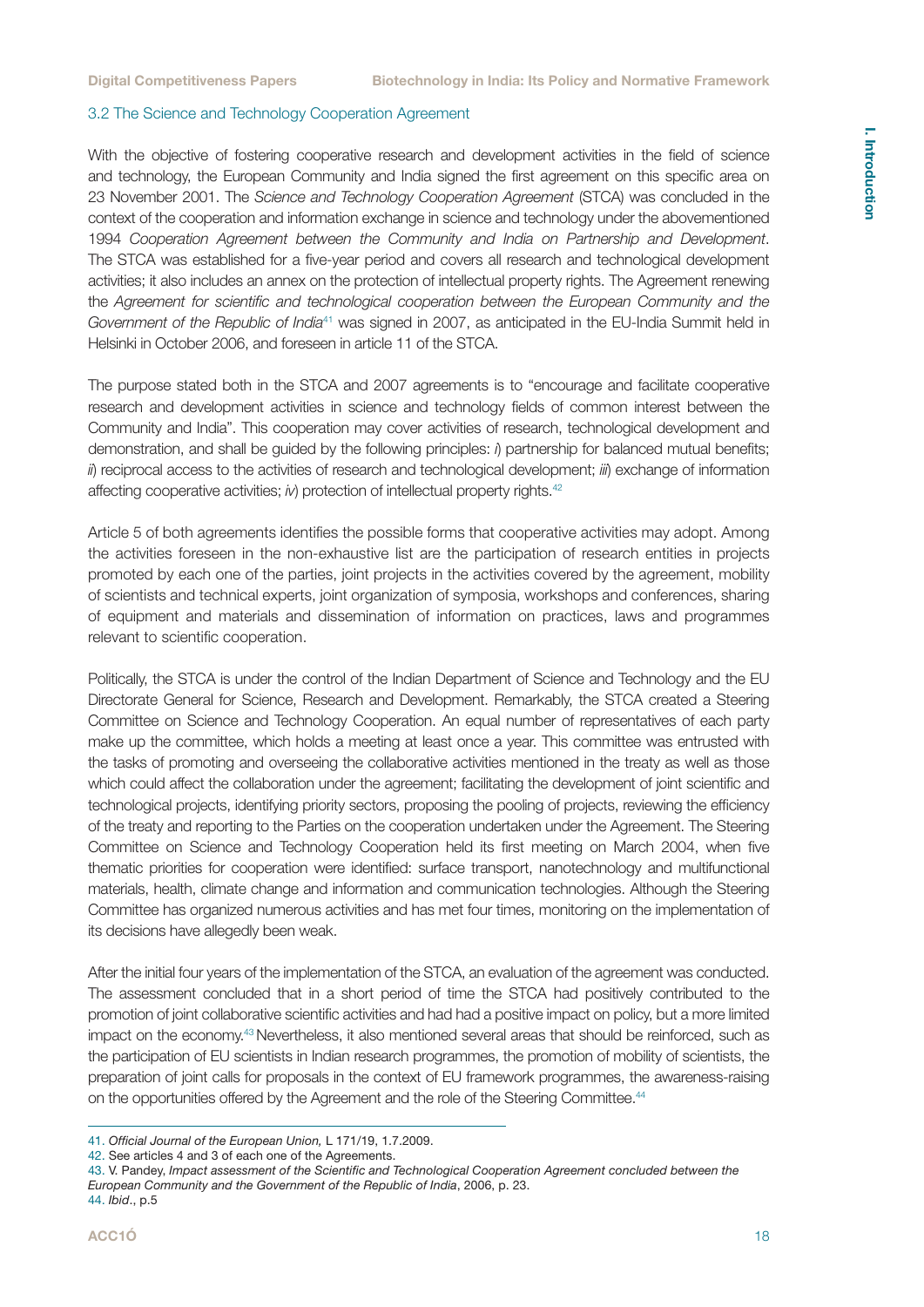### 3.2 The Science and Technology Cooperation Agreement

With the objective of fostering cooperative research and development activities in the field of science and technology, the European Community and India signed the first agreement on this specific area on 23 November 2001. The *Science and Technology Cooperation Agreement* (STCA) was concluded in the context of the cooperation and information exchange in science and technology under the abovementioned 1994 *Cooperation Agreement between the Community and India on Partnership and Development*. The STCA was established for a five-year period and covers all research and technological development activities; it also includes an annex on the protection of intellectual property rights. The Agreement renewing the *Agreement for scientific and technological cooperation between the European Community and the Government of the Republic of India*[41] was signed in 2007, as anticipated in the EU-India Summit held in Helsinki in October 2006, and foreseen in article 11 of the STCA.

The purpose stated both in the STCA and 2007 agreements is to "encourage and facilitate cooperative research and development activities in science and technology fields of common interest between the Community and India". This cooperation may cover activities of research, technological development and demonstration, and shall be guided by the following principles: *i*) partnership for balanced mutual benefits; *ii*) reciprocal access to the activities of research and technological development; *iii*) exchange of information affecting cooperative activities; *iv*) protection of intellectual property rights.[42]

Article 5 of both agreements identifies the possible forms that cooperative activities may adopt. Among the activities foreseen in the non-exhaustive list are the participation of research entities in projects promoted by each one of the parties, joint projects in the activities covered by the agreement, mobility of scientists and technical experts, joint organization of symposia, workshops and conferences, sharing of equipment and materials and dissemination of information on practices, laws and programmes relevant to scientific cooperation.

Politically, the STCA is under the control of the Indian Department of Science and Technology and the EU Directorate General for Science, Research and Development. Remarkably, the STCA created a Steering Committee on Science and Technology Cooperation. An equal number of representatives of each party make up the committee, which holds a meeting at least once a year. This committee was entrusted with the tasks of promoting and overseeing the collaborative activities mentioned in the treaty as well as those which could affect the collaboration under the agreement; facilitating the development of joint scientific and technological projects, identifying priority sectors, proposing the pooling of projects, reviewing the efficiency of the treaty and reporting to the Parties on the cooperation undertaken under the Agreement. The Steering Committee on Science and Technology Cooperation held its first meeting on March 2004, when five thematic priorities for cooperation were identified: surface transport, nanotechnology and multifunctional materials, health, climate change and information and communication technologies. Although the Steering Committee has organized numerous activities and has met four times, monitoring on the implementation of its decisions have allegedly been weak.

After the initial four years of the implementation of the STCA, an evaluation of the agreement was conducted. The assessment concluded that in a short period of time the STCA had positively contributed to the promotion of joint collaborative scientific activities and had had a positive impact on policy, but a more limited impact on the economy.[43] Nevertheless, it also mentioned several areas that should be reinforced, such as the participation of EU scientists in Indian research programmes, the promotion of mobility of scientists, the preparation of joint calls for proposals in the context of EU framework programmes, the awareness-raising on the opportunities offered by the Agreement and the role of the Steering Committee.[44]

---

41. *Official Journal of the European Union,* L 171/19, 1.7.2009.
42. See articles 4 and 3 of each one of the Agreements.
43. V. Pandey, *Impact assessment of the Scientific and Technological Cooperation Agreement concluded between the European Community and the Government of the Republic of India*, 2006, p. 23.
44. *Ibid*., p.5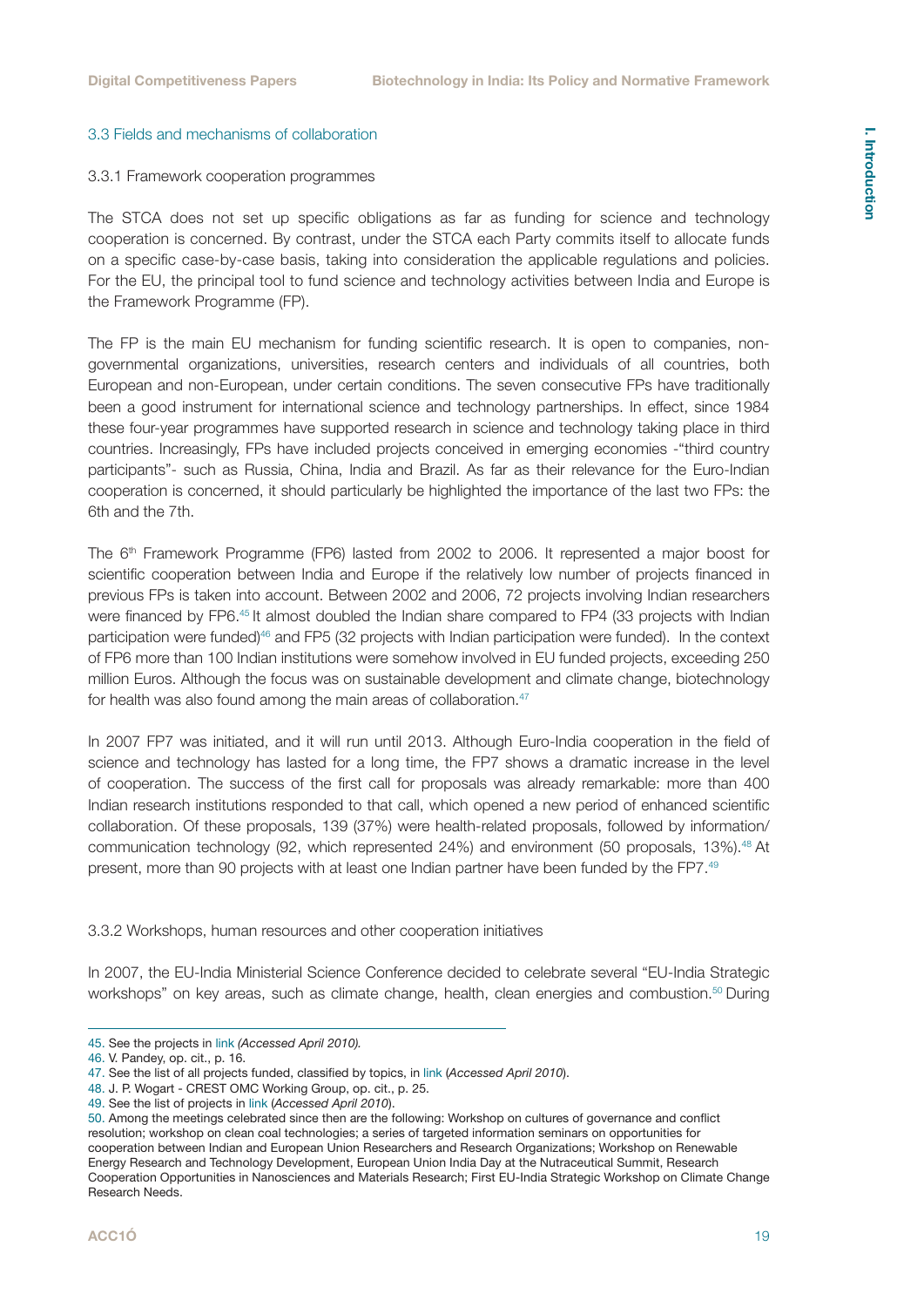### 3.3 Fields and mechanisms of collaboration

#### 3.3.1 Framework cooperation programmes

The STCA does not set up specific obligations as far as funding for science and technology cooperation is concerned. By contrast, under the STCA each Party commits itself to allocate funds on a specific case-by-case basis, taking into consideration the applicable regulations and policies. For the EU, the principal tool to fund science and technology activities between India and Europe is the Framework Programme (FP).

The FP is the main EU mechanism for funding scientific research. It is open to companies, non-governmental organizations, universities, research centers and individuals of all countries, both European and non-European, under certain conditions. The seven consecutive FPs have traditionally been a good instrument for international science and technology partnerships. In effect, since 1984 these four-year programmes have supported research in science and technology taking place in third countries. Increasingly, FPs have included projects conceived in emerging economies -"third country participants"- such as Russia, China, India and Brazil. As far as their relevance for the Euro-Indian cooperation is concerned, it should particularly be highlighted the importance of the last two FPs: the 6th and the 7th.

The 6th Framework Programme (FP6) lasted from 2002 to 2006. It represented a major boost for scientific cooperation between India and Europe if the relatively low number of projects financed in previous FPs is taken into account. Between 2002 and 2006, 72 projects involving Indian researchers were financed by FP6.[45] It almost doubled the Indian share compared to FP4 (33 projects with Indian participation were funded)[46] and FP5 (32 projects with Indian participation were funded). In the context of FP6 more than 100 Indian institutions were somehow involved in EU funded projects, exceeding 250 million Euros. Although the focus was on sustainable development and climate change, biotechnology for health was also found among the main areas of collaboration.[47]

In 2007 FP7 was initiated, and it will run until 2013. Although Euro-India cooperation in the field of science and technology has lasted for a long time, the FP7 shows a dramatic increase in the level of cooperation. The success of the first call for proposals was already remarkable: more than 400 Indian research institutions responded to that call, which opened a new period of enhanced scientific collaboration. Of these proposals, 139 (37%) were health-related proposals, followed by information/communication technology (92, which represented 24%) and environment (50 proposals, 13%).[48] At present, more than 90 projects with at least one Indian partner have been funded by the FP7.[49]

#### 3.3.2 Workshops, human resources and other cooperation initiatives

In 2007, the EU-India Ministerial Science Conference decided to celebrate several "EU-India Strategic workshops" on key areas, such as climate change, health, clean energies and combustion.[50] During

---

45. See the projects in link *(Accessed April 2010).*

46. V. Pandey, op. cit., p. 16.

47. See the list of all projects funded, classified by topics, in link (*Accessed April 2010*).

48. J. P. Wogart - CREST OMC Working Group, op. cit., p. 25.

49. See the list of projects in link (*Accessed April 2010*).

50. Among the meetings celebrated since then are the following: Workshop on cultures of governance and conflict resolution; workshop on clean coal technologies; a series of targeted information seminars on opportunities for cooperation between Indian and European Union Researchers and Research Organizations; Workshop on Renewable Energy Research and Technology Development, European Union India Day at the Nutraceutical Summit, Research Cooperation Opportunities in Nanosciences and Materials Research; First EU-India Strategic Workshop on Climate Change Research Needs.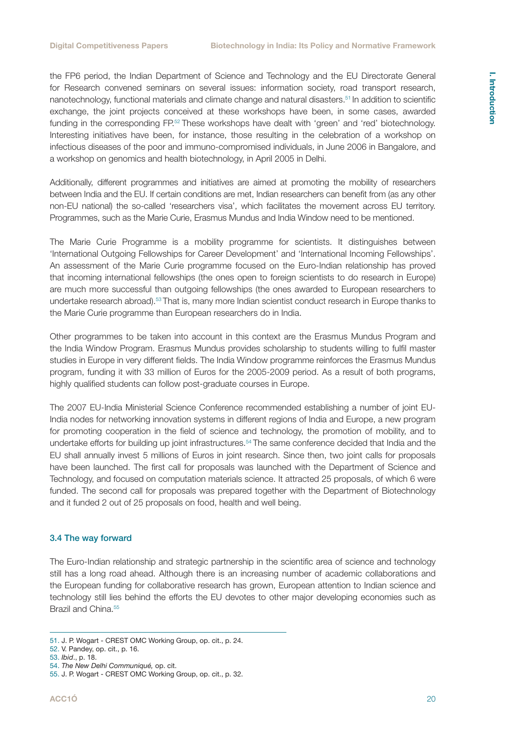the FP6 period, the Indian Department of Science and Technology and the EU Directorate General for Research convened seminars on several issues: information society, road transport research, nanotechnology, functional materials and climate change and natural disasters.[51] In addition to scientific exchange, the joint projects conceived at these workshops have been, in some cases, awarded funding in the corresponding FP.[52] These workshops have dealt with 'green' and 'red' biotechnology. Interesting initiatives have been, for instance, those resulting in the celebration of a workshop on infectious diseases of the poor and immuno-compromised individuals, in June 2006 in Bangalore, and a workshop on genomics and health biotechnology, in April 2005 in Delhi.

Additionally, different programmes and initiatives are aimed at promoting the mobility of researchers between India and the EU. If certain conditions are met, Indian researchers can benefit from (as any other non-EU national) the so-called 'researchers visa', which facilitates the movement across EU territory. Programmes, such as the Marie Curie, Erasmus Mundus and India Window need to be mentioned.

The Marie Curie Programme is a mobility programme for scientists. It distinguishes between 'International Outgoing Fellowships for Career Development' and 'International Incoming Fellowships'. An assessment of the Marie Curie programme focused on the Euro-Indian relationship has proved that incoming international fellowships (the ones open to foreign scientists to do research in Europe) are much more successful than outgoing fellowships (the ones awarded to European researchers to undertake research abroad).[53] That is, many more Indian scientist conduct research in Europe thanks to the Marie Curie programme than European researchers do in India.

Other programmes to be taken into account in this context are the Erasmus Mundus Program and the India Window Program. Erasmus Mundus provides scholarship to students willing to fulfil master studies in Europe in very different fields. The India Window programme reinforces the Erasmus Mundus program, funding it with 33 million of Euros for the 2005-2009 period. As a result of both programs, highly qualified students can follow post-graduate courses in Europe.

The 2007 EU-India Ministerial Science Conference recommended establishing a number of joint EU-India nodes for networking innovation systems in different regions of India and Europe, a new program for promoting cooperation in the field of science and technology, the promotion of mobility, and to undertake efforts for building up joint infrastructures.[54] The same conference decided that India and the EU shall annually invest 5 millions of Euros in joint research. Since then, two joint calls for proposals have been launched. The first call for proposals was launched with the Department of Science and Technology, and focused on computation materials science. It attracted 25 proposals, of which 6 were funded. The second call for proposals was prepared together with the Department of Biotechnology and it funded 2 out of 25 proposals on food, health and well being.

### 3.4 The way forward

The Euro-Indian relationship and strategic partnership in the scientific area of science and technology still has a long road ahead. Although there is an increasing number of academic collaborations and the European funding for collaborative research has grown, European attention to Indian science and technology still lies behind the efforts the EU devotes to other major developing economies such as Brazil and China.[55]

---

51. J. P. Wogart - CREST OMC Working Group, op. cit., p. 24.
52. V. Pandey, op. cit., p. 16.
53. *Ibid*., p. 18.
54. *The New Delhi Communiqué,* op. cit.
55. J. P. Wogart - CREST OMC Working Group, op. cit., p. 32.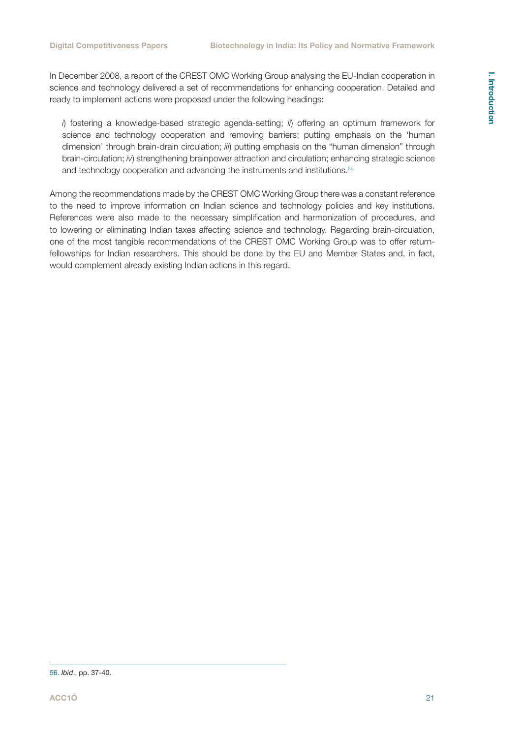In December 2008, a report of the CREST OMC Working Group analysing the EU-Indian cooperation in science and technology delivered a set of recommendations for enhancing cooperation. Detailed and ready to implement actions were proposed under the following headings:

> *i*) fostering a knowledge-based strategic agenda-setting; *ii*) offering an optimum framework for science and technology cooperation and removing barriers; putting emphasis on the 'human dimension' through brain-drain circulation; *iii*) putting emphasis on the "human dimension" through brain-circulation; *iv*) strengthening brainpower attraction and circulation; enhancing strategic science and technology cooperation and advancing the instruments and institutions.[56]

Among the recommendations made by the CREST OMC Working Group there was a constant reference to the need to improve information on Indian science and technology policies and key institutions. References were also made to the necessary simplification and harmonization of procedures, and to lowering or eliminating Indian taxes affecting science and technology. Regarding brain-circulation, one of the most tangible recommendations of the CREST OMC Working Group was to offer return-fellowships for Indian researchers. This should be done by the EU and Member States and, in fact, would complement already existing Indian actions in this regard.

---

56. *Ibid*., pp. 37-40.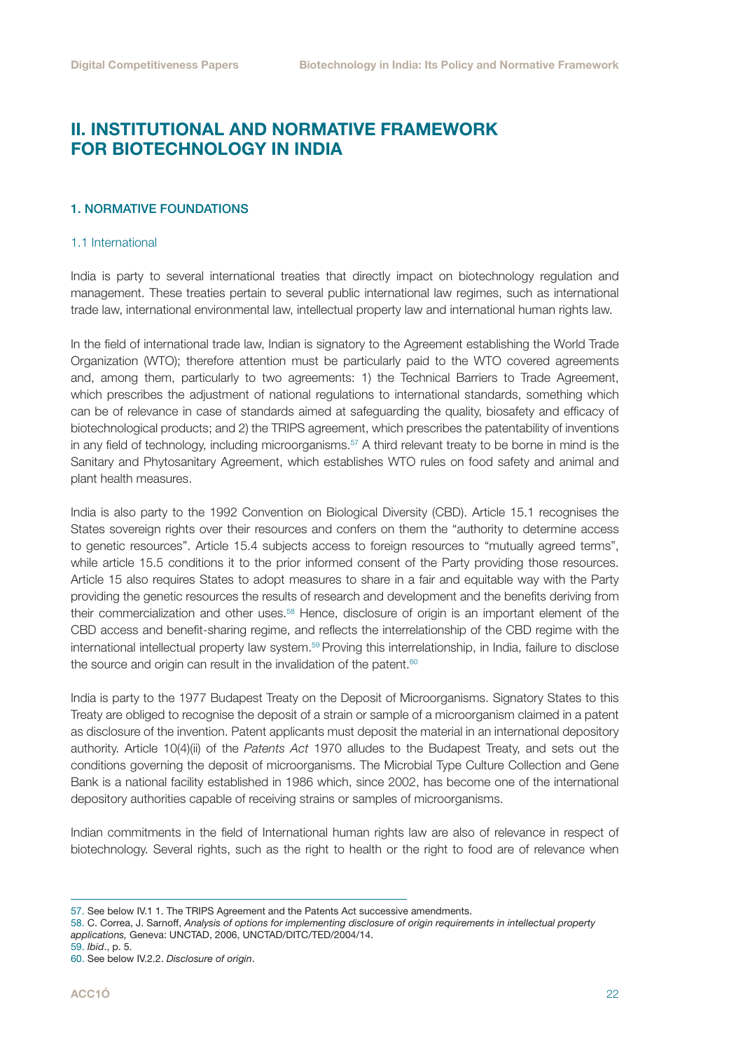## II. INSTITUTIONAL AND NORMATIVE FRAMEWORK FOR BIOTECHNOLOGY IN INDIA

### 1. NORMATIVE FOUNDATIONS

#### 1.1 International

India is party to several international treaties that directly impact on biotechnology regulation and management. These treaties pertain to several public international law regimes, such as international trade law, international environmental law, intellectual property law and international human rights law.

In the field of international trade law, Indian is signatory to the Agreement establishing the World Trade Organization (WTO); therefore attention must be particularly paid to the WTO covered agreements and, among them, particularly to two agreements: 1) the Technical Barriers to Trade Agreement, which prescribes the adjustment of national regulations to international standards, something which can be of relevance in case of standards aimed at safeguarding the quality, biosafety and efficacy of biotechnological products; and 2) the TRIPS agreement, which prescribes the patentability of inventions in any field of technology, including microorganisms.[57] A third relevant treaty to be borne in mind is the Sanitary and Phytosanitary Agreement, which establishes WTO rules on food safety and animal and plant health measures.

India is also party to the 1992 Convention on Biological Diversity (CBD). Article 15.1 recognises the States sovereign rights over their resources and confers on them the "authority to determine access to genetic resources". Article 15.4 subjects access to foreign resources to "mutually agreed terms", while article 15.5 conditions it to the prior informed consent of the Party providing those resources. Article 15 also requires States to adopt measures to share in a fair and equitable way with the Party providing the genetic resources the results of research and development and the benefits deriving from their commercialization and other uses.[58] Hence, disclosure of origin is an important element of the CBD access and benefit-sharing regime, and reflects the interrelationship of the CBD regime with the international intellectual property law system.[59] Proving this interrelationship, in India, failure to disclose the source and origin can result in the invalidation of the patent.[60]

India is party to the 1977 Budapest Treaty on the Deposit of Microorganisms. Signatory States to this Treaty are obliged to recognise the deposit of a strain or sample of a microorganism claimed in a patent as disclosure of the invention. Patent applicants must deposit the material in an international depository authority. Article 10(4)(ii) of the *Patents Act* 1970 alludes to the Budapest Treaty, and sets out the conditions governing the deposit of microorganisms. The Microbial Type Culture Collection and Gene Bank is a national facility established in 1986 which, since 2002, has become one of the international depository authorities capable of receiving strains or samples of microorganisms.

Indian commitments in the field of International human rights law are also of relevance in respect of biotechnology. Several rights, such as the right to health or the right to food are of relevance when

---

57. See below IV.1 1. The TRIPS Agreement and the Patents Act successive amendments.

58. C. Correa, J. Sarnoff, *Analysis of options for implementing disclosure of origin requirements in intellectual property applications,* Geneva: UNCTAD, 2006, UNCTAD/DITC/TED/2004/14.

59. *Ibid*., p. 5.

60. See below IV.2.2. *Disclosure of origin*.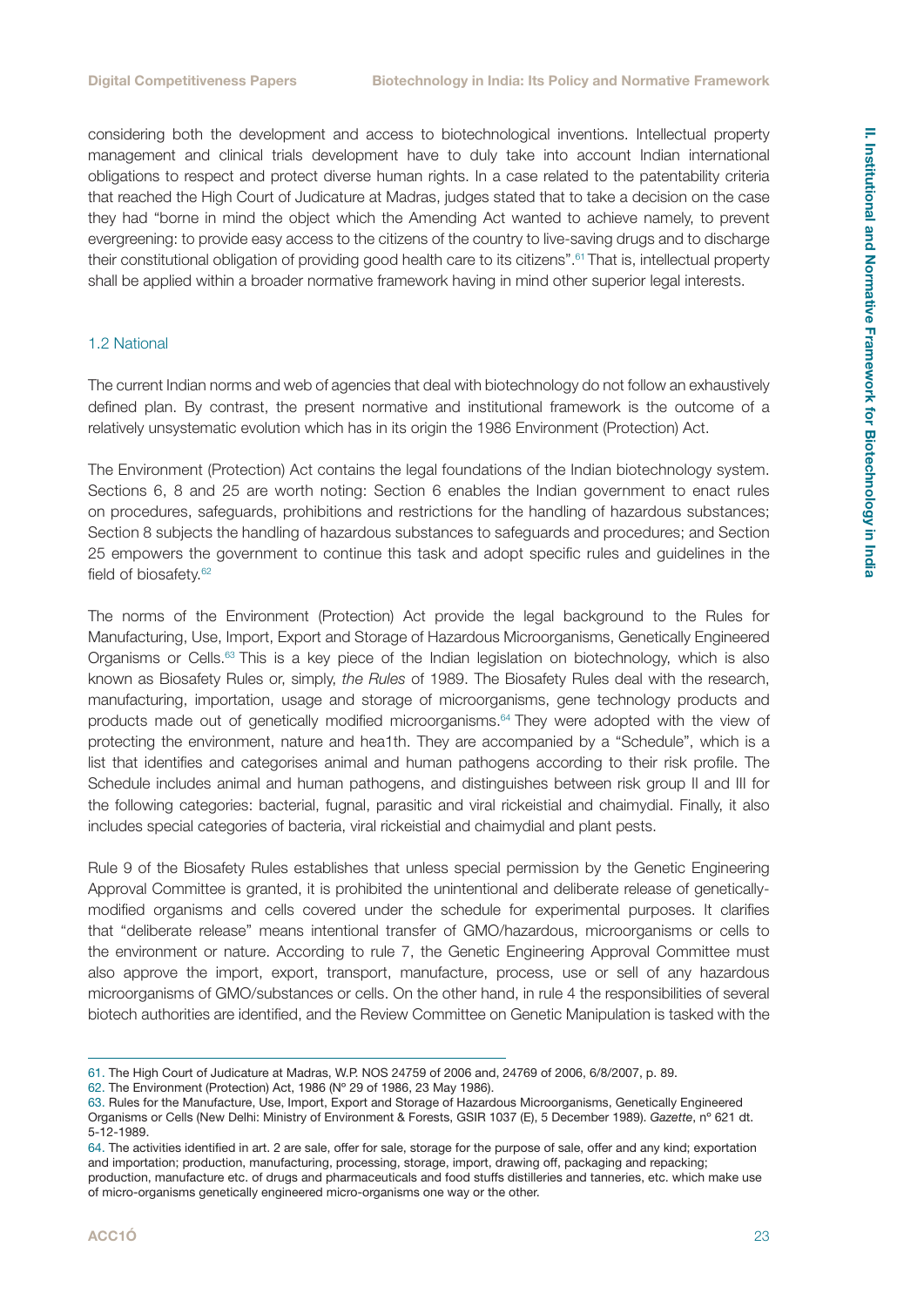considering both the development and access to biotechnological inventions. Intellectual property management and clinical trials development have to duly take into account Indian international obligations to respect and protect diverse human rights. In a case related to the patentability criteria that reached the High Court of Judicature at Madras, judges stated that to take a decision on the case they had "borne in mind the object which the Amending Act wanted to achieve namely, to prevent evergreening: to provide easy access to the citizens of the country to live-saving drugs and to discharge their constitutional obligation of providing good health care to its citizens".[61] That is, intellectual property shall be applied within a broader normative framework having in mind other superior legal interests.

### 1.2 National

The current Indian norms and web of agencies that deal with biotechnology do not follow an exhaustively defined plan. By contrast, the present normative and institutional framework is the outcome of a relatively unsystematic evolution which has in its origin the 1986 Environment (Protection) Act.

The Environment (Protection) Act contains the legal foundations of the Indian biotechnology system. Sections 6, 8 and 25 are worth noting: Section 6 enables the Indian government to enact rules on procedures, safeguards, prohibitions and restrictions for the handling of hazardous substances; Section 8 subjects the handling of hazardous substances to safeguards and procedures; and Section 25 empowers the government to continue this task and adopt specific rules and guidelines in the field of biosafety.[62]

The norms of the Environment (Protection) Act provide the legal background to the Rules for Manufacturing, Use, Import, Export and Storage of Hazardous Microorganisms, Genetically Engineered Organisms or Cells.[63] This is a key piece of the Indian legislation on biotechnology, which is also known as Biosafety Rules or, simply, *the Rules* of 1989. The Biosafety Rules deal with the research, manufacturing, importation, usage and storage of microorganisms, gene technology products and products made out of genetically modified microorganisms.[64] They were adopted with the view of protecting the environment, nature and hea1th. They are accompanied by a "Schedule", which is a list that identifies and categorises animal and human pathogens according to their risk profile. The Schedule includes animal and human pathogens, and distinguishes between risk group II and III for the following categories: bacterial, fugnal, parasitic and viral rickeistial and chaimydial. Finally, it also includes special categories of bacteria, viral rickeistial and chaimydial and plant pests.

Rule 9 of the Biosafety Rules establishes that unless special permission by the Genetic Engineering Approval Committee is granted, it is prohibited the unintentional and deliberate release of genetically-modified organisms and cells covered under the schedule for experimental purposes. It clarifies that "deliberate release" means intentional transfer of GMO/hazardous, microorganisms or cells to the environment or nature. According to rule 7, the Genetic Engineering Approval Committee must also approve the import, export, transport, manufacture, process, use or sell of any hazardous microorganisms of GMO/substances or cells. On the other hand, in rule 4 the responsibilities of several biotech authorities are identified, and the Review Committee on Genetic Manipulation is tasked with the

---

61. The High Court of Judicature at Madras, W.P. NOS 24759 of 2006 and, 24769 of 2006, 6/8/2007, p. 89.

62. The Environment (Protection) Act, 1986 (Nº 29 of 1986, 23 May 1986).

63. Rules for the Manufacture, Use, Import, Export and Storage of Hazardous Microorganisms, Genetically Engineered Organisms or Cells (New Delhi: Ministry of Environment & Forests, GSIR 1037 (E), 5 December 1989). *Gazette*, nº 621 dt. 5-12-1989.

64. The activities identified in art. 2 are sale, offer for sale, storage for the purpose of sale, offer and any kind; exportation and importation; production, manufacturing, processing, storage, import, drawing off, packaging and repacking; production, manufacture etc. of drugs and pharmaceuticals and food stuffs distilleries and tanneries, etc. which make use of micro-organisms genetically engineered micro-organisms one way or the other.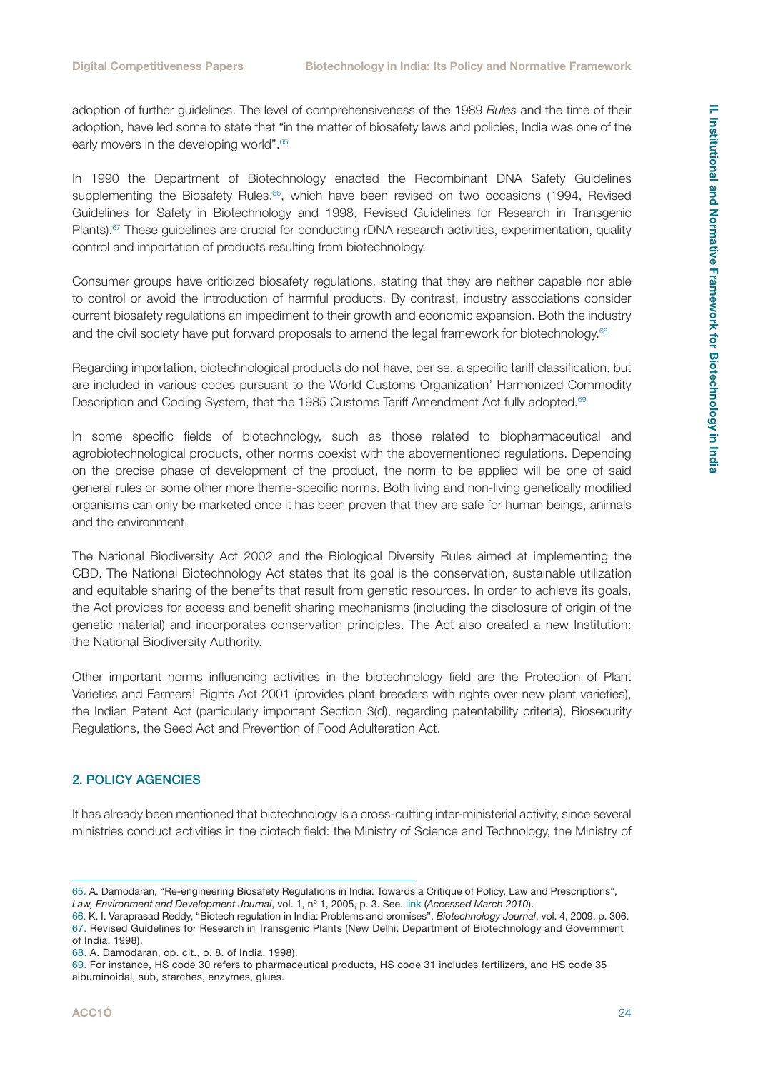adoption of further guidelines. The level of comprehensiveness of the 1989 *Rules* and the time of their adoption, have led some to state that "in the matter of biosafety laws and policies, India was one of the early movers in the developing world".[65]

In 1990 the Department of Biotechnology enacted the Recombinant DNA Safety Guidelines supplementing the Biosafety Rules.[66], which have been revised on two occasions (1994, Revised Guidelines for Safety in Biotechnology and 1998, Revised Guidelines for Research in Transgenic Plants).[67] These guidelines are crucial for conducting rDNA research activities, experimentation, quality control and importation of products resulting from biotechnology.

Consumer groups have criticized biosafety regulations, stating that they are neither capable nor able to control or avoid the introduction of harmful products. By contrast, industry associations consider current biosafety regulations an impediment to their growth and economic expansion. Both the industry and the civil society have put forward proposals to amend the legal framework for biotechnology.[68]

Regarding importation, biotechnological products do not have, per se, a specific tariff classification, but are included in various codes pursuant to the World Customs Organization' Harmonized Commodity Description and Coding System, that the 1985 Customs Tariff Amendment Act fully adopted.[69]

In some specific fields of biotechnology, such as those related to biopharmaceutical and agrobiotechnological products, other norms coexist with the abovementioned regulations. Depending on the precise phase of development of the product, the norm to be applied will be one of said general rules or some other more theme-specific norms. Both living and non-living genetically modified organisms can only be marketed once it has been proven that they are safe for human beings, animals and the environment.

The National Biodiversity Act 2002 and the Biological Diversity Rules aimed at implementing the CBD. The National Biotechnology Act states that its goal is the conservation, sustainable utilization and equitable sharing of the benefits that result from genetic resources. In order to achieve its goals, the Act provides for access and benefit sharing mechanisms (including the disclosure of origin of the genetic material) and incorporates conservation principles. The Act also created a new Institution: the National Biodiversity Authority.

Other important norms influencing activities in the biotechnology field are the Protection of Plant Varieties and Farmers' Rights Act 2001 (provides plant breeders with rights over new plant varieties), the Indian Patent Act (particularly important Section 3(d), regarding patentability criteria), Biosecurity Regulations, the Seed Act and Prevention of Food Adulteration Act.

## 2. POLICY AGENCIES

It has already been mentioned that biotechnology is a cross-cutting inter-ministerial activity, since several ministries conduct activities in the biotech field: the Ministry of Science and Technology, the Ministry of

---

65. A. Damodaran, "Re-engineering Biosafety Regulations in India: Towards a Critique of Policy, Law and Prescriptions", *Law, Environment and Development Journal*, vol. 1, nº 1, 2005, p. 3. See. link (*Accessed March 2010*).

66. K. I. Varaprasad Reddy, "Biotech regulation in India: Problems and promises", *Biotechnology Journal*, vol. 4, 2009, p. 306.

67. Revised Guidelines for Research in Transgenic Plants (New Delhi: Department of Biotechnology and Government of India, 1998).

68. A. Damodaran, op. cit., p. 8. of India, 1998).

69. For instance, HS code 30 refers to pharmaceutical products, HS code 31 includes fertilizers, and HS code 35 albuminoidal, sub, starches, enzymes, glues.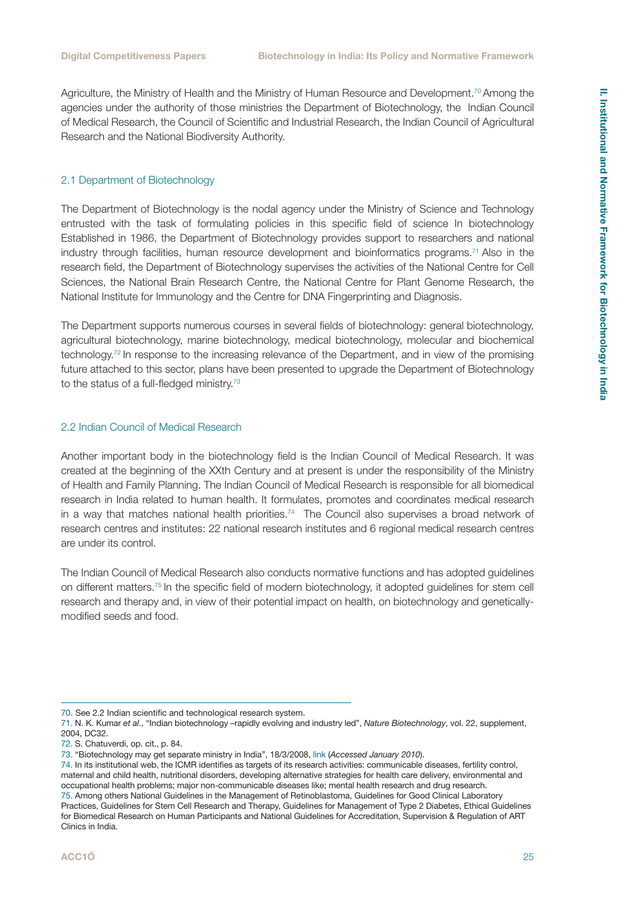Agriculture, the Ministry of Health and the Ministry of Human Resource and Development.[70] Among the agencies under the authority of those ministries the Department of Biotechnology, the Indian Council of Medical Research, the Council of Scientific and Industrial Research, the Indian Council of Agricultural Research and the National Biodiversity Authority.

## 2.1 Department of Biotechnology

The Department of Biotechnology is the nodal agency under the Ministry of Science and Technology entrusted with the task of formulating policies in this specific field of science In biotechnology Established in 1986, the Department of Biotechnology provides support to researchers and national industry through facilities, human resource development and bioinformatics programs.[71] Also in the research field, the Department of Biotechnology supervises the activities of the National Centre for Cell Sciences, the National Brain Research Centre, the National Centre for Plant Genome Research, the National Institute for Immunology and the Centre for DNA Fingerprinting and Diagnosis.

The Department supports numerous courses in several fields of biotechnology: general biotechnology, agricultural biotechnology, marine biotechnology, medical biotechnology, molecular and biochemical technology.[72] In response to the increasing relevance of the Department, and in view of the promising future attached to this sector, plans have been presented to upgrade the Department of Biotechnology to the status of a full-fledged ministry.[73]

## 2.2 Indian Council of Medical Research

Another important body in the biotechnology field is the Indian Council of Medical Research. It was created at the beginning of the XXth Century and at present is under the responsibility of the Ministry of Health and Family Planning. The Indian Council of Medical Research is responsible for all biomedical research in India related to human health. It formulates, promotes and coordinates medical research in a way that matches national health priorities.[74] The Council also supervises a broad network of research centres and institutes: 22 national research institutes and 6 regional medical research centres are under its control.

The Indian Council of Medical Research also conducts normative functions and has adopted guidelines on different matters.[75] In the specific field of modern biotechnology, it adopted guidelines for stem cell research and therapy and, in view of their potential impact on health, on biotechnology and genetically-modified seeds and food.

---

70. See 2.2 Indian scientific and technological research system.

71. N. K. Kumar *et al*., "Indian biotechnology –rapidly evolving and industry led", *Nature Biotechnology*, vol. 22, supplement, 2004, DC32.

72. S. Chatuverdi, op. cit., p. 84.

73. "Biotechnology may get separate ministry in India", 18/3/2008, link (*Accessed January 2010*).

74. In its institutional web, the ICMR identifies as targets of its research activities: communicable diseases, fertility control, maternal and child health, nutritional disorders, developing alternative strategies for health care delivery, environmental and occupational health problems; major non-communicable diseases like; mental health research and drug research.

75. Among others National Guidelines in the Management of Retinoblastoma, Guidelines for Good Clinical Laboratory Practices, Guidelines for Stem Cell Research and Therapy, Guidelines for Management of Type 2 Diabetes, Ethical Guidelines for Biomedical Research on Human Participants and National Guidelines for Accreditation, Supervision & Regulation of ART Clinics in India.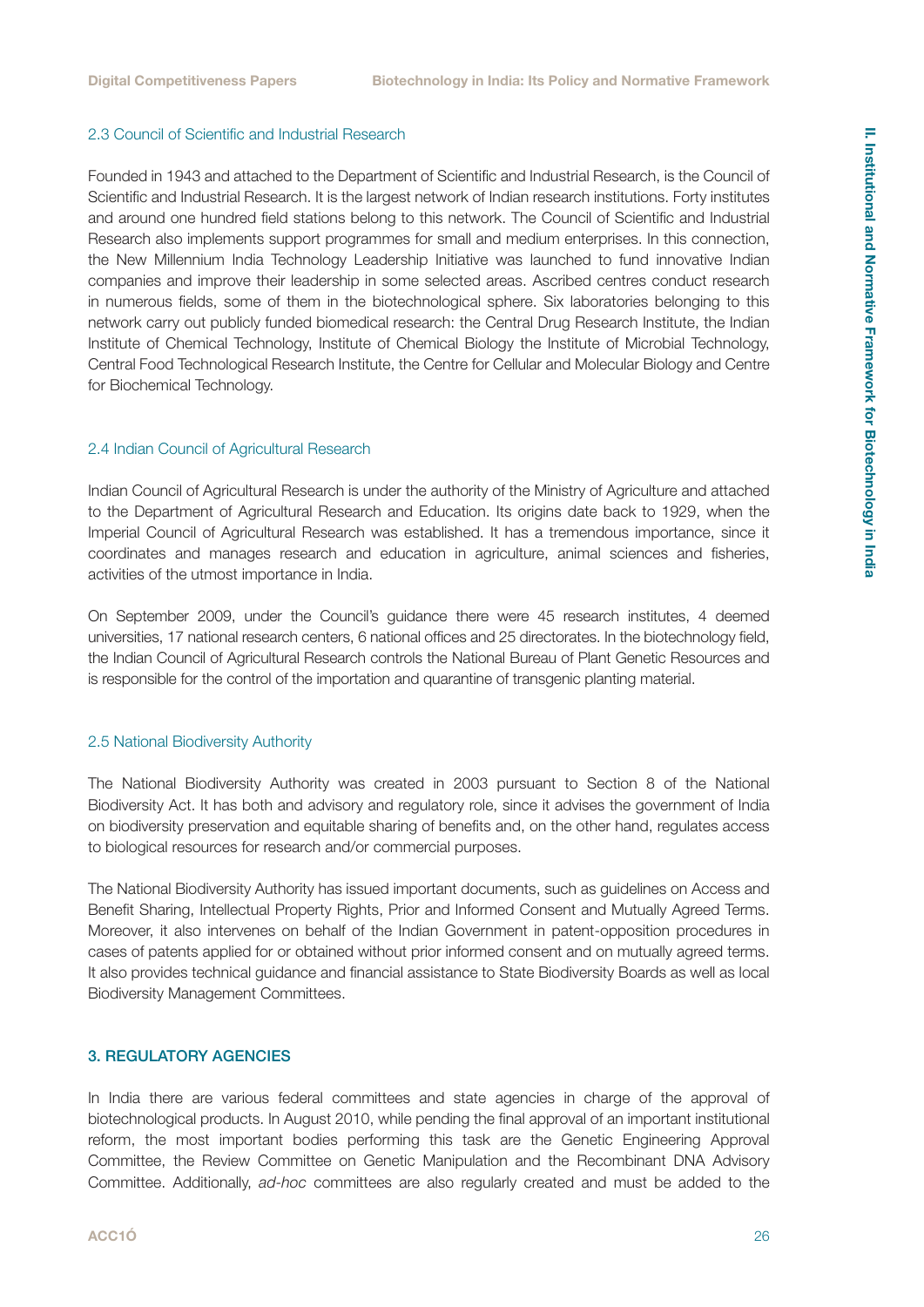### 2.3 Council of Scientific and Industrial Research

Founded in 1943 and attached to the Department of Scientific and Industrial Research, is the Council of Scientific and Industrial Research. It is the largest network of Indian research institutions. Forty institutes and around one hundred field stations belong to this network. The Council of Scientific and Industrial Research also implements support programmes for small and medium enterprises. In this connection, the New Millennium India Technology Leadership Initiative was launched to fund innovative Indian companies and improve their leadership in some selected areas. Ascribed centres conduct research in numerous fields, some of them in the biotechnological sphere. Six laboratories belonging to this network carry out publicly funded biomedical research: the Central Drug Research Institute, the Indian Institute of Chemical Technology, Institute of Chemical Biology the Institute of Microbial Technology, Central Food Technological Research Institute, the Centre for Cellular and Molecular Biology and Centre for Biochemical Technology.

### 2.4 Indian Council of Agricultural Research

Indian Council of Agricultural Research is under the authority of the Ministry of Agriculture and attached to the Department of Agricultural Research and Education. Its origins date back to 1929, when the Imperial Council of Agricultural Research was established. It has a tremendous importance, since it coordinates and manages research and education in agriculture, animal sciences and fisheries, activities of the utmost importance in India.

On September 2009, under the Council's guidance there were 45 research institutes, 4 deemed universities, 17 national research centers, 6 national offices and 25 directorates. In the biotechnology field, the Indian Council of Agricultural Research controls the National Bureau of Plant Genetic Resources and is responsible for the control of the importation and quarantine of transgenic planting material.

### 2.5 National Biodiversity Authority

The National Biodiversity Authority was created in 2003 pursuant to Section 8 of the National Biodiversity Act. It has both and advisory and regulatory role, since it advises the government of India on biodiversity preservation and equitable sharing of benefits and, on the other hand, regulates access to biological resources for research and/or commercial purposes.

The National Biodiversity Authority has issued important documents, such as guidelines on Access and Benefit Sharing, Intellectual Property Rights, Prior and Informed Consent and Mutually Agreed Terms. Moreover, it also intervenes on behalf of the Indian Government in patent-opposition procedures in cases of patents applied for or obtained without prior informed consent and on mutually agreed terms. It also provides technical guidance and financial assistance to State Biodiversity Boards as well as local Biodiversity Management Committees.

## 3. REGULATORY AGENCIES

In India there are various federal committees and state agencies in charge of the approval of biotechnological products. In August 2010, while pending the final approval of an important institutional reform, the most important bodies performing this task are the Genetic Engineering Approval Committee, the Review Committee on Genetic Manipulation and the Recombinant DNA Advisory Committee. Additionally, *ad-hoc* committees are also regularly created and must be added to the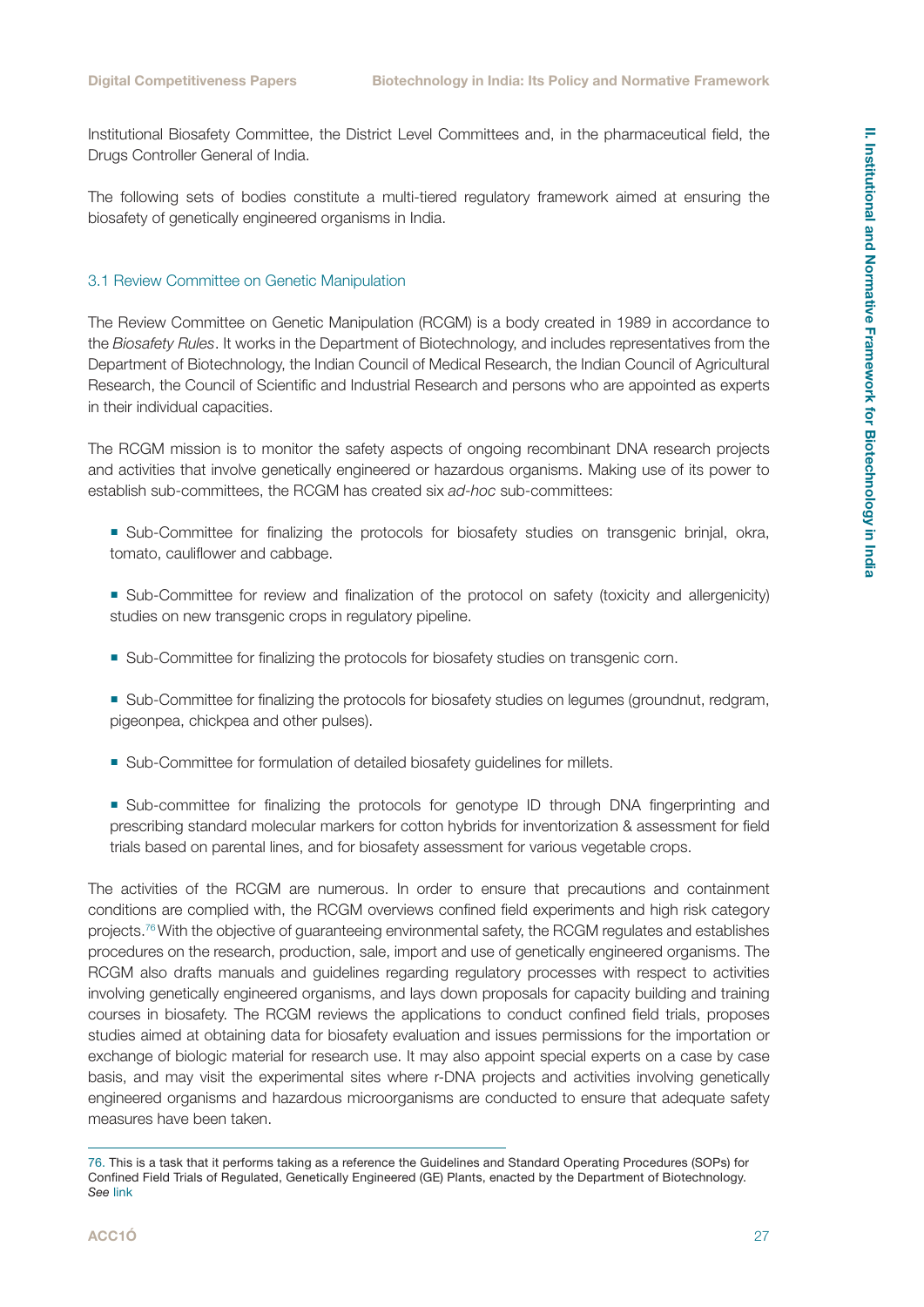Institutional Biosafety Committee, the District Level Committees and, in the pharmaceutical field, the Drugs Controller General of India.

The following sets of bodies constitute a multi-tiered regulatory framework aimed at ensuring the biosafety of genetically engineered organisms in India.

### 3.1 Review Committee on Genetic Manipulation

The Review Committee on Genetic Manipulation (RCGM) is a body created in 1989 in accordance to the *Biosafety Rules*. It works in the Department of Biotechnology, and includes representatives from the Department of Biotechnology, the Indian Council of Medical Research, the Indian Council of Agricultural Research, the Council of Scientific and Industrial Research and persons who are appointed as experts in their individual capacities.

The RCGM mission is to monitor the safety aspects of ongoing recombinant DNA research projects and activities that involve genetically engineered or hazardous organisms. Making use of its power to establish sub-committees, the RCGM has created six *ad-hoc* sub-committees:

- Sub-Committee for finalizing the protocols for biosafety studies on transgenic brinjal, okra, tomato, cauliflower and cabbage.
- Sub-Committee for review and finalization of the protocol on safety (toxicity and allergenicity) studies on new transgenic crops in regulatory pipeline.
- Sub-Committee for finalizing the protocols for biosafety studies on transgenic corn.
- Sub-Committee for finalizing the protocols for biosafety studies on legumes (groundnut, redgram, pigeonpea, chickpea and other pulses).
- Sub-Committee for formulation of detailed biosafety guidelines for millets.
- Sub-committee for finalizing the protocols for genotype ID through DNA fingerprinting and prescribing standard molecular markers for cotton hybrids for inventorization & assessment for field trials based on parental lines, and for biosafety assessment for various vegetable crops.

The activities of the RCGM are numerous. In order to ensure that precautions and containment conditions are complied with, the RCGM overviews confined field experiments and high risk category projects.[76] With the objective of guaranteeing environmental safety, the RCGM regulates and establishes procedures on the research, production, sale, import and use of genetically engineered organisms. The RCGM also drafts manuals and guidelines regarding regulatory processes with respect to activities involving genetically engineered organisms, and lays down proposals for capacity building and training courses in biosafety. The RCGM reviews the applications to conduct confined field trials, proposes studies aimed at obtaining data for biosafety evaluation and issues permissions for the importation or exchange of biologic material for research use. It may also appoint special experts on a case by case basis, and may visit the experimental sites where r-DNA projects and activities involving genetically engineered organisms and hazardous microorganisms are conducted to ensure that adequate safety measures have been taken.

---

76. This is a task that it performs taking as a reference the Guidelines and Standard Operating Procedures (SOPs) for Confined Field Trials of Regulated, Genetically Engineered (GE) Plants, enacted by the Department of Biotechnology. *See* link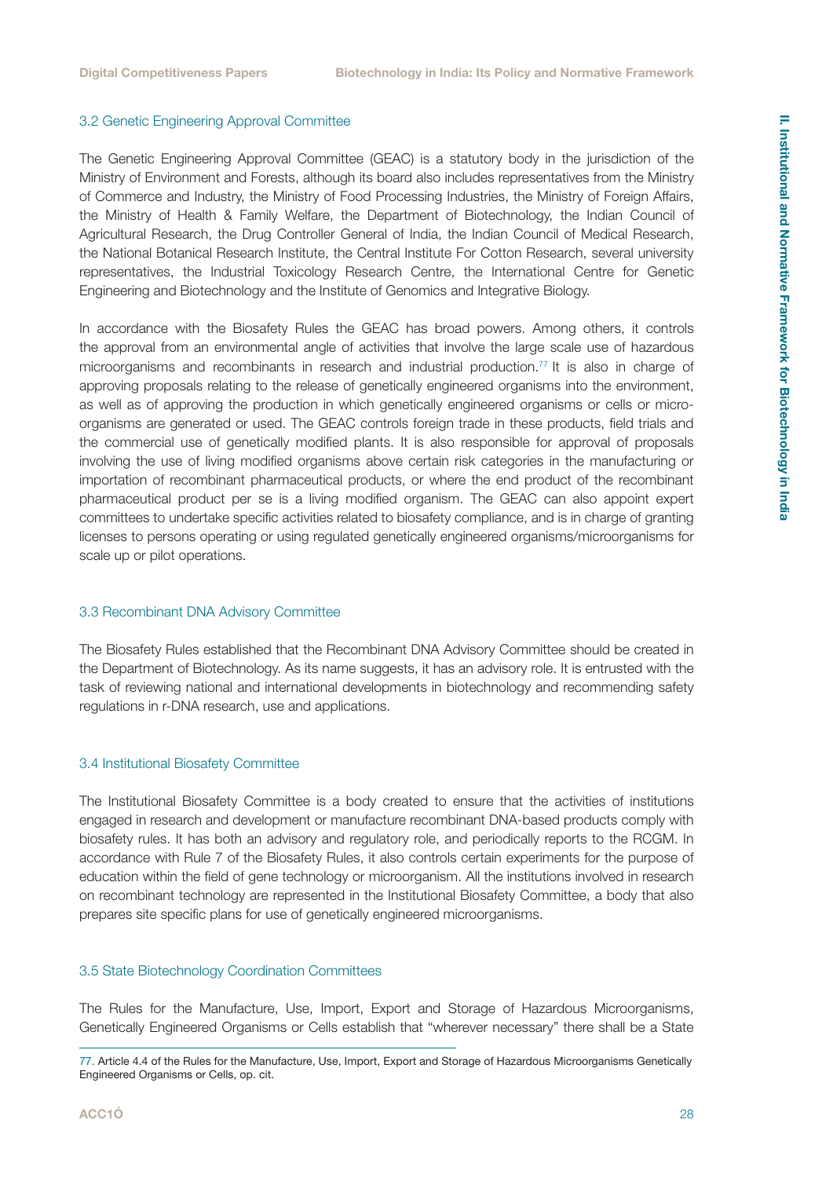### 3.2 Genetic Engineering Approval Committee

The Genetic Engineering Approval Committee (GEAC) is a statutory body in the jurisdiction of the Ministry of Environment and Forests, although its board also includes representatives from the Ministry of Commerce and Industry, the Ministry of Food Processing Industries, the Ministry of Foreign Affairs, the Ministry of Health & Family Welfare, the Department of Biotechnology, the Indian Council of Agricultural Research, the Drug Controller General of India, the Indian Council of Medical Research, the National Botanical Research Institute, the Central Institute For Cotton Research, several university representatives, the Industrial Toxicology Research Centre, the International Centre for Genetic Engineering and Biotechnology and the Institute of Genomics and Integrative Biology.

In accordance with the Biosafety Rules the GEAC has broad powers. Among others, it controls the approval from an environmental angle of activities that involve the large scale use of hazardous microorganisms and recombinants in research and industrial production.[77] It is also in charge of approving proposals relating to the release of genetically engineered organisms into the environment, as well as of approving the production in which genetically engineered organisms or cells or micro-organisms are generated or used. The GEAC controls foreign trade in these products, field trials and the commercial use of genetically modified plants. It is also responsible for approval of proposals involving the use of living modified organisms above certain risk categories in the manufacturing or importation of recombinant pharmaceutical products, or where the end product of the recombinant pharmaceutical product per se is a living modified organism. The GEAC can also appoint expert committees to undertake specific activities related to biosafety compliance, and is in charge of granting licenses to persons operating or using regulated genetically engineered organisms/microorganisms for scale up or pilot operations.

### 3.3 Recombinant DNA Advisory Committee

The Biosafety Rules established that the Recombinant DNA Advisory Committee should be created in the Department of Biotechnology. As its name suggests, it has an advisory role. It is entrusted with the task of reviewing national and international developments in biotechnology and recommending safety regulations in r-DNA research, use and applications.

### 3.4 Institutional Biosafety Committee

The Institutional Biosafety Committee is a body created to ensure that the activities of institutions engaged in research and development or manufacture recombinant DNA-based products comply with biosafety rules. It has both an advisory and regulatory role, and periodically reports to the RCGM. In accordance with Rule 7 of the Biosafety Rules, it also controls certain experiments for the purpose of education within the field of gene technology or microorganism. All the institutions involved in research on recombinant technology are represented in the Institutional Biosafety Committee, a body that also prepares site specific plans for use of genetically engineered microorganisms.

### 3.5 State Biotechnology Coordination Committees

The Rules for the Manufacture, Use, Import, Export and Storage of Hazardous Microorganisms, Genetically Engineered Organisms or Cells establish that "wherever necessary" there shall be a State

---

77. Article 4.4 of the Rules for the Manufacture, Use, Import, Export and Storage of Hazardous Microorganisms Genetically Engineered Organisms or Cells, op. cit.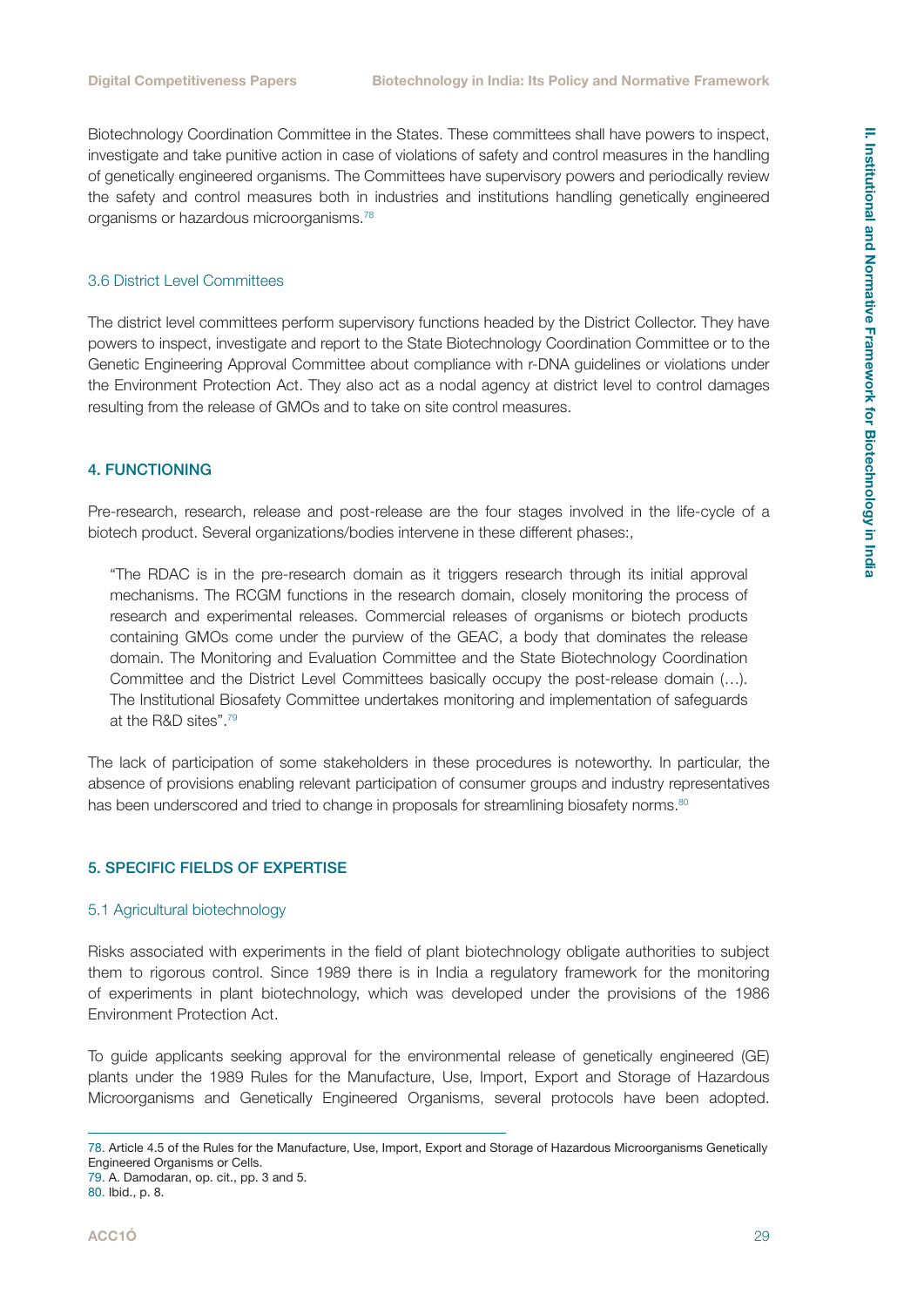Biotechnology Coordination Committee in the States. These committees shall have powers to inspect, investigate and take punitive action in case of violations of safety and control measures in the handling of genetically engineered organisms. The Committees have supervisory powers and periodically review the safety and control measures both in industries and institutions handling genetically engineered organisms or hazardous microorganisms.[78]

### 3.6 District Level Committees

The district level committees perform supervisory functions headed by the District Collector. They have powers to inspect, investigate and report to the State Biotechnology Coordination Committee or to the Genetic Engineering Approval Committee about compliance with r-DNA guidelines or violations under the Environment Protection Act. They also act as a nodal agency at district level to control damages resulting from the release of GMOs and to take on site control measures.

## 4. FUNCTIONING

Pre-research, research, release and post-release are the four stages involved in the life-cycle of a biotech product. Several organizations/bodies intervene in these different phases:,

> "The RDAC is in the pre-research domain as it triggers research through its initial approval mechanisms. The RCGM functions in the research domain, closely monitoring the process of research and experimental releases. Commercial releases of organisms or biotech products containing GMOs come under the purview of the GEAC, a body that dominates the release domain. The Monitoring and Evaluation Committee and the State Biotechnology Coordination Committee and the District Level Committees basically occupy the post-release domain (…). The Institutional Biosafety Committee undertakes monitoring and implementation of safeguards at the R&D sites".[79]

The lack of participation of some stakeholders in these procedures is noteworthy. In particular, the absence of provisions enabling relevant participation of consumer groups and industry representatives has been underscored and tried to change in proposals for streamlining biosafety norms.[80]

## 5. SPECIFIC FIELDS OF EXPERTISE

### 5.1 Agricultural biotechnology

Risks associated with experiments in the field of plant biotechnology obligate authorities to subject them to rigorous control. Since 1989 there is in India a regulatory framework for the monitoring of experiments in plant biotechnology, which was developed under the provisions of the 1986 Environment Protection Act.

To guide applicants seeking approval for the environmental release of genetically engineered (GE) plants under the 1989 Rules for the Manufacture, Use, Import, Export and Storage of Hazardous Microorganisms and Genetically Engineered Organisms, several protocols have been adopted.

---

78. Article 4.5 of the Rules for the Manufacture, Use, Import, Export and Storage of Hazardous Microorganisms Genetically Engineered Organisms or Cells.
79. A. Damodaran, op. cit., pp. 3 and 5.
80. Ibid., p. 8.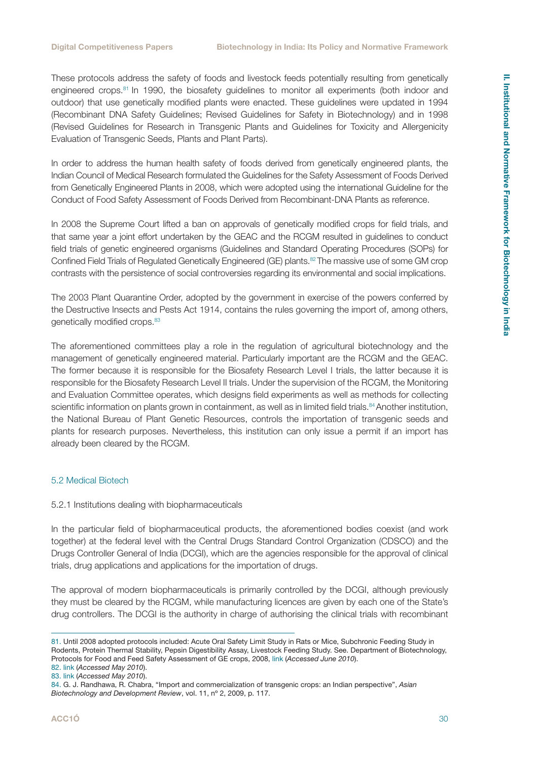These protocols address the safety of foods and livestock feeds potentially resulting from genetically engineered crops.[81] In 1990, the biosafety guidelines to monitor all experiments (both indoor and outdoor) that use genetically modified plants were enacted. These guidelines were updated in 1994 (Recombinant DNA Safety Guidelines; Revised Guidelines for Safety in Biotechnology) and in 1998 (Revised Guidelines for Research in Transgenic Plants and Guidelines for Toxicity and Allergenicity Evaluation of Transgenic Seeds, Plants and Plant Parts).

In order to address the human health safety of foods derived from genetically engineered plants, the Indian Council of Medical Research formulated the Guidelines for the Safety Assessment of Foods Derived from Genetically Engineered Plants in 2008, which were adopted using the international Guideline for the Conduct of Food Safety Assessment of Foods Derived from Recombinant-DNA Plants as reference.

In 2008 the Supreme Court lifted a ban on approvals of genetically modified crops for field trials, and that same year a joint effort undertaken by the GEAC and the RCGM resulted in guidelines to conduct field trials of genetic engineered organisms (Guidelines and Standard Operating Procedures (SOPs) for Confined Field Trials of Regulated Genetically Engineered (GE) plants.[82] The massive use of some GM crop contrasts with the persistence of social controversies regarding its environmental and social implications.

The 2003 Plant Quarantine Order, adopted by the government in exercise of the powers conferred by the Destructive Insects and Pests Act 1914, contains the rules governing the import of, among others, genetically modified crops.[83]

The aforementioned committees play a role in the regulation of agricultural biotechnology and the management of genetically engineered material. Particularly important are the RCGM and the GEAC. The former because it is responsible for the Biosafety Research Level I trials, the latter because it is responsible for the Biosafety Research Level II trials. Under the supervision of the RCGM, the Monitoring and Evaluation Committee operates, which designs field experiments as well as methods for collecting scientific information on plants grown in containment, as well as in limited field trials.[84] Another institution, the National Bureau of Plant Genetic Resources, controls the importation of transgenic seeds and plants for research purposes. Nevertheless, this institution can only issue a permit if an import has already been cleared by the RCGM.

## 5.2 Medical Biotech

### 5.2.1 Institutions dealing with biopharmaceuticals

In the particular field of biopharmaceutical products, the aforementioned bodies coexist (and work together) at the federal level with the Central Drugs Standard Control Organization (CDSCO) and the Drugs Controller General of India (DCGI), which are the agencies responsible for the approval of clinical trials, drug applications and applications for the importation of drugs.

The approval of modern biopharmaceuticals is primarily controlled by the DCGI, although previously they must be cleared by the RCGM, while manufacturing licences are given by each one of the State's drug controllers. The DCGI is the authority in charge of authorising the clinical trials with recombinant

---

81. Until 2008 adopted protocols included: Acute Oral Safety Limit Study in Rats or Mice, Subchronic Feeding Study in Rodents, Protein Thermal Stability, Pepsin Digestibility Assay, Livestock Feeding Study. See. Department of Biotechnology, Protocols for Food and Feed Safety Assessment of GE crops, 2008, link (*Accessed June 2010*).

82. link (*Accessed May 2010*).

83. link (*Accessed May 2010*).

84. G. J. Randhawa, R. Chabra, "Import and commercialization of transgenic crops: an Indian perspective", *Asian Biotechnology and Development Review*, vol. 11, nº 2, 2009, p. 117.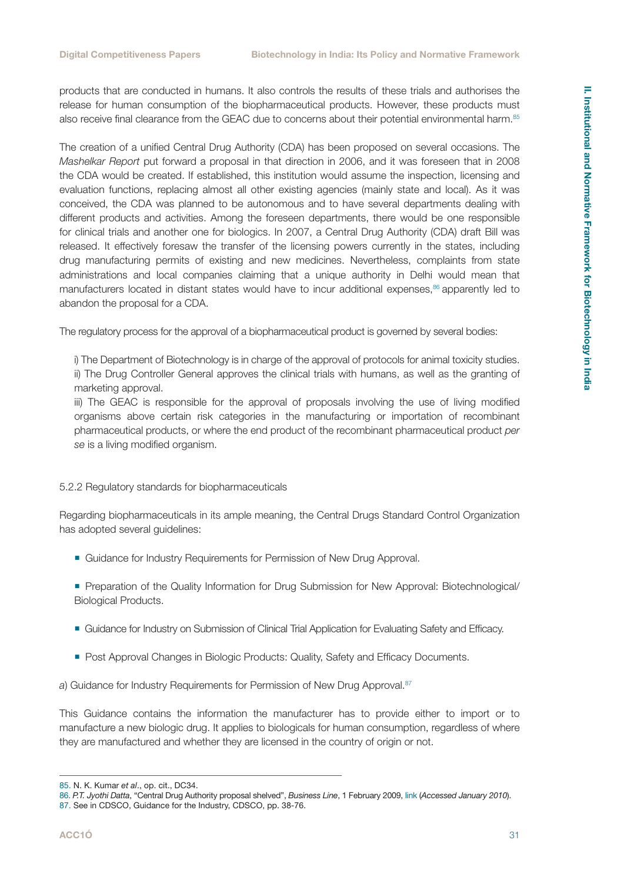products that are conducted in humans. It also controls the results of these trials and authorises the release for human consumption of the biopharmaceutical products. However, these products must also receive final clearance from the GEAC due to concerns about their potential environmental harm.[85]

The creation of a unified Central Drug Authority (CDA) has been proposed on several occasions. The *Mashelkar Report* put forward a proposal in that direction in 2006, and it was foreseen that in 2008 the CDA would be created. If established, this institution would assume the inspection, licensing and evaluation functions, replacing almost all other existing agencies (mainly state and local). As it was conceived, the CDA was planned to be autonomous and to have several departments dealing with different products and activities. Among the foreseen departments, there would be one responsible for clinical trials and another one for biologics. In 2007, a Central Drug Authority (CDA) draft Bill was released. It effectively foresaw the transfer of the licensing powers currently in the states, including drug manufacturing permits of existing and new medicines. Nevertheless, complaints from state administrations and local companies claiming that a unique authority in Delhi would mean that manufacturers located in distant states would have to incur additional expenses,[86] apparently led to abandon the proposal for a CDA.

The regulatory process for the approval of a biopharmaceutical product is governed by several bodies:

i) The Department of Biotechnology is in charge of the approval of protocols for animal toxicity studies.
ii) The Drug Controller General approves the clinical trials with humans, as well as the granting of marketing approval.
iii) The GEAC is responsible for the approval of proposals involving the use of living modified organisms above certain risk categories in the manufacturing or importation of recombinant pharmaceutical products, or where the end product of the recombinant pharmaceutical product *per se* is a living modified organism.

### 5.2.2 Regulatory standards for biopharmaceuticals

Regarding biopharmaceuticals in its ample meaning, the Central Drugs Standard Control Organization has adopted several guidelines:

- Guidance for Industry Requirements for Permission of New Drug Approval.
- Preparation of the Quality Information for Drug Submission for New Approval: Biotechnological/ Biological Products.
- Guidance for Industry on Submission of Clinical Trial Application for Evaluating Safety and Efficacy.
- Post Approval Changes in Biologic Products: Quality, Safety and Efficacy Documents.

*a*) Guidance for Industry Requirements for Permission of New Drug Approval.[87]

This Guidance contains the information the manufacturer has to provide either to import or to manufacture a new biologic drug. It applies to biologicals for human consumption, regardless of where they are manufactured and whether they are licensed in the country of origin or not.

---

85. N. K. Kumar *et al*., op. cit., DC34.
86. *P.T. Jyothi Datta*, "Central Drug Authority proposal shelved", *Business Line*, 1 February 2009, link (*Accessed January 2010*).
87. See in CDSCO, Guidance for the Industry, CDSCO, pp. 38-76.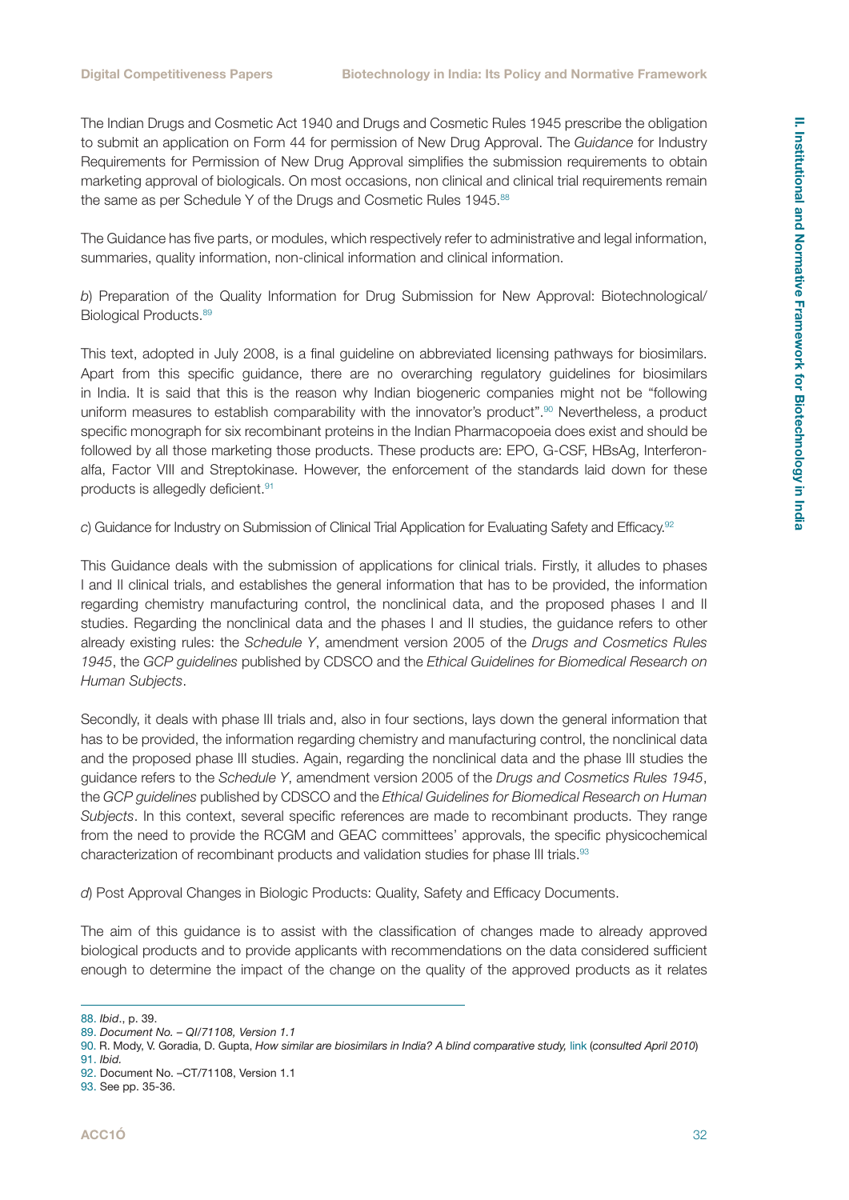The Indian Drugs and Cosmetic Act 1940 and Drugs and Cosmetic Rules 1945 prescribe the obligation to submit an application on Form 44 for permission of New Drug Approval. The *Guidance* for Industry Requirements for Permission of New Drug Approval simplifies the submission requirements to obtain marketing approval of biologicals. On most occasions, non clinical and clinical trial requirements remain the same as per Schedule Y of the Drugs and Cosmetic Rules 1945.[88]

The Guidance has five parts, or modules, which respectively refer to administrative and legal information, summaries, quality information, non-clinical information and clinical information.

*b*) Preparation of the Quality Information for Drug Submission for New Approval: Biotechnological/ Biological Products.[89]

This text, adopted in July 2008, is a final guideline on abbreviated licensing pathways for biosimilars. Apart from this specific guidance, there are no overarching regulatory guidelines for biosimilars in India. It is said that this is the reason why Indian biogeneric companies might not be "following uniform measures to establish comparability with the innovator's product".[90] Nevertheless, a product specific monograph for six recombinant proteins in the Indian Pharmacopoeia does exist and should be followed by all those marketing those products. These products are: EPO, G-CSF, HBsAg, Interferon-alfa, Factor VIII and Streptokinase. However, the enforcement of the standards laid down for these products is allegedly deficient.[91]

*c*) Guidance for Industry on Submission of Clinical Trial Application for Evaluating Safety and Efficacy.[92]

This Guidance deals with the submission of applications for clinical trials. Firstly, it alludes to phases I and II clinical trials, and establishes the general information that has to be provided, the information regarding chemistry manufacturing control, the nonclinical data, and the proposed phases I and II studies. Regarding the nonclinical data and the phases I and II studies, the guidance refers to other already existing rules: the *Schedule Y*, amendment version 2005 of the *Drugs and Cosmetics Rules 1945*, the *GCP guidelines* published by CDSCO and the *Ethical Guidelines for Biomedical Research on Human Subjects*.

Secondly, it deals with phase III trials and, also in four sections, lays down the general information that has to be provided, the information regarding chemistry and manufacturing control, the nonclinical data and the proposed phase III studies. Again, regarding the nonclinical data and the phase III studies the guidance refers to the *Schedule Y*, amendment version 2005 of the *Drugs and Cosmetics Rules 1945*, the *GCP guidelines* published by CDSCO and the *Ethical Guidelines for Biomedical Research on Human Subjects*. In this context, several specific references are made to recombinant products. They range from the need to provide the RCGM and GEAC committees' approvals, the specific physicochemical characterization of recombinant products and validation studies for phase III trials.[93]

*d*) Post Approval Changes in Biologic Products: Quality, Safety and Efficacy Documents.

The aim of this guidance is to assist with the classification of changes made to already approved biological products and to provide applicants with recommendations on the data considered sufficient enough to determine the impact of the change on the quality of the approved products as it relates

---

88. *Ibid*., p. 39.
89. *Document No. – QI/71108, Version 1.1*
90. R. Mody, V. Goradia, D. Gupta, *How similar are biosimilars in India? A blind comparative study,* link (*consulted April 2010*)
91. *Ibid.*
92. Document No. –CT/71108, Version 1.1
93. See pp. 35-36.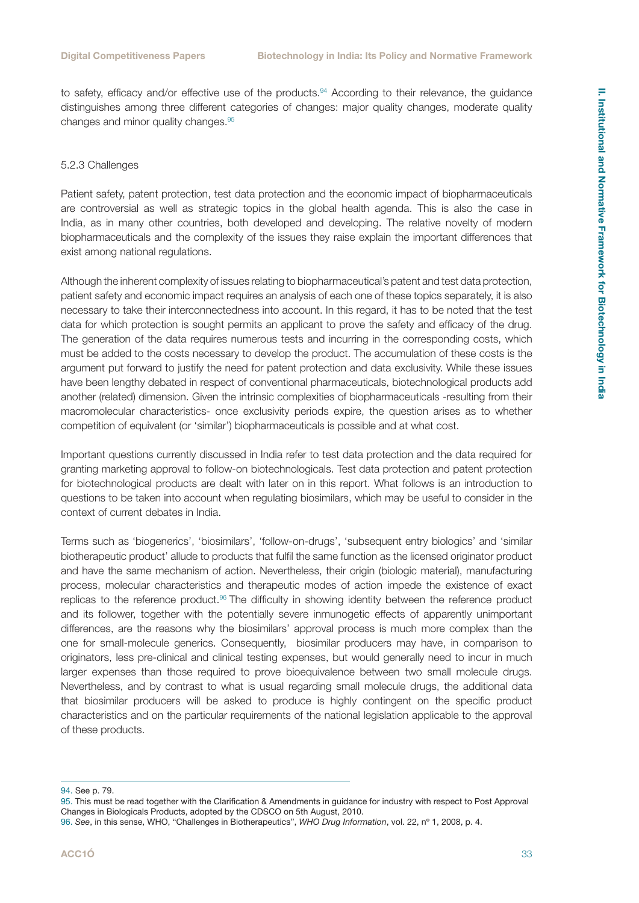to safety, efficacy and/or effective use of the products.[94] According to their relevance, the guidance distinguishes among three different categories of changes: major quality changes, moderate quality changes and minor quality changes.[95]

### 5.2.3 Challenges

Patient safety, patent protection, test data protection and the economic impact of biopharmaceuticals are controversial as well as strategic topics in the global health agenda. This is also the case in India, as in many other countries, both developed and developing. The relative novelty of modern biopharmaceuticals and the complexity of the issues they raise explain the important differences that exist among national regulations.

Although the inherent complexity of issues relating to biopharmaceutical's patent and test data protection, patient safety and economic impact requires an analysis of each one of these topics separately, it is also necessary to take their interconnectedness into account. In this regard, it has to be noted that the test data for which protection is sought permits an applicant to prove the safety and efficacy of the drug. The generation of the data requires numerous tests and incurring in the corresponding costs, which must be added to the costs necessary to develop the product. The accumulation of these costs is the argument put forward to justify the need for patent protection and data exclusivity. While these issues have been lengthy debated in respect of conventional pharmaceuticals, biotechnological products add another (related) dimension. Given the intrinsic complexities of biopharmaceuticals -resulting from their macromolecular characteristics- once exclusivity periods expire, the question arises as to whether competition of equivalent (or 'similar') biopharmaceuticals is possible and at what cost.

Important questions currently discussed in India refer to test data protection and the data required for granting marketing approval to follow-on biotechnologicals. Test data protection and patent protection for biotechnological products are dealt with later on in this report. What follows is an introduction to questions to be taken into account when regulating biosimilars, which may be useful to consider in the context of current debates in India.

Terms such as 'biogenerics', 'biosimilars', 'follow-on-drugs', 'subsequent entry biologics' and 'similar biotherapeutic product' allude to products that fulfil the same function as the licensed originator product and have the same mechanism of action. Nevertheless, their origin (biologic material), manufacturing process, molecular characteristics and therapeutic modes of action impede the existence of exact replicas to the reference product.[96] The difficulty in showing identity between the reference product and its follower, together with the potentially severe inmunogetic effects of apparently unimportant differences, are the reasons why the biosimilars' approval process is much more complex than the one for small-molecule generics. Consequently, biosimilar producers may have, in comparison to originators, less pre-clinical and clinical testing expenses, but would generally need to incur in much larger expenses than those required to prove bioequivalence between two small molecule drugs. Nevertheless, and by contrast to what is usual regarding small molecule drugs, the additional data that biosimilar producers will be asked to produce is highly contingent on the specific product characteristics and on the particular requirements of the national legislation applicable to the approval of these products.

---

94. See p. 79.

95. This must be read together with the Clarification & Amendments in guidance for industry with respect to Post Approval Changes in Biologicals Products, adopted by the CDSCO on 5th August, 2010.

96. *See*, in this sense, WHO, "Challenges in Biotherapeutics", *WHO Drug Information*, vol. 22, nº 1, 2008, p. 4.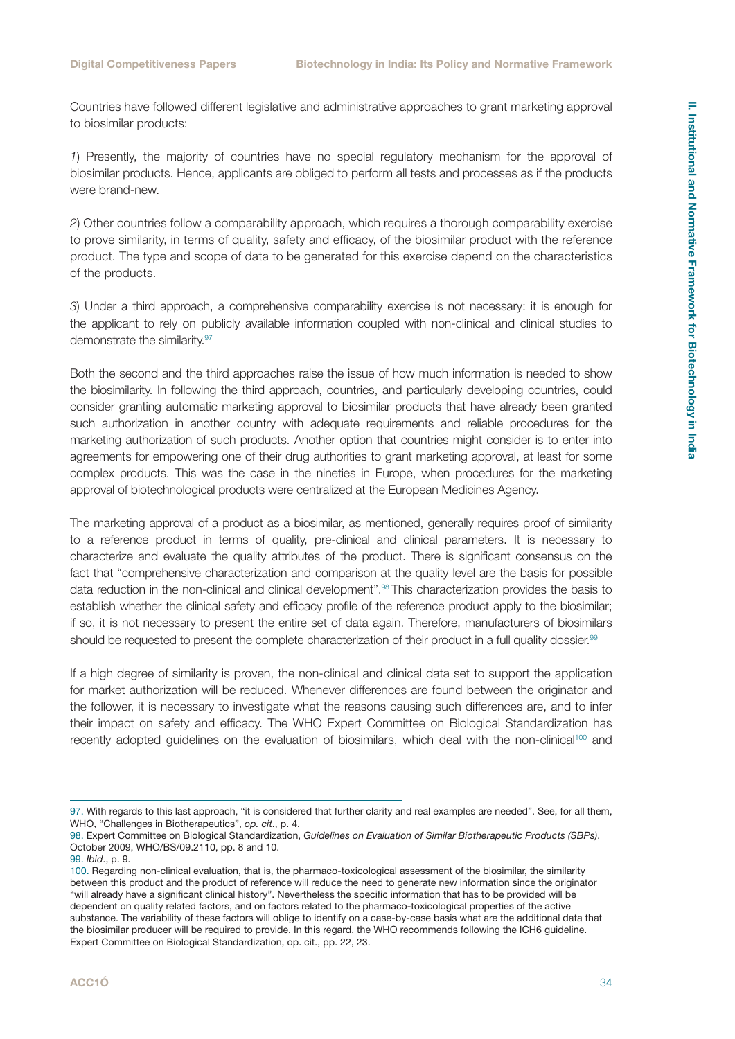Countries have followed different legislative and administrative approaches to grant marketing approval to biosimilar products:

*1*) Presently, the majority of countries have no special regulatory mechanism for the approval of biosimilar products. Hence, applicants are obliged to perform all tests and processes as if the products were brand-new.

*2*) Other countries follow a comparability approach, which requires a thorough comparability exercise to prove similarity, in terms of quality, safety and efficacy, of the biosimilar product with the reference product. The type and scope of data to be generated for this exercise depend on the characteristics of the products.

*3*) Under a third approach, a comprehensive comparability exercise is not necessary: it is enough for the applicant to rely on publicly available information coupled with non-clinical and clinical studies to demonstrate the similarity.[97]

Both the second and the third approaches raise the issue of how much information is needed to show the biosimilarity. In following the third approach, countries, and particularly developing countries, could consider granting automatic marketing approval to biosimilar products that have already been granted such authorization in another country with adequate requirements and reliable procedures for the marketing authorization of such products. Another option that countries might consider is to enter into agreements for empowering one of their drug authorities to grant marketing approval, at least for some complex products. This was the case in the nineties in Europe, when procedures for the marketing approval of biotechnological products were centralized at the European Medicines Agency.

The marketing approval of a product as a biosimilar, as mentioned, generally requires proof of similarity to a reference product in terms of quality, pre-clinical and clinical parameters. It is necessary to characterize and evaluate the quality attributes of the product. There is significant consensus on the fact that "comprehensive characterization and comparison at the quality level are the basis for possible data reduction in the non-clinical and clinical development".[98] This characterization provides the basis to establish whether the clinical safety and efficacy profile of the reference product apply to the biosimilar; if so, it is not necessary to present the entire set of data again. Therefore, manufacturers of biosimilars should be requested to present the complete characterization of their product in a full quality dossier.[99]

If a high degree of similarity is proven, the non-clinical and clinical data set to support the application for market authorization will be reduced. Whenever differences are found between the originator and the follower, it is necessary to investigate what the reasons causing such differences are, and to infer their impact on safety and efficacy. The WHO Expert Committee on Biological Standardization has recently adopted guidelines on the evaluation of biosimilars, which deal with the non-clinical[100] and

---

97. With regards to this last approach, "it is considered that further clarity and real examples are needed". See, for all them, WHO, "Challenges in Biotherapeutics", *op. cit*., p. 4.

98. Expert Committee on Biological Standardization, *Guidelines on Evaluation of Similar Biotherapeutic Products (SBPs)*, October 2009, WHO/BS/09.2110, pp. 8 and 10.

99. *Ibid*., p. 9.

100. Regarding non-clinical evaluation, that is, the pharmaco-toxicological assessment of the biosimilar, the similarity between this product and the product of reference will reduce the need to generate new information since the originator "will already have a significant clinical history". Nevertheless the specific information that has to be provided will be dependent on quality related factors, and on factors related to the pharmaco-toxicological properties of the active substance. The variability of these factors will oblige to identify on a case-by-case basis what are the additional data that the biosimilar producer will be required to provide. In this regard, the WHO recommends following the ICH6 guideline. Expert Committee on Biological Standardization, op. cit., pp. 22, 23.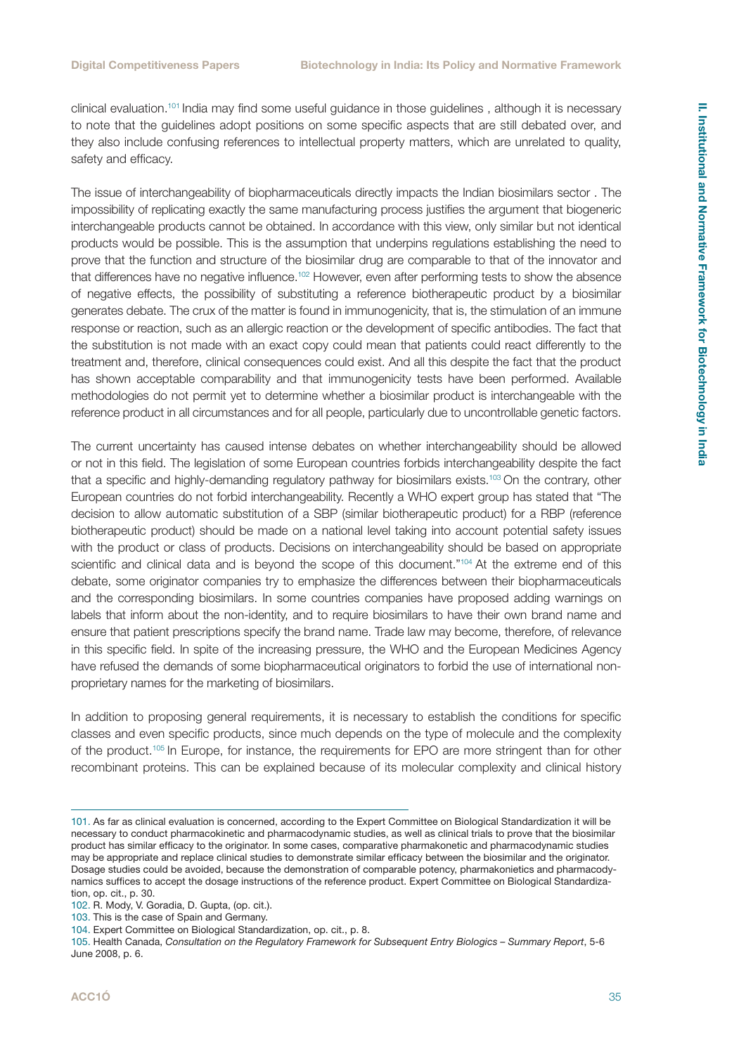clinical evaluation.[101] India may find some useful guidance in those guidelines , although it is necessary to note that the guidelines adopt positions on some specific aspects that are still debated over, and they also include confusing references to intellectual property matters, which are unrelated to quality, safety and efficacy.

The issue of interchangeability of biopharmaceuticals directly impacts the Indian biosimilars sector . The impossibility of replicating exactly the same manufacturing process justifies the argument that biogeneric interchangeable products cannot be obtained. In accordance with this view, only similar but not identical products would be possible. This is the assumption that underpins regulations establishing the need to prove that the function and structure of the biosimilar drug are comparable to that of the innovator and that differences have no negative influence.[102] However, even after performing tests to show the absence of negative effects, the possibility of substituting a reference biotherapeutic product by a biosimilar generates debate. The crux of the matter is found in immunogenicity, that is, the stimulation of an immune response or reaction, such as an allergic reaction or the development of specific antibodies. The fact that the substitution is not made with an exact copy could mean that patients could react differently to the treatment and, therefore, clinical consequences could exist. And all this despite the fact that the product has shown acceptable comparability and that immunogenicity tests have been performed. Available methodologies do not permit yet to determine whether a biosimilar product is interchangeable with the reference product in all circumstances and for all people, particularly due to uncontrollable genetic factors.

The current uncertainty has caused intense debates on whether interchangeability should be allowed or not in this field. The legislation of some European countries forbids interchangeability despite the fact that a specific and highly-demanding regulatory pathway for biosimilars exists.[103] On the contrary, other European countries do not forbid interchangeability. Recently a WHO expert group has stated that "The decision to allow automatic substitution of a SBP (similar biotherapeutic product) for a RBP (reference biotherapeutic product) should be made on a national level taking into account potential safety issues with the product or class of products. Decisions on interchangeability should be based on appropriate scientific and clinical data and is beyond the scope of this document."[104] At the extreme end of this debate, some originator companies try to emphasize the differences between their biopharmaceuticals and the corresponding biosimilars. In some countries companies have proposed adding warnings on labels that inform about the non-identity, and to require biosimilars to have their own brand name and ensure that patient prescriptions specify the brand name. Trade law may become, therefore, of relevance in this specific field. In spite of the increasing pressure, the WHO and the European Medicines Agency have refused the demands of some biopharmaceutical originators to forbid the use of international non-proprietary names for the marketing of biosimilars.

In addition to proposing general requirements, it is necessary to establish the conditions for specific classes and even specific products, since much depends on the type of molecule and the complexity of the product.[105] In Europe, for instance, the requirements for EPO are more stringent than for other recombinant proteins. This can be explained because of its molecular complexity and clinical history

---

101. As far as clinical evaluation is concerned, according to the Expert Committee on Biological Standardization it will be necessary to conduct pharmacokinetic and pharmacodynamic studies, as well as clinical trials to prove that the biosimilar product has similar efficacy to the originator. In some cases, comparative pharmakonetic and pharmacodynamic studies may be appropriate and replace clinical studies to demonstrate similar efficacy between the biosimilar and the originator. Dosage studies could be avoided, because the demonstration of comparable potency, pharmakonietics and pharmacodynamics suffices to accept the dosage instructions of the reference product. Expert Committee on Biological Standardization, op. cit., p. 30.

102. R. Mody, V. Goradia, D. Gupta, (op. cit.).

103. This is the case of Spain and Germany.

104. Expert Committee on Biological Standardization, op. cit., p. 8.

105. Health Canada, *Consultation on the Regulatory Framework for Subsequent Entry Biologics – Summary Report*, 5-6 June 2008, p. 6.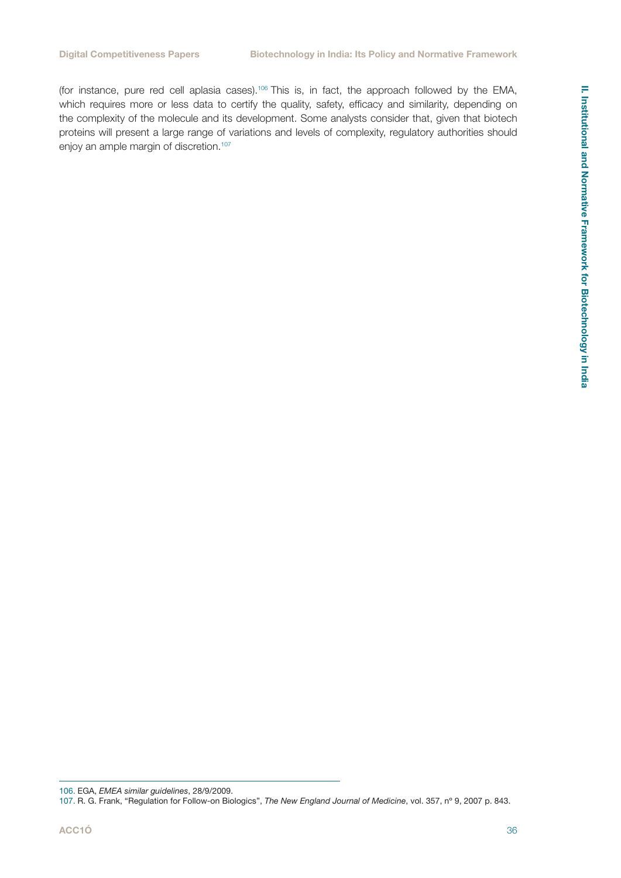(for instance, pure red cell aplasia cases).[106] This is, in fact, the approach followed by the EMA, which requires more or less data to certify the quality, safety, efficacy and similarity, depending on the complexity of the molecule and its development. Some analysts consider that, given that biotech proteins will present a large range of variations and levels of complexity, regulatory authorities should enjoy an ample margin of discretion.[107]

---

106. EGA, *EMEA similar guidelines*, 28/9/2009.

107. R. G. Frank, "Regulation for Follow-on Biologics", *The New England Journal of Medicine*, vol. 357, nº 9, 2007 p. 843.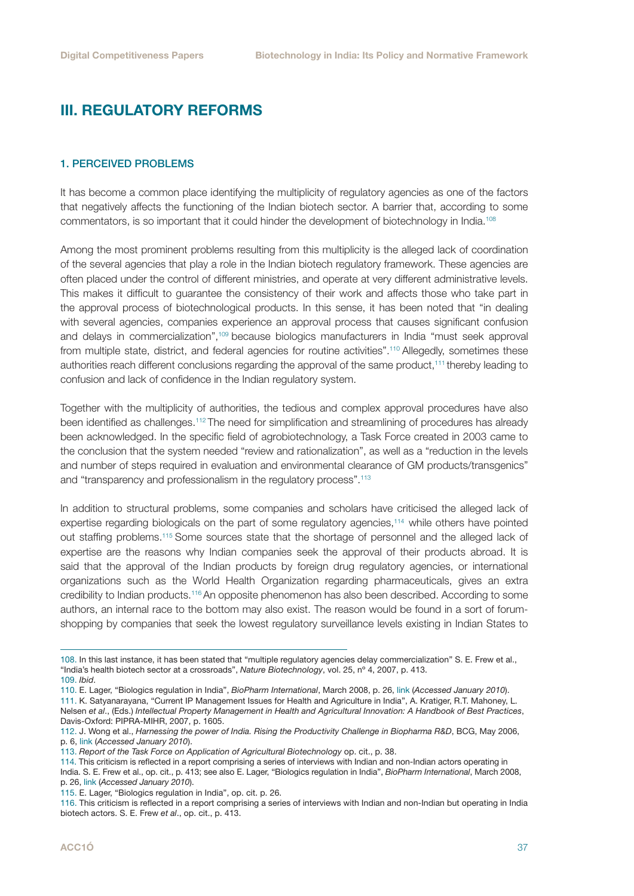# III. REGULATORY REFORMS

## 1. PERCEIVED PROBLEMS

It has become a common place identifying the multiplicity of regulatory agencies as one of the factors that negatively affects the functioning of the Indian biotech sector. A barrier that, according to some commentators, is so important that it could hinder the development of biotechnology in India.[108]

Among the most prominent problems resulting from this multiplicity is the alleged lack of coordination of the several agencies that play a role in the Indian biotech regulatory framework. These agencies are often placed under the control of different ministries, and operate at very different administrative levels. This makes it difficult to guarantee the consistency of their work and affects those who take part in the approval process of biotechnological products. In this sense, it has been noted that "in dealing with several agencies, companies experience an approval process that causes significant confusion and delays in commercialization",[109] because biologics manufacturers in India "must seek approval from multiple state, district, and federal agencies for routine activities".[110] Allegedly, sometimes these authorities reach different conclusions regarding the approval of the same product,[111] thereby leading to confusion and lack of confidence in the Indian regulatory system.

Together with the multiplicity of authorities, the tedious and complex approval procedures have also been identified as challenges.[112] The need for simplification and streamlining of procedures has already been acknowledged. In the specific field of agrobiotechnology, a Task Force created in 2003 came to the conclusion that the system needed "review and rationalization", as well as a "reduction in the levels and number of steps required in evaluation and environmental clearance of GM products/transgenics" and "transparency and professionalism in the regulatory process".[113]

In addition to structural problems, some companies and scholars have criticised the alleged lack of expertise regarding biologicals on the part of some regulatory agencies,[114] while others have pointed out staffing problems.[115] Some sources state that the shortage of personnel and the alleged lack of expertise are the reasons why Indian companies seek the approval of their products abroad. It is said that the approval of the Indian products by foreign drug regulatory agencies, or international organizations such as the World Health Organization regarding pharmaceuticals, gives an extra credibility to Indian products.[116] An opposite phenomenon has also been described. According to some authors, an internal race to the bottom may also exist. The reason would be found in a sort of forum-shopping by companies that seek the lowest regulatory surveillance levels existing in Indian States to

---

108. In this last instance, it has been stated that "multiple regulatory agencies delay commercialization" S. E. Frew et al., "India's health biotech sector at a crossroads", *Nature Biotechnology*, vol. 25, nº 4, 2007, p. 413.

109. *Ibid*.

110. E. Lager, "Biologics regulation in India", *BioPharm International*, March 2008, p. 26, link (*Accessed January 2010*).

111. K. Satyanarayana, "Current IP Management Issues for Health and Agriculture in India", A. Kratiger, R.T. Mahoney, L. Nelsen *et al*., (Eds.) *Intellectual Property Management in Health and Agricultural Innovation: A Handbook of Best Practices*, Davis-Oxford: PIPRA-MIHR, 2007, p. 1605.

112. J. Wong et al., *Harnessing the power of India. Rising the Productivity Challenge in Biopharma R&D*, BCG, May 2006, p. 6, link (*Accessed January 2010*).

113. *Report of the Task Force on Application of Agricultural Biotechnology* op. cit., p. 38.

114. This criticism is reflected in a report comprising a series of interviews with Indian and non-Indian actors operating in India. S. E. Frew et al., op. cit., p. 413; see also E. Lager, "Biologics regulation in India", *BioPharm International*, March 2008, p. 26, link (*Accessed January 2010*).

115. E. Lager, "Biologics regulation in India", op. cit. p. 26.

116. This criticism is reflected in a report comprising a series of interviews with Indian and non-Indian but operating in India biotech actors. S. E. Frew *et al*., op. cit., p. 413.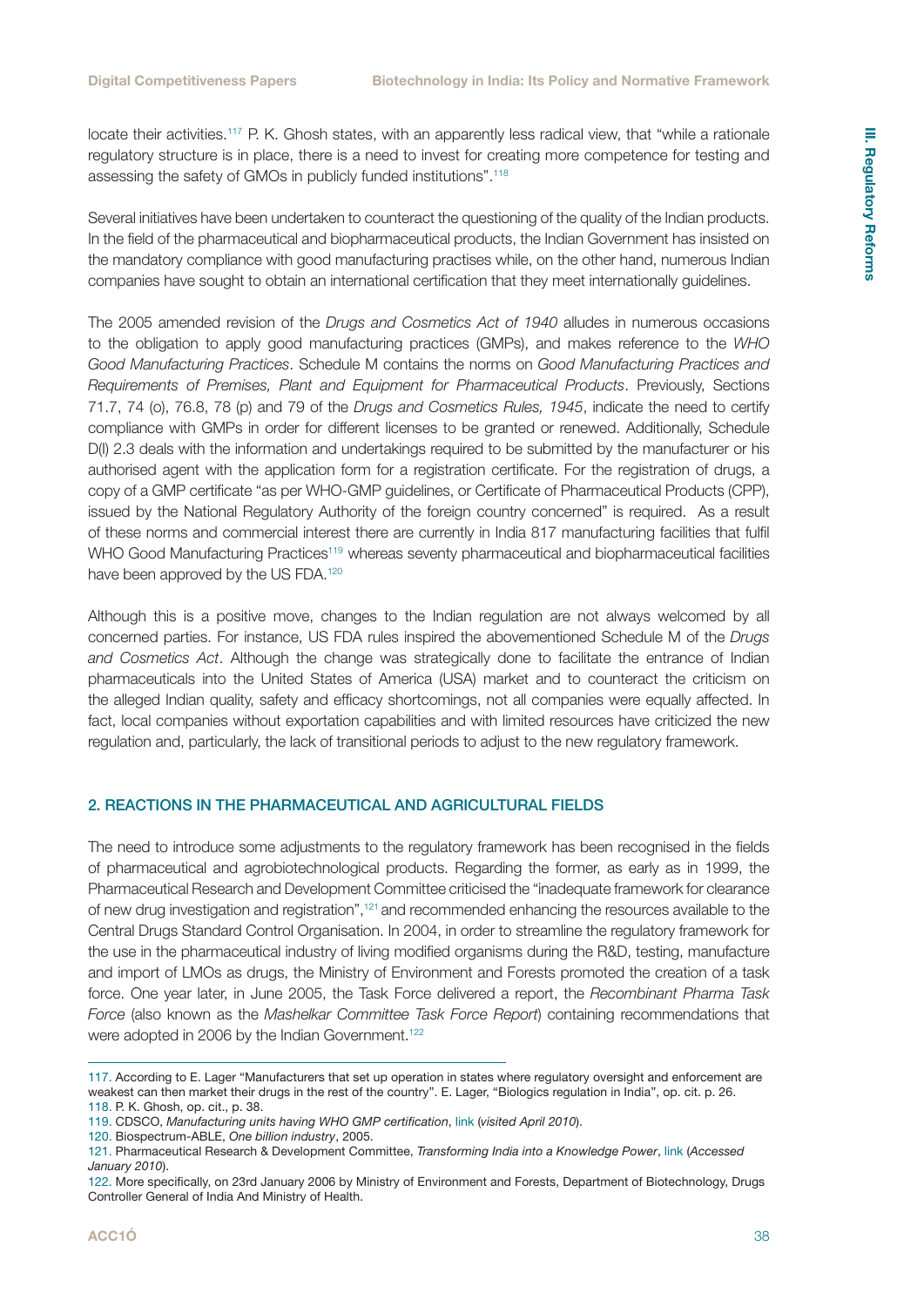locate their activities.[117] P. K. Ghosh states, with an apparently less radical view, that "while a rationale regulatory structure is in place, there is a need to invest for creating more competence for testing and assessing the safety of GMOs in publicly funded institutions".[118]

Several initiatives have been undertaken to counteract the questioning of the quality of the Indian products. In the field of the pharmaceutical and biopharmaceutical products, the Indian Government has insisted on the mandatory compliance with good manufacturing practises while, on the other hand, numerous Indian companies have sought to obtain an international certification that they meet internationally guidelines.

The 2005 amended revision of the *Drugs and Cosmetics Act of 1940* alludes in numerous occasions to the obligation to apply good manufacturing practices (GMPs), and makes reference to the *WHO Good Manufacturing Practices*. Schedule M contains the norms on *Good Manufacturing Practices and Requirements of Premises, Plant and Equipment for Pharmaceutical Products*. Previously, Sections 71.7, 74 (o), 76.8, 78 (p) and 79 of the *Drugs and Cosmetics Rules, 1945*, indicate the need to certify compliance with GMPs in order for different licenses to be granted or renewed. Additionally, Schedule D(I) 2.3 deals with the information and undertakings required to be submitted by the manufacturer or his authorised agent with the application form for a registration certificate. For the registration of drugs, a copy of a GMP certificate "as per WHO-GMP guidelines, or Certificate of Pharmaceutical Products (CPP), issued by the National Regulatory Authority of the foreign country concerned" is required. As a result of these norms and commercial interest there are currently in India 817 manufacturing facilities that fulfil WHO Good Manufacturing Practices[119] whereas seventy pharmaceutical and biopharmaceutical facilities have been approved by the US FDA.[120]

Although this is a positive move, changes to the Indian regulation are not always welcomed by all concerned parties. For instance, US FDA rules inspired the abovementioned Schedule M of the *Drugs and Cosmetics Act*. Although the change was strategically done to facilitate the entrance of Indian pharmaceuticals into the United States of America (USA) market and to counteract the criticism on the alleged Indian quality, safety and efficacy shortcomings, not all companies were equally affected. In fact, local companies without exportation capabilities and with limited resources have criticized the new regulation and, particularly, the lack of transitional periods to adjust to the new regulatory framework.

## 2. REACTIONS IN THE PHARMACEUTICAL AND AGRICULTURAL FIELDS

The need to introduce some adjustments to the regulatory framework has been recognised in the fields of pharmaceutical and agrobiotechnological products. Regarding the former, as early as in 1999, the Pharmaceutical Research and Development Committee criticised the "inadequate framework for clearance of new drug investigation and registration",[121] and recommended enhancing the resources available to the Central Drugs Standard Control Organisation. In 2004, in order to streamline the regulatory framework for the use in the pharmaceutical industry of living modified organisms during the R&D, testing, manufacture and import of LMOs as drugs, the Ministry of Environment and Forests promoted the creation of a task force. One year later, in June 2005, the Task Force delivered a report, the *Recombinant Pharma Task Force* (also known as the *Mashelkar Committee Task Force Report*) containing recommendations that were adopted in 2006 by the Indian Government.[122]

---

117. According to E. Lager "Manufacturers that set up operation in states where regulatory oversight and enforcement are weakest can then market their drugs in the rest of the country". E. Lager, "Biologics regulation in India", op. cit. p. 26.
118. P. K. Ghosh, op. cit., p. 38.
119. CDSCO, *Manufacturing units having WHO GMP certification*, link (*visited April 2010*).
120. Biospectrum-ABLE, *One billion industry*, 2005.
121. Pharmaceutical Research & Development Committee, *Transforming India into a Knowledge Power*, link (*Accessed January 2010*).
122. More specifically, on 23rd January 2006 by Ministry of Environment and Forests, Department of Biotechnology, Drugs Controller General of India And Ministry of Health.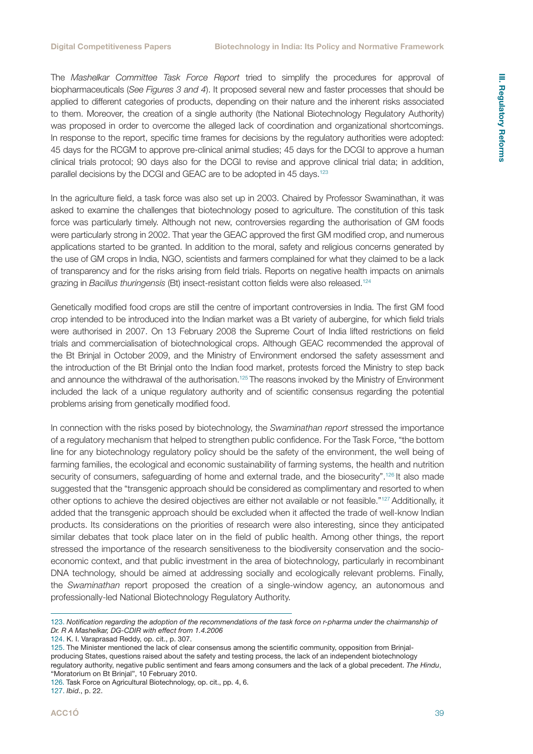The *Mashelkar Committee Task Force Report* tried to simplify the procedures for approval of biopharmaceuticals (*See Figures 3 and 4*). It proposed several new and faster processes that should be applied to different categories of products, depending on their nature and the inherent risks associated to them. Moreover, the creation of a single authority (the National Biotechnology Regulatory Authority) was proposed in order to overcome the alleged lack of coordination and organizational shortcomings. In response to the report, specific time frames for decisions by the regulatory authorities were adopted: 45 days for the RCGM to approve pre-clinical animal studies; 45 days for the DCGI to approve a human clinical trials protocol; 90 days also for the DCGI to revise and approve clinical trial data; in addition, parallel decisions by the DCGI and GEAC are to be adopted in 45 days.[123]

In the agriculture field, a task force was also set up in 2003. Chaired by Professor Swaminathan, it was asked to examine the challenges that biotechnology posed to agriculture. The constitution of this task force was particularly timely. Although not new, controversies regarding the authorisation of GM foods were particularly strong in 2002. That year the GEAC approved the first GM modified crop, and numerous applications started to be granted. In addition to the moral, safety and religious concerns generated by the use of GM crops in India, NGO, scientists and farmers complained for what they claimed to be a lack of transparency and for the risks arising from field trials. Reports on negative health impacts on animals grazing in *Bacillus thuringensis* (Bt) insect-resistant cotton fields were also released.[124]

Genetically modified food crops are still the centre of important controversies in India. The first GM food crop intended to be introduced into the Indian market was a Bt variety of aubergine, for which field trials were authorised in 2007. On 13 February 2008 the Supreme Court of India lifted restrictions on field trials and commercialisation of biotechnological crops. Although GEAC recommended the approval of the Bt Brinjal in October 2009, and the Ministry of Environment endorsed the safety assessment and the introduction of the Bt Brinjal onto the Indian food market, protests forced the Ministry to step back and announce the withdrawal of the authorisation.[125] The reasons invoked by the Ministry of Environment included the lack of a unique regulatory authority and of scientific consensus regarding the potential problems arising from genetically modified food.

In connection with the risks posed by biotechnology, the *Swaminathan report* stressed the importance of a regulatory mechanism that helped to strengthen public confidence. For the Task Force, "the bottom line for any biotechnology regulatory policy should be the safety of the environment, the well being of farming families, the ecological and economic sustainability of farming systems, the health and nutrition security of consumers, safeguarding of home and external trade, and the biosecurity".[126] It also made suggested that the "transgenic approach should be considered as complimentary and resorted to when other options to achieve the desired objectives are either not available or not feasible."[127] Additionally, it added that the transgenic approach should be excluded when it affected the trade of well-know Indian products. Its considerations on the priorities of research were also interesting, since they anticipated similar debates that took place later on in the field of public health. Among other things, the report stressed the importance of the research sensitiveness to the biodiversity conservation and the socio-economic context, and that public investment in the area of biotechnology, particularly in recombinant DNA technology, should be aimed at addressing socially and ecologically relevant problems. Finally, the *Swaminathan* report proposed the creation of a single-window agency, an autonomous and professionally-led National Biotechnology Regulatory Authority.

---

123. *Notification regarding the adoption of the recommendations of the task force on r-pharma under the chairmanship of Dr. R A Mashelkar, DG-CDIR with effect from 1.4.2006*

124. K. I. Varaprasad Reddy, op. cit., p. 307.

125. The Minister mentioned the lack of clear consensus among the scientific community, opposition from Brinjal-producing States, questions raised about the safety and testing process, the lack of an independent biotechnology regulatory authority, negative public sentiment and fears among consumers and the lack of a global precedent. *The Hindu*, "Moratorium on Bt Brinjal", 10 February 2010.

126. Task Force on Agricultural Biotechnology, op. cit., pp. 4, 6.

127. *Ibid*., p. 22.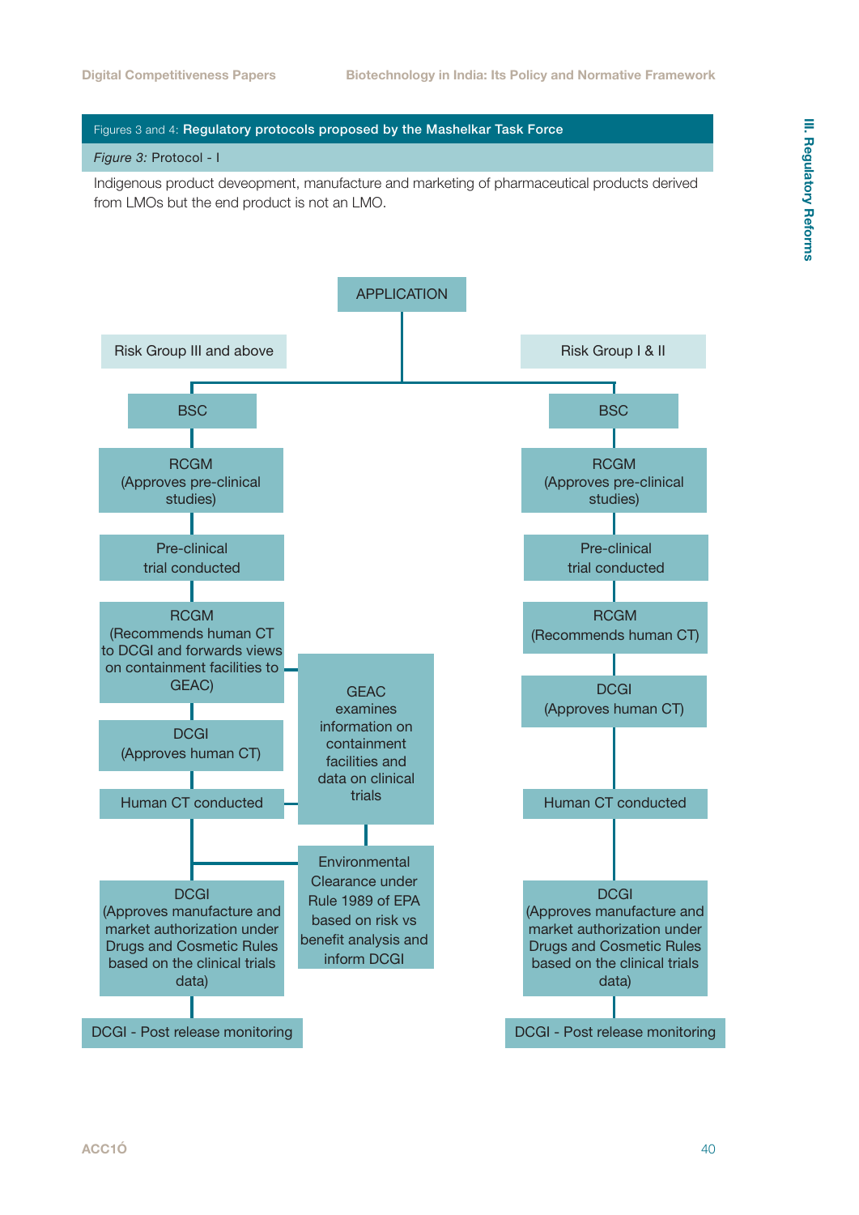Figures 3 and 4: **Regulatory protocols proposed by the Mashelkar Task Force**

*Figure 3:* Protocol - I

Indigenous product deveopment, manufacture and marketing of pharmaceutical products derived from LMOs but the end product is not an LMO.

APPLICATION

**Risk Group III and above**

- BSC
- RCGM (Approves pre-clinical studies)
- Pre-clinical trial conducted
- RCGM (Recommends human CT to DCGI and forwards views on containment facilities to GEAC)
- DCGI (Approves human CT)
- Human CT conducted
- DCGI (Approves manufacture and market authorization under Drugs and Cosmetic Rules based on the clinical trials data)
- DCGI - Post release monitoring

GEAC examines information on containment facilities and data on clinical trials

Environmental Clearance under Rule 1989 of EPA based on risk vs benefit analysis and inform DCGI

**Risk Group I & II**

- BSC
- RCGM (Approves pre-clinical studies)
- Pre-clinical trial conducted
- RCGM (Recommends human CT)
- DCGI (Approves human CT)
- Human CT conducted
- DCGI (Approves manufacture and market authorization under Drugs and Cosmetic Rules based on the clinical trials data)
- DCGI - Post release monitoring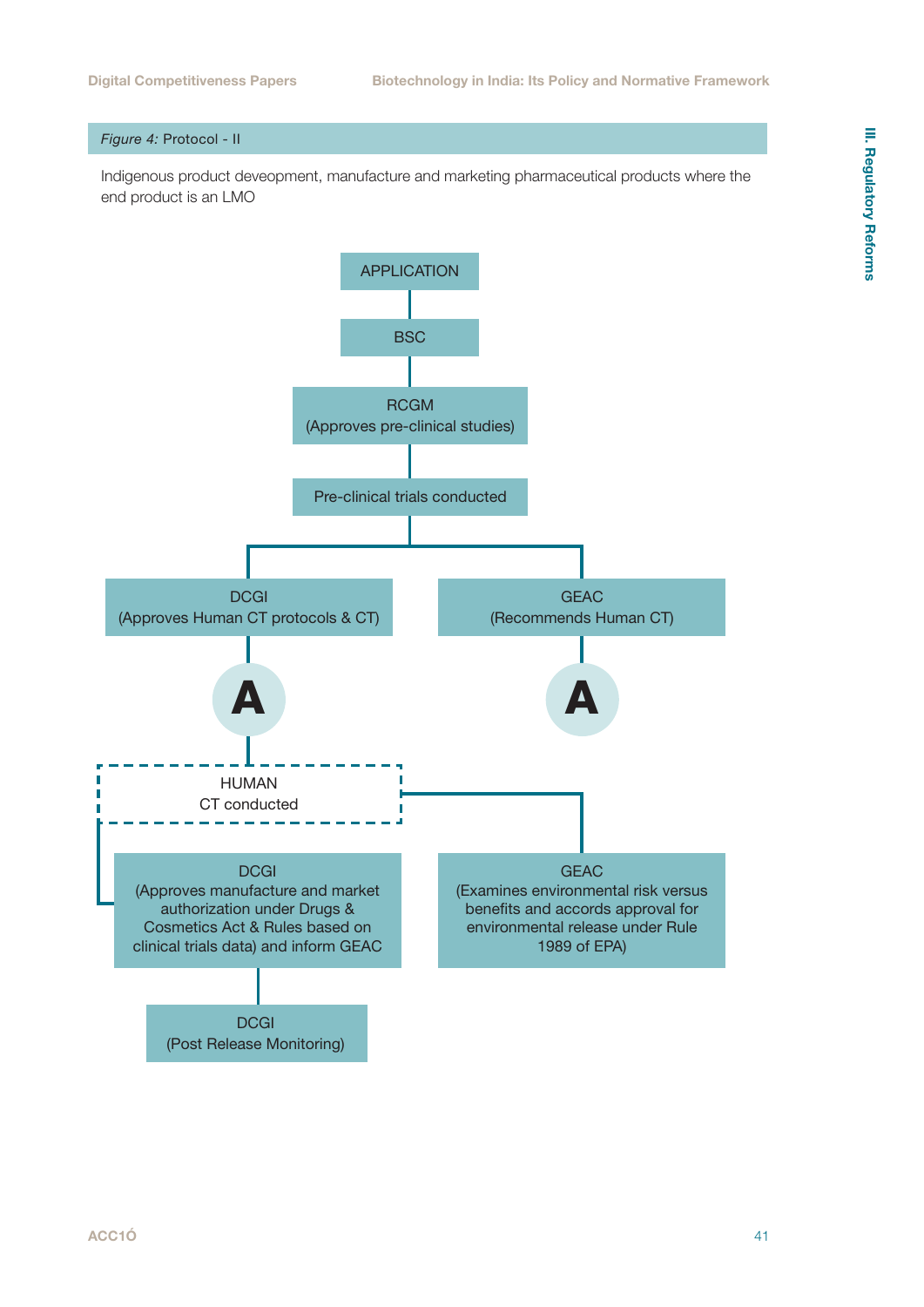*Figure 4:* Protocol - II

Indigenous product deveopment, manufacture and marketing pharmaceutical products where the end product is an LMO

APPLICATION

BSC

RCGM
(Approves pre-clinical studies)

Pre-clinical trials conducted

DCGI
(Approves Human CT protocols & CT)

GEAC
(Recommends Human CT)

A

A

HUMAN
CT conducted

DCGI
(Approves manufacture and market authorization under Drugs & Cosmetics Act & Rules based on clinical trials data) and inform GEAC

GEAC
(Examines environmental risk versus benefits and accords approval for environmental release under Rule 1989 of EPA)

DCGI
(Post Release Monitoring)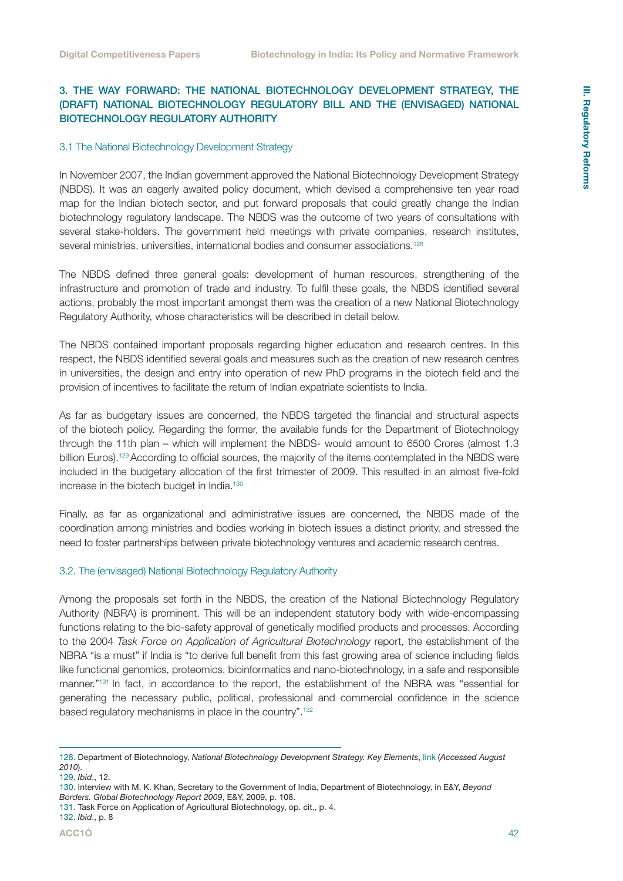## 3. THE WAY FORWARD: THE NATIONAL BIOTECHNOLOGY DEVELOPMENT STRATEGY, THE (DRAFT) NATIONAL BIOTECHNOLOGY REGULATORY BILL AND THE (ENVISAGED) NATIONAL BIOTECHNOLOGY REGULATORY AUTHORITY

### 3.1 The National Biotechnology Development Strategy

In November 2007, the Indian government approved the National Biotechnology Development Strategy (NBDS). It was an eagerly awaited policy document, which devised a comprehensive ten year road map for the Indian biotech sector, and put forward proposals that could greatly change the Indian biotechnology regulatory landscape. The NBDS was the outcome of two years of consultations with several stake-holders. The government held meetings with private companies, research institutes, several ministries, universities, international bodies and consumer associations.[128]

The NBDS defined three general goals: development of human resources, strengthening of the infrastructure and promotion of trade and industry. To fulfil these goals, the NBDS identified several actions, probably the most important amongst them was the creation of a new National Biotechnology Regulatory Authority, whose characteristics will be described in detail below.

The NBDS contained important proposals regarding higher education and research centres. In this respect, the NBDS identified several goals and measures such as the creation of new research centres in universities, the design and entry into operation of new PhD programs in the biotech field and the provision of incentives to facilitate the return of Indian expatriate scientists to India.

As far as budgetary issues are concerned, the NBDS targeted the financial and structural aspects of the biotech policy. Regarding the former, the available funds for the Department of Biotechnology through the 11th plan – which will implement the NBDS- would amount to 6500 Crores (almost 1.3 billion Euros).[129] According to official sources, the majority of the items contemplated in the NBDS were included in the budgetary allocation of the first trimester of 2009. This resulted in an almost five-fold increase in the biotech budget in India.[130]

Finally, as far as organizational and administrative issues are concerned, the NBDS made of the coordination among ministries and bodies working in biotech issues a distinct priority, and stressed the need to foster partnerships between private biotechnology ventures and academic research centres.

### 3.2. The (envisaged) National Biotechnology Regulatory Authority

Among the proposals set forth in the NBDS, the creation of the National Biotechnology Regulatory Authority (NBRA) is prominent. This will be an independent statutory body with wide-encompassing functions relating to the bio-safety approval of genetically modified products and processes. According to the 2004 *Task Force on Application of Agricultural Biotechnology* report, the establishment of the NBRA "is a must" if India is "to derive full benefit from this fast growing area of science including fields like functional genomics, proteomics, bioinformatics and nano-biotechnology, in a safe and responsible manner."[131] In fact, in accordance to the report, the establishment of the NBRA was "essential for generating the necessary public, political, professional and commercial confidence in the science based regulatory mechanisms in place in the country".[132]

---

128. Department of Biotechnology, *National Biotechnology Development Strategy. Key Elements*, link (*Accessed August 2010*).
129. *Ibid*., 12.
130. Interview with M. K. Khan, Secretary to the Government of India, Department of Biotechnology, in E&Y, *Beyond Borders. Global Biotechnology Report 2009*, E&Y, 2009, p. 108.
131. Task Force on Application of Agricultural Biotechnology, op. cit., p. 4.
132. *Ibid*., p. 8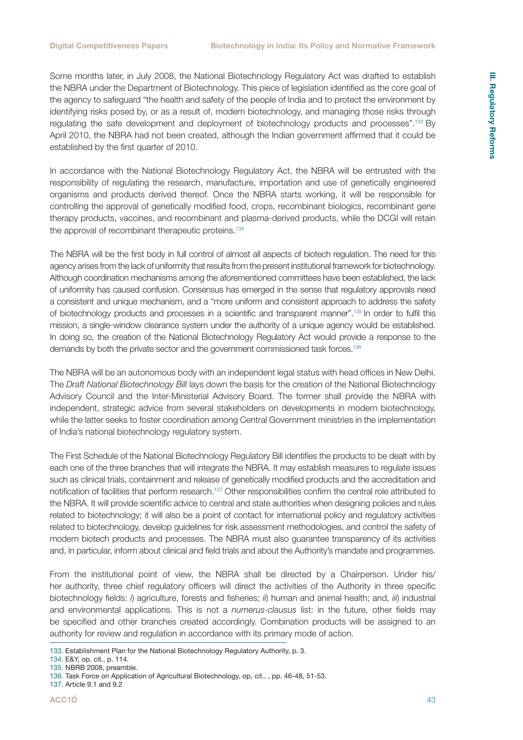Some months later, in July 2008, the National Biotechnology Regulatory Act was drafted to establish the NBRA under the Department of Biotechnology. This piece of legislation identified as the core goal of the agency to safeguard "the health and safety of the people of India and to protect the environment by identifying risks posed by, or as a result of, modern biotechnology, and managing those risks through regulating the safe development and deployment of biotechnology products and processes".[133] By April 2010, the NBRA had not been created, although the Indian government affirmed that it could be established by the first quarter of 2010.

In accordance with the National Biotechnology Regulatory Act, the NBRA will be entrusted with the responsibility of regulating the research, manufacture, importation and use of genetically engineered organisms and products derived thereof. Once the NBRA starts working, it will be responsible for controlling the approval of genetically modified food, crops, recombinant biologics, recombinant gene therapy products, vaccines, and recombinant and plasma-derived products, while the DCGI will retain the approval of recombinant therapeutic proteins.[134]

The NBRA will be the first body in full control of almost all aspects of biotech regulation. The need for this agency arises from the lack of uniformity that results from the present institutional framework for biotechnology. Although coordination mechanisms among the aforementioned committees have been established, the lack of uniformity has caused confusion. Consensus has emerged in the sense that regulatory approvals need a consistent and unique mechanism, and a "more uniform and consistent approach to address the safety of biotechnology products and processes in a scientific and transparent manner".[135] In order to fulfil this mission, a single-window clearance system under the authority of a unique agency would be established. In doing so, the creation of the National Biotechnology Regulatory Act would provide a response to the demands by both the private sector and the government commissioned task forces.[136]

The NBRA will be an autonomous body with an independent legal status with head offices in New Delhi. The *Draft National Biotechnology Bill* lays down the basis for the creation of the National Biotechnology Advisory Council and the Inter-Ministerial Advisory Board. The former shall provide the NBRA with independent, strategic advice from several stakeholders on developments in modern biotechnology, while the latter seeks to foster coordination among Central Government ministries in the implementation of India's national biotechnology regulatory system.

The First Schedule of the National Biotechnology Regulatory Bill identifies the products to be dealt with by each one of the three branches that will integrate the NBRA. It may establish measures to regulate issues such as clinical trials, containment and release of genetically modified products and the accreditation and notification of facilities that perform research.[137] Other responsibilities confirm the central role attributed to the NBRA. It will provide scientific advice to central and state authorities when designing policies and rules related to biotechnology; it will also be a point of contact for international policy and regulatory activities related to biotechnology, develop guidelines for risk assessment methodologies, and control the safety of modern biotech products and processes. The NBRA must also guarantee transparency of its activities and, in particular, inform about clinical and field trials and about the Authority's mandate and programmes.

From the institutional point of view, the NBRA shall be directed by a Chairperson. Under his/her authority, three chief regulatory officers will direct the activities of the Authority in three specific biotechnology fields: *i*) agriculture, forests and fisheries; *ii*) human and animal health; and, *iii*) industrial and environmental applications. This is not a *numerus-clausus* list: in the future, other fields may be specified and other branches created accordingly. Combination products will be assigned to an authority for review and regulation in accordance with its primary mode of action.

133. Establishment Plan for the National Biotechnology Regulatory Authority, p. 3.
134. E&Y, op. cit., p. 114.
135. NBRB 2008, preamble.
136. Task Force on Application of Agricultural Biotechnology, op, cit., , pp. 46-48, 51-53.
137. Article 9.1 and 9.2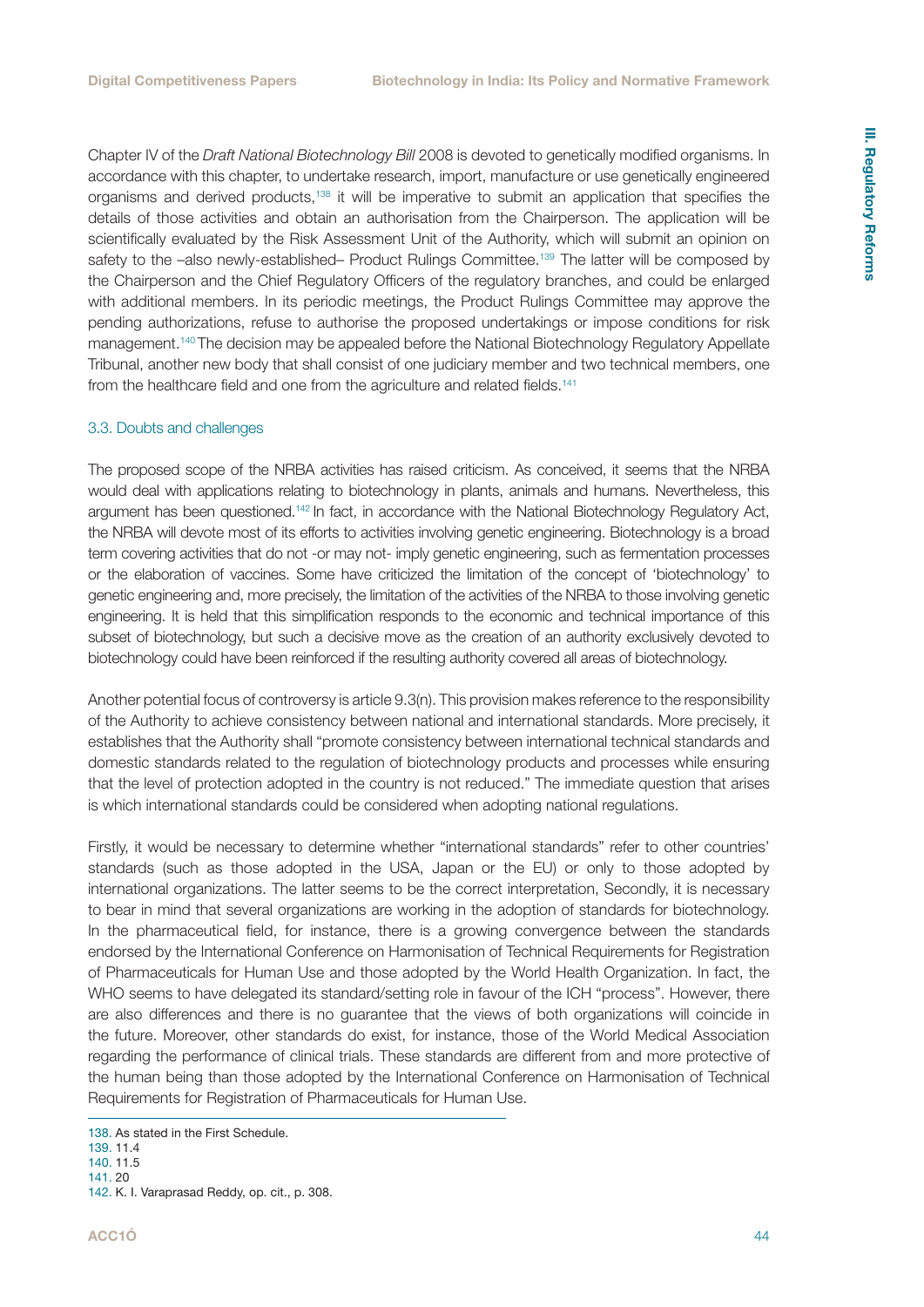Chapter IV of the *Draft National Biotechnology Bill* 2008 is devoted to genetically modified organisms. In accordance with this chapter, to undertake research, import, manufacture or use genetically engineered organisms and derived products,[138] it will be imperative to submit an application that specifies the details of those activities and obtain an authorisation from the Chairperson. The application will be scientifically evaluated by the Risk Assessment Unit of the Authority, which will submit an opinion on safety to the –also newly-established– Product Rulings Committee.[139] The latter will be composed by the Chairperson and the Chief Regulatory Officers of the regulatory branches, and could be enlarged with additional members. In its periodic meetings, the Product Rulings Committee may approve the pending authorizations, refuse to authorise the proposed undertakings or impose conditions for risk management.[140] The decision may be appealed before the National Biotechnology Regulatory Appellate Tribunal, another new body that shall consist of one judiciary member and two technical members, one from the healthcare field and one from the agriculture and related fields.[141]

### 3.3. Doubts and challenges

The proposed scope of the NRBA activities has raised criticism. As conceived, it seems that the NRBA would deal with applications relating to biotechnology in plants, animals and humans. Nevertheless, this argument has been questioned.[142] In fact, in accordance with the National Biotechnology Regulatory Act, the NRBA will devote most of its efforts to activities involving genetic engineering. Biotechnology is a broad term covering activities that do not -or may not- imply genetic engineering, such as fermentation processes or the elaboration of vaccines. Some have criticized the limitation of the concept of 'biotechnology' to genetic engineering and, more precisely, the limitation of the activities of the NRBA to those involving genetic engineering. It is held that this simplification responds to the economic and technical importance of this subset of biotechnology, but such a decisive move as the creation of an authority exclusively devoted to biotechnology could have been reinforced if the resulting authority covered all areas of biotechnology.

Another potential focus of controversy is article 9.3(n). This provision makes reference to the responsibility of the Authority to achieve consistency between national and international standards. More precisely, it establishes that the Authority shall "promote consistency between international technical standards and domestic standards related to the regulation of biotechnology products and processes while ensuring that the level of protection adopted in the country is not reduced." The immediate question that arises is which international standards could be considered when adopting national regulations.

Firstly, it would be necessary to determine whether "international standards" refer to other countries' standards (such as those adopted in the USA, Japan or the EU) or only to those adopted by international organizations. The latter seems to be the correct interpretation, Secondly, it is necessary to bear in mind that several organizations are working in the adoption of standards for biotechnology. In the pharmaceutical field, for instance, there is a growing convergence between the standards endorsed by the International Conference on Harmonisation of Technical Requirements for Registration of Pharmaceuticals for Human Use and those adopted by the World Health Organization. In fact, the WHO seems to have delegated its standard/setting role in favour of the ICH "process". However, there are also differences and there is no guarantee that the views of both organizations will coincide in the future. Moreover, other standards do exist, for instance, those of the World Medical Association regarding the performance of clinical trials. These standards are different from and more protective of the human being than those adopted by the International Conference on Harmonisation of Technical Requirements for Registration of Pharmaceuticals for Human Use.

---

138. As stated in the First Schedule.
139. 11.4
140. 11.5
141. 20
142. K. I. Varaprasad Reddy, op. cit., p. 308.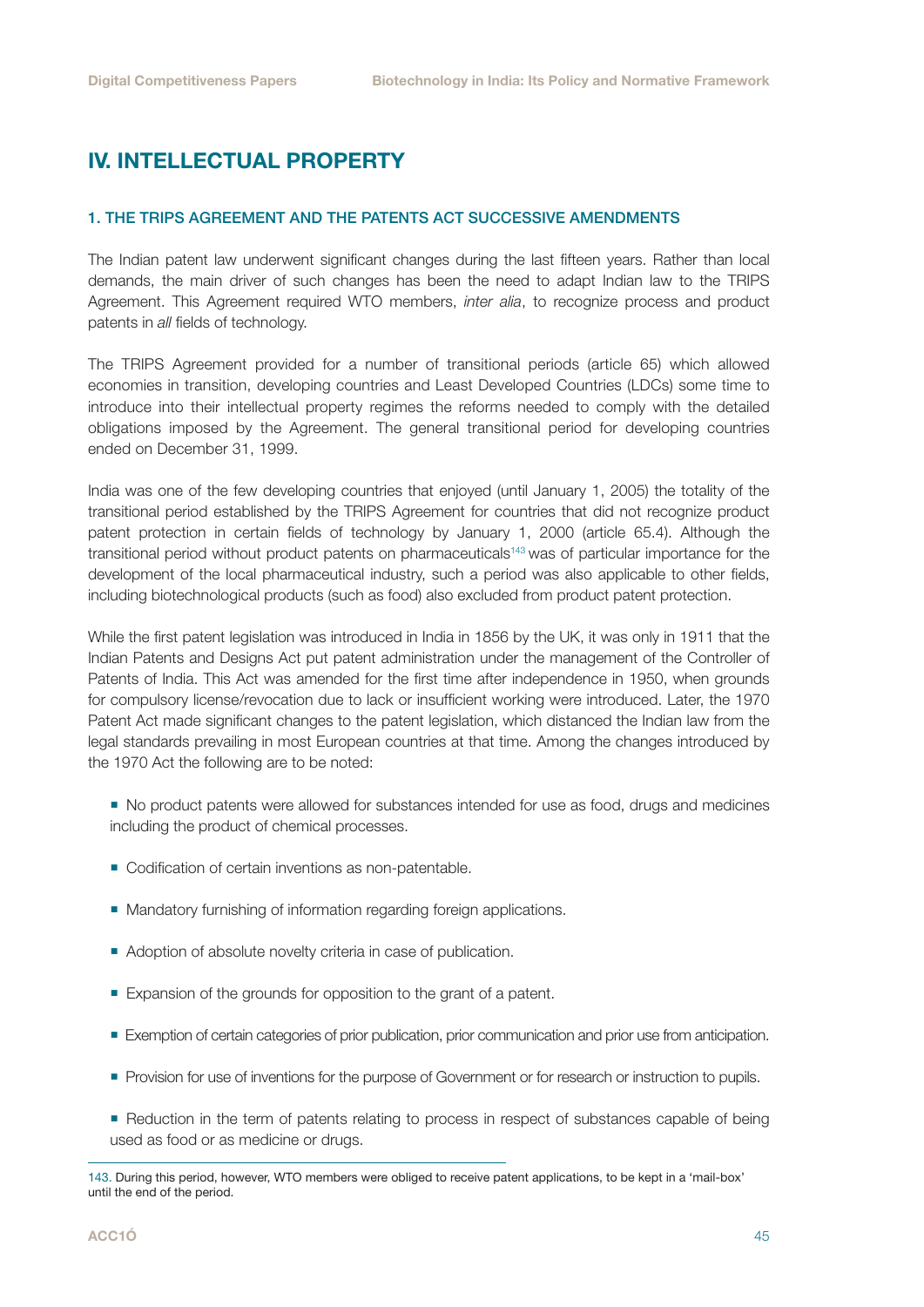## IV. INTELLECTUAL PROPERTY

### 1. THE TRIPS AGREEMENT AND THE PATENTS ACT SUCCESSIVE AMENDMENTS

The Indian patent law underwent significant changes during the last fifteen years. Rather than local demands, the main driver of such changes has been the need to adapt Indian law to the TRIPS Agreement. This Agreement required WTO members, *inter alia*, to recognize process and product patents in *all* fields of technology.

The TRIPS Agreement provided for a number of transitional periods (article 65) which allowed economies in transition, developing countries and Least Developed Countries (LDCs) some time to introduce into their intellectual property regimes the reforms needed to comply with the detailed obligations imposed by the Agreement. The general transitional period for developing countries ended on December 31, 1999.

India was one of the few developing countries that enjoyed (until January 1, 2005) the totality of the transitional period established by the TRIPS Agreement for countries that did not recognize product patent protection in certain fields of technology by January 1, 2000 (article 65.4). Although the transitional period without product patents on pharmaceuticals[143] was of particular importance for the development of the local pharmaceutical industry, such a period was also applicable to other fields, including biotechnological products (such as food) also excluded from product patent protection.

While the first patent legislation was introduced in India in 1856 by the UK, it was only in 1911 that the Indian Patents and Designs Act put patent administration under the management of the Controller of Patents of India. This Act was amended for the first time after independence in 1950, when grounds for compulsory license/revocation due to lack or insufficient working were introduced. Later, the 1970 Patent Act made significant changes to the patent legislation, which distanced the Indian law from the legal standards prevailing in most European countries at that time. Among the changes introduced by the 1970 Act the following are to be noted:

- No product patents were allowed for substances intended for use as food, drugs and medicines including the product of chemical processes.
- Codification of certain inventions as non-patentable.
- Mandatory furnishing of information regarding foreign applications.
- Adoption of absolute novelty criteria in case of publication.
- Expansion of the grounds for opposition to the grant of a patent.
- Exemption of certain categories of prior publication, prior communication and prior use from anticipation.
- Provision for use of inventions for the purpose of Government or for research or instruction to pupils.
- Reduction in the term of patents relating to process in respect of substances capable of being used as food or as medicine or drugs.

---

143. During this period, however, WTO members were obliged to receive patent applications, to be kept in a 'mail-box' until the end of the period.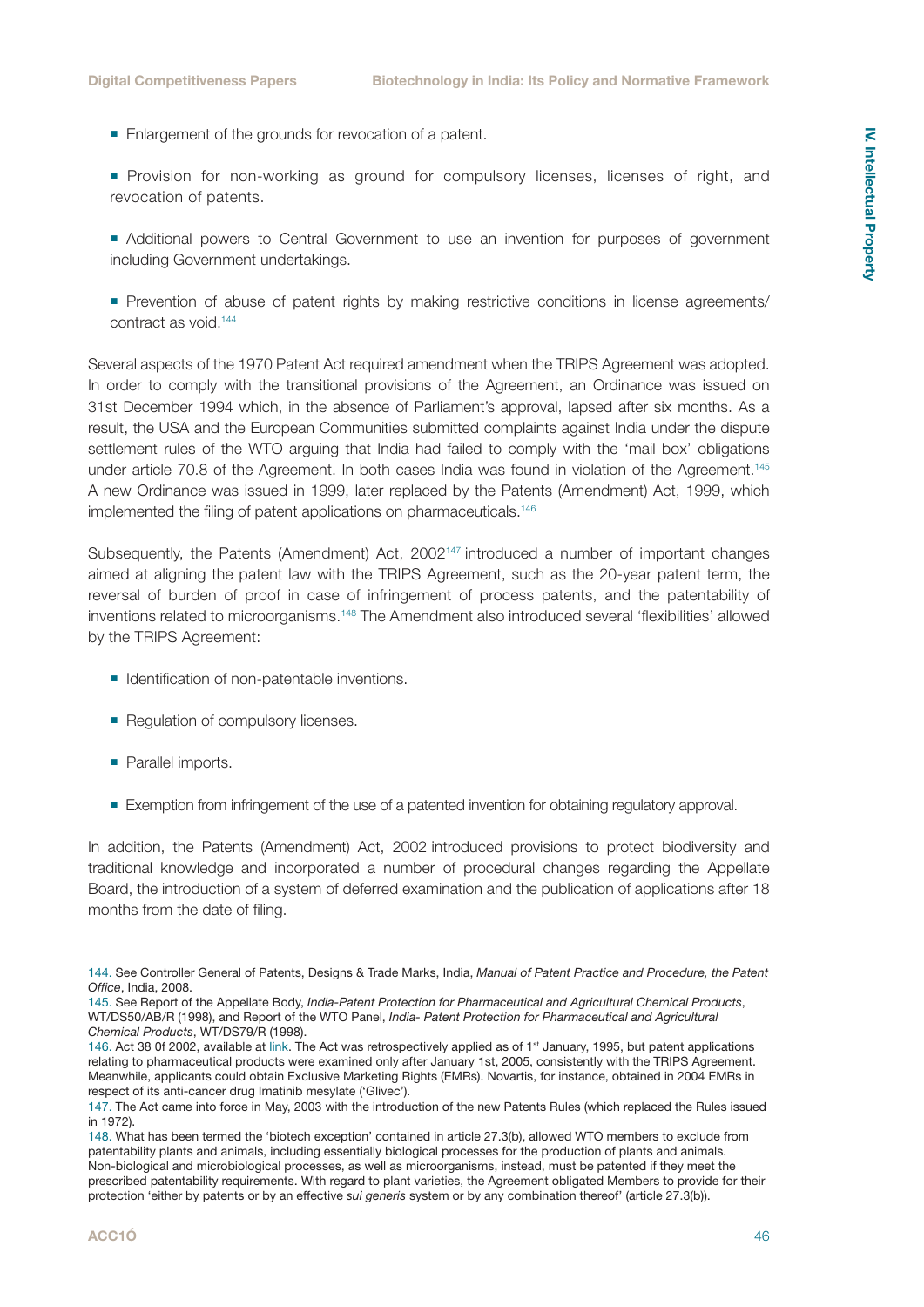- Enlargement of the grounds for revocation of a patent.
- Provision for non-working as ground for compulsory licenses, licenses of right, and revocation of patents.
- Additional powers to Central Government to use an invention for purposes of government including Government undertakings.
- Prevention of abuse of patent rights by making restrictive conditions in license agreements/contract as void.[144]

Several aspects of the 1970 Patent Act required amendment when the TRIPS Agreement was adopted. In order to comply with the transitional provisions of the Agreement, an Ordinance was issued on 31st December 1994 which, in the absence of Parliament's approval, lapsed after six months. As a result, the USA and the European Communities submitted complaints against India under the dispute settlement rules of the WTO arguing that India had failed to comply with the 'mail box' obligations under article 70.8 of the Agreement. In both cases India was found in violation of the Agreement.[145] A new Ordinance was issued in 1999, later replaced by the Patents (Amendment) Act, 1999, which implemented the filing of patent applications on pharmaceuticals.[146]

Subsequently, the Patents (Amendment) Act, 2002[147] introduced a number of important changes aimed at aligning the patent law with the TRIPS Agreement, such as the 20-year patent term, the reversal of burden of proof in case of infringement of process patents, and the patentability of inventions related to microorganisms.[148] The Amendment also introduced several 'flexibilities' allowed by the TRIPS Agreement:

- Identification of non-patentable inventions.
- Regulation of compulsory licenses.
- Parallel imports.
- Exemption from infringement of the use of a patented invention for obtaining regulatory approval.

In addition, the Patents (Amendment) Act, 2002 introduced provisions to protect biodiversity and traditional knowledge and incorporated a number of procedural changes regarding the Appellate Board, the introduction of a system of deferred examination and the publication of applications after 18 months from the date of filing.

---

144. See Controller General of Patents, Designs & Trade Marks, India, *Manual of Patent Practice and Procedure, the Patent Office*, India, 2008.

145. See Report of the Appellate Body, *India-Patent Protection for Pharmaceutical and Agricultural Chemical Products*, WT/DS50/AB/R (1998), and Report of the WTO Panel, *India- Patent Protection for Pharmaceutical and Agricultural Chemical Products*, WT/DS79/R (1998).

146. Act 38 0f 2002, available at link. The Act was retrospectively applied as of 1st January, 1995, but patent applications relating to pharmaceutical products were examined only after January 1st, 2005, consistently with the TRIPS Agreement. Meanwhile, applicants could obtain Exclusive Marketing Rights (EMRs). Novartis, for instance, obtained in 2004 EMRs in respect of its anti-cancer drug Imatinib mesylate ('Glivec').

147. The Act came into force in May, 2003 with the introduction of the new Patents Rules (which replaced the Rules issued in 1972).

148. What has been termed the 'biotech exception' contained in article 27.3(b), allowed WTO members to exclude from patentability plants and animals, including essentially biological processes for the production of plants and animals. Non-biological and microbiological processes, as well as microorganisms, instead, must be patented if they meet the prescribed patentability requirements. With regard to plant varieties, the Agreement obligated Members to provide for their protection 'either by patents or by an effective *sui generis* system or by any combination thereof' (article 27.3(b)).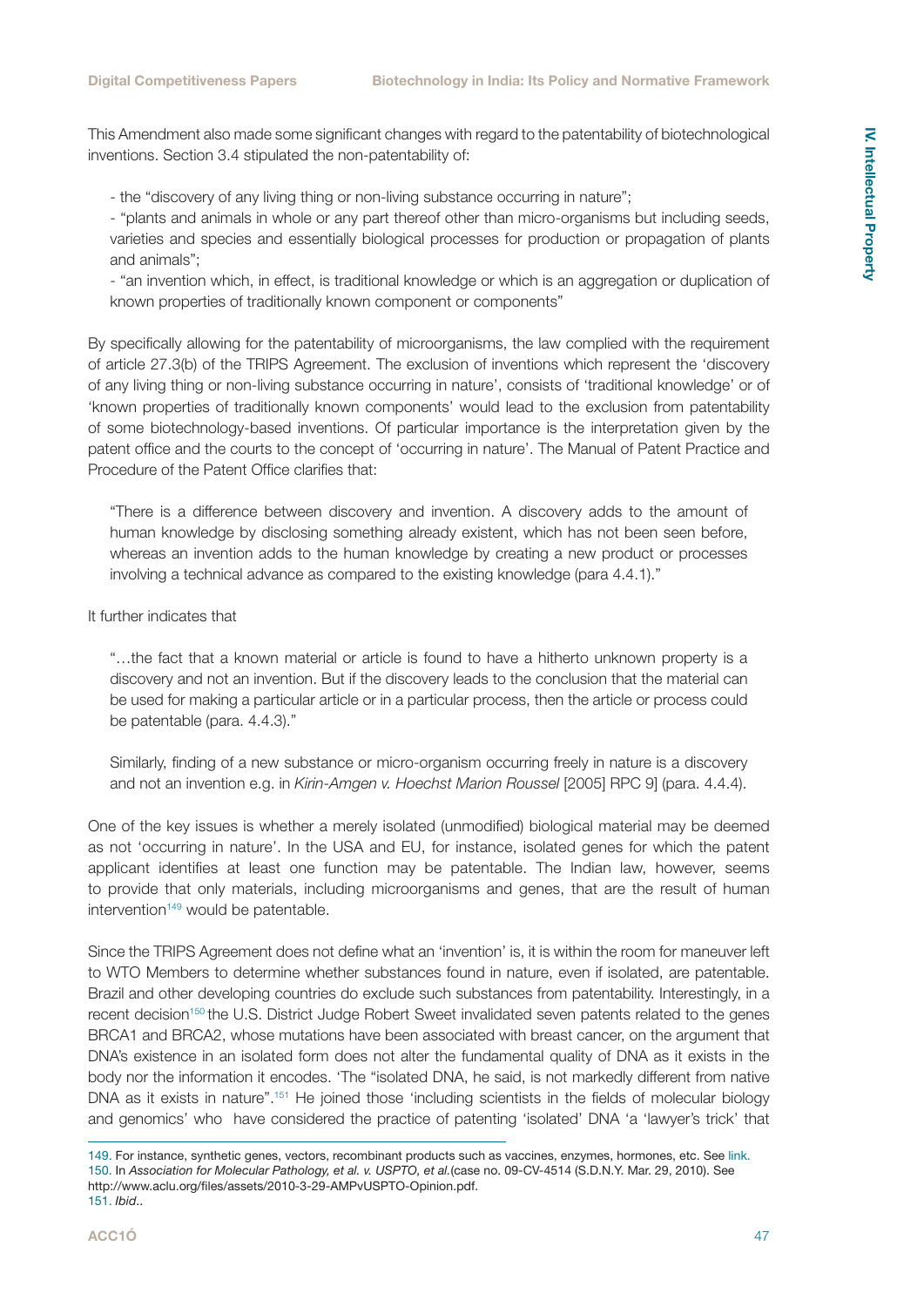This Amendment also made some significant changes with regard to the patentability of biotechnological inventions. Section 3.4 stipulated the non-patentability of:

- the "discovery of any living thing or non-living substance occurring in nature";
- "plants and animals in whole or any part thereof other than micro-organisms but including seeds, varieties and species and essentially biological processes for production or propagation of plants and animals";
- "an invention which, in effect, is traditional knowledge or which is an aggregation or duplication of known properties of traditionally known component or components"

By specifically allowing for the patentability of microorganisms, the law complied with the requirement of article 27.3(b) of the TRIPS Agreement. The exclusion of inventions which represent the 'discovery of any living thing or non-living substance occurring in nature', consists of 'traditional knowledge' or of 'known properties of traditionally known components' would lead to the exclusion from patentability of some biotechnology-based inventions. Of particular importance is the interpretation given by the patent office and the courts to the concept of 'occurring in nature'. The Manual of Patent Practice and Procedure of the Patent Office clarifies that:

> "There is a difference between discovery and invention. A discovery adds to the amount of human knowledge by disclosing something already existent, which has not been seen before, whereas an invention adds to the human knowledge by creating a new product or processes involving a technical advance as compared to the existing knowledge (para 4.4.1)."

It further indicates that

> "…the fact that a known material or article is found to have a hitherto unknown property is a discovery and not an invention. But if the discovery leads to the conclusion that the material can be used for making a particular article or in a particular process, then the article or process could be patentable (para. 4.4.3)."
>
> Similarly, finding of a new substance or micro-organism occurring freely in nature is a discovery and not an invention e.g. in *Kirin-Amgen v. Hoechst Marion Roussel* [2005] RPC 9] (para. 4.4.4).

One of the key issues is whether a merely isolated (unmodified) biological material may be deemed as not 'occurring in nature'. In the USA and EU, for instance, isolated genes for which the patent applicant identifies at least one function may be patentable. The Indian law, however, seems to provide that only materials, including microorganisms and genes, that are the result of human intervention[149] would be patentable.

Since the TRIPS Agreement does not define what an 'invention' is, it is within the room for maneuver left to WTO Members to determine whether substances found in nature, even if isolated, are patentable. Brazil and other developing countries do exclude such substances from patentability. Interestingly, in a recent decision[150] the U.S. District Judge Robert Sweet invalidated seven patents related to the genes BRCA1 and BRCA2, whose mutations have been associated with breast cancer, on the argument that DNA's existence in an isolated form does not alter the fundamental quality of DNA as it exists in the body nor the information it encodes. 'The "isolated DNA, he said, is not markedly different from native DNA as it exists in nature".[151] He joined those 'including scientists in the fields of molecular biology and genomics' who have considered the practice of patenting 'isolated' DNA 'a 'lawyer's trick' that

---

149. For instance, synthetic genes, vectors, recombinant products such as vaccines, enzymes, hormones, etc. See link.
150. In *Association for Molecular Pathology, et al. v. USPTO, et al.*(case no. 09-CV-4514 (S.D.N.Y. Mar. 29, 2010). See http://www.aclu.org/files/assets/2010-3-29-AMPvUSPTO-Opinion.pdf.
151. *Ibid*..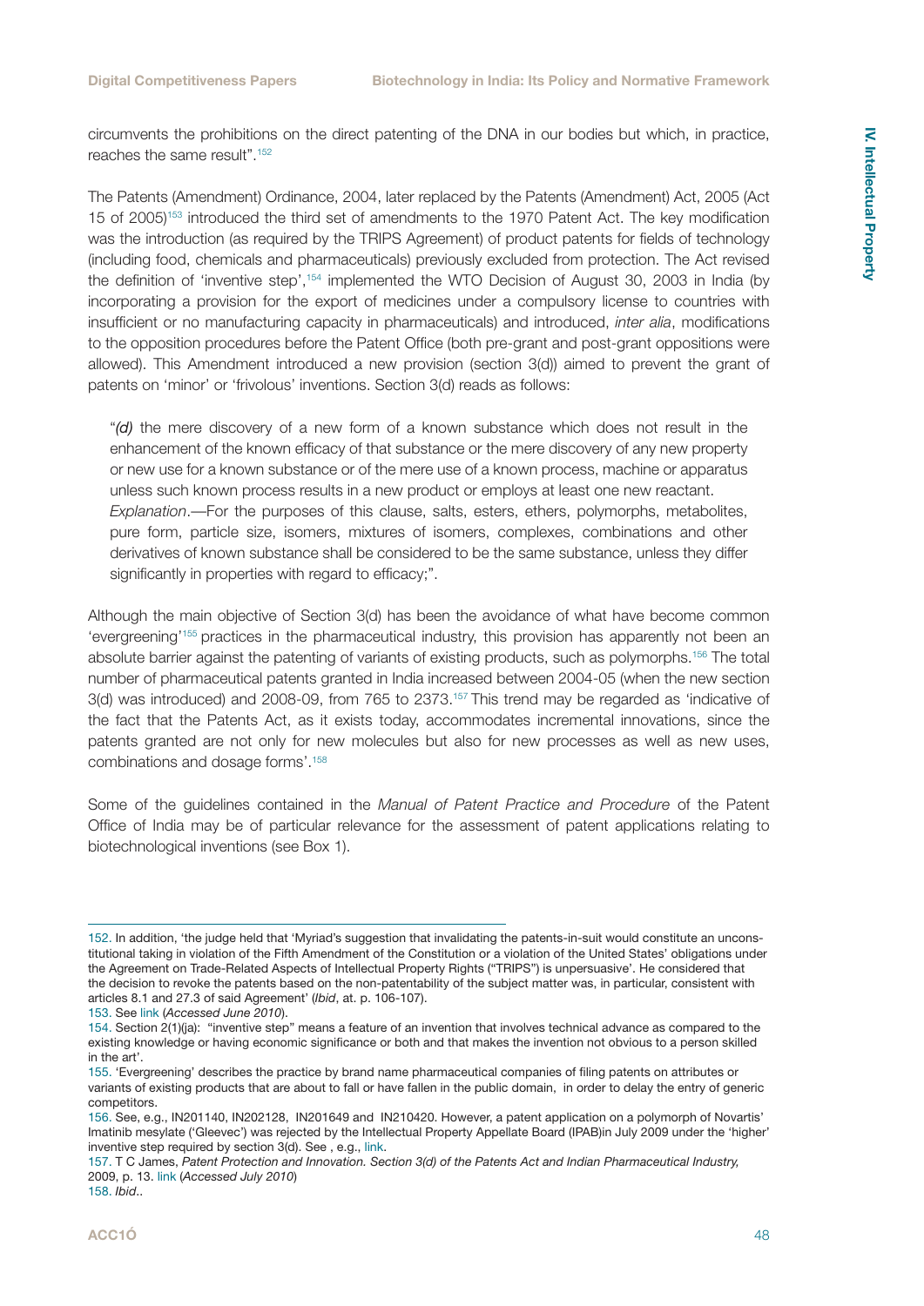circumvents the prohibitions on the direct patenting of the DNA in our bodies but which, in practice, reaches the same result".[152]

The Patents (Amendment) Ordinance, 2004, later replaced by the Patents (Amendment) Act, 2005 (Act 15 of 2005)[153] introduced the third set of amendments to the 1970 Patent Act. The key modification was the introduction (as required by the TRIPS Agreement) of product patents for fields of technology (including food, chemicals and pharmaceuticals) previously excluded from protection. The Act revised the definition of 'inventive step',[154] implemented the WTO Decision of August 30, 2003 in India (by incorporating a provision for the export of medicines under a compulsory license to countries with insufficient or no manufacturing capacity in pharmaceuticals) and introduced, *inter alia*, modifications to the opposition procedures before the Patent Office (both pre-grant and post-grant oppositions were allowed). This Amendment introduced a new provision (section 3(d)) aimed to prevent the grant of patents on 'minor' or 'frivolous' inventions. Section 3(d) reads as follows:

> "*(d)* the mere discovery of a new form of a known substance which does not result in the enhancement of the known efficacy of that substance or the mere discovery of any new property or new use for a known substance or of the mere use of a known process, machine or apparatus unless such known process results in a new product or employs at least one new reactant.
> *Explanation*.—For the purposes of this clause, salts, esters, ethers, polymorphs, metabolites, pure form, particle size, isomers, mixtures of isomers, complexes, combinations and other derivatives of known substance shall be considered to be the same substance, unless they differ significantly in properties with regard to efficacy;".

Although the main objective of Section 3(d) has been the avoidance of what have become common 'evergreening'[155] practices in the pharmaceutical industry, this provision has apparently not been an absolute barrier against the patenting of variants of existing products, such as polymorphs.[156] The total number of pharmaceutical patents granted in India increased between 2004-05 (when the new section 3(d) was introduced) and 2008-09, from 765 to 2373.[157] This trend may be regarded as 'indicative of the fact that the Patents Act, as it exists today, accommodates incremental innovations, since the patents granted are not only for new molecules but also for new processes as well as new uses, combinations and dosage forms'.[158]

Some of the guidelines contained in the *Manual of Patent Practice and Procedure* of the Patent Office of India may be of particular relevance for the assessment of patent applications relating to biotechnological inventions (see Box 1).

---

152. In addition, 'the judge held that 'Myriad's suggestion that invalidating the patents-in-suit would constitute an unconstitutional taking in violation of the Fifth Amendment of the Constitution or a violation of the United States' obligations under the Agreement on Trade-Related Aspects of Intellectual Property Rights ("TRIPS") is unpersuasive'. He considered that the decision to revoke the patents based on the non-patentability of the subject matter was, in particular, consistent with articles 8.1 and 27.3 of said Agreement' (*Ibid*, at. p. 106-107).

153. See link (*Accessed June 2010*).

154. Section 2(1)(ja): "inventive step" means a feature of an invention that involves technical advance as compared to the existing knowledge or having economic significance or both and that makes the invention not obvious to a person skilled in the art'.

155. 'Evergreening' describes the practice by brand name pharmaceutical companies of filing patents on attributes or variants of existing products that are about to fall or have fallen in the public domain, in order to delay the entry of generic competitors.

156. See, e.g., IN201140, IN202128, IN201649 and IN210420. However, a patent application on a polymorph of Novartis' Imatinib mesylate ('Gleevec') was rejected by the Intellectual Property Appellate Board (IPAB)in July 2009 under the 'higher' inventive step required by section 3(d). See , e.g., link.

157. T C James, *Patent Protection and Innovation. Section 3(d) of the Patents Act and Indian Pharmaceutical Industry,* 2009, p. 13. link (*Accessed July 2010*)

158. *Ibid.*.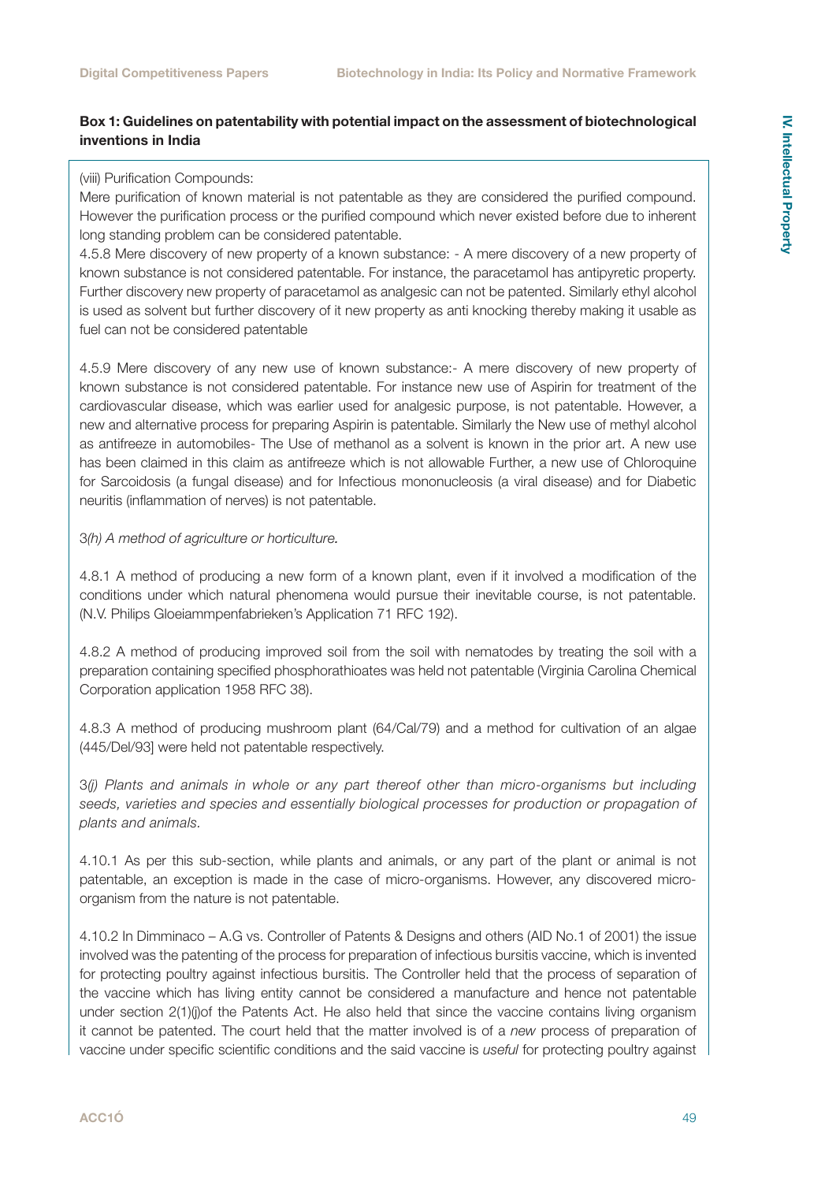**Box 1: Guidelines on patentability with potential impact on the assessment of biotechnological inventions in India**

(viii) Purification Compounds:
Mere purification of known material is not patentable as they are considered the purified compound. However the purification process or the purified compound which never existed before due to inherent long standing problem can be considered patentable.
4.5.8 Mere discovery of new property of a known substance: - A mere discovery of a new property of known substance is not considered patentable. For instance, the paracetamol has antipyretic property. Further discovery new property of paracetamol as analgesic can not be patented. Similarly ethyl alcohol is used as solvent but further discovery of it new property as anti knocking thereby making it usable as fuel can not be considered patentable

4.5.9 Mere discovery of any new use of known substance:- A mere discovery of new property of known substance is not considered patentable. For instance new use of Aspirin for treatment of the cardiovascular disease, which was earlier used for analgesic purpose, is not patentable. However, a new and alternative process for preparing Aspirin is patentable. Similarly the New use of methyl alcohol as antifreeze in automobiles- The Use of methanol as a solvent is known in the prior art. A new use has been claimed in this claim as antifreeze which is not allowable Further, a new use of Chloroquine for Sarcoidosis (a fungal disease) and for Infectious mononucleosis (a viral disease) and for Diabetic neuritis (inflammation of nerves) is not patentable.

3*(h) A method of agriculture or horticulture.*

4.8.1 A method of producing a new form of a known plant, even if it involved a modification of the conditions under which natural phenomena would pursue their inevitable course, is not patentable. (N.V. Philips Gloeiammpenfabrieken's Application 71 RFC 192).

4.8.2 A method of producing improved soil from the soil with nematodes by treating the soil with a preparation containing specified phosphorathioates was held not patentable (Virginia Carolina Chemical Corporation application 1958 RFC 38).

4.8.3 A method of producing mushroom plant (64/Cal/79) and a method for cultivation of an algae (445/Del/93] were held not patentable respectively.

3*(j) Plants and animals in whole or any part thereof other than micro-organisms but including seeds, varieties and species and essentially biological processes for production or propagation of plants and animals.*

4.10.1 As per this sub-section, while plants and animals, or any part of the plant or animal is not patentable, an exception is made in the case of micro-organisms. However, any discovered micro-organism from the nature is not patentable.

4.10.2 In Dimminaco – A.G vs. Controller of Patents & Designs and others (AID No.1 of 2001) the issue involved was the patenting of the process for preparation of infectious bursitis vaccine, which is invented for protecting poultry against infectious bursitis. The Controller held that the process of separation of the vaccine which has living entity cannot be considered a manufacture and hence not patentable under section 2(1)(j)of the Patents Act. He also held that since the vaccine contains living organism it cannot be patented. The court held that the matter involved is of a *new* process of preparation of vaccine under specific scientific conditions and the said vaccine is *useful* for protecting poultry against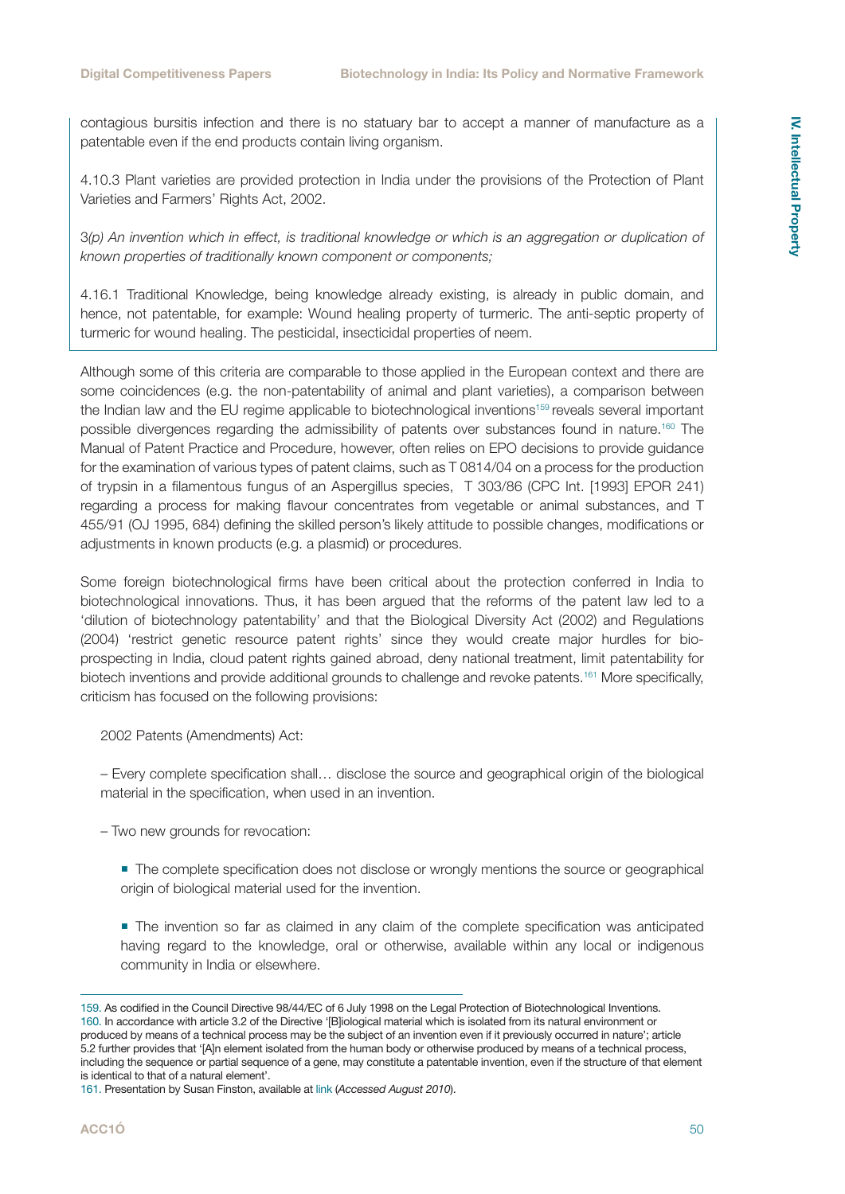contagious bursitis infection and there is no statuary bar to accept a manner of manufacture as a patentable even if the end products contain living organism.

4.10.3 Plant varieties are provided protection in India under the provisions of the Protection of Plant Varieties and Farmers' Rights Act, 2002.

3*(p) An invention which in effect, is traditional knowledge or which is an aggregation or duplication of known properties of traditionally known component or components;*

4.16.1 Traditional Knowledge, being knowledge already existing, is already in public domain, and hence, not patentable, for example: Wound healing property of turmeric. The anti-septic property of turmeric for wound healing. The pesticidal, insecticidal properties of neem.

Although some of this criteria are comparable to those applied in the European context and there are some coincidences (e.g. the non-patentability of animal and plant varieties), a comparison between the Indian law and the EU regime applicable to biotechnological inventions[159] reveals several important possible divergences regarding the admissibility of patents over substances found in nature.[160] The Manual of Patent Practice and Procedure, however, often relies on EPO decisions to provide guidance for the examination of various types of patent claims, such as T 0814/04 on a process for the production of trypsin in a filamentous fungus of an Aspergillus species, T 303/86 (CPC Int. [1993] EPOR 241) regarding a process for making flavour concentrates from vegetable or animal substances, and T 455/91 (OJ 1995, 684) defining the skilled person's likely attitude to possible changes, modifications or adjustments in known products (e.g. a plasmid) or procedures.

Some foreign biotechnological firms have been critical about the protection conferred in India to biotechnological innovations. Thus, it has been argued that the reforms of the patent law led to a 'dilution of biotechnology patentability' and that the Biological Diversity Act (2002) and Regulations (2004) 'restrict genetic resource patent rights' since they would create major hurdles for bio-prospecting in India, cloud patent rights gained abroad, deny national treatment, limit patentability for biotech inventions and provide additional grounds to challenge and revoke patents.[161] More specifically, criticism has focused on the following provisions:

2002 Patents (Amendments) Act:

– Every complete specification shall… disclose the source and geographical origin of the biological material in the specification, when used in an invention.

– Two new grounds for revocation:

- The complete specification does not disclose or wrongly mentions the source or geographical origin of biological material used for the invention.
- The invention so far as claimed in any claim of the complete specification was anticipated having regard to the knowledge, oral or otherwise, available within any local or indigenous community in India or elsewhere.

---

159. As codified in the Council Directive 98/44/EC of 6 July 1998 on the Legal Protection of Biotechnological Inventions.

160. In accordance with article 3.2 of the Directive '[B]iological material which is isolated from its natural environment or produced by means of a technical process may be the subject of an invention even if it previously occurred in nature'; article 5.2 further provides that '[A]n element isolated from the human body or otherwise produced by means of a technical process, including the sequence or partial sequence of a gene, may constitute a patentable invention, even if the structure of that element is identical to that of a natural element'.

161. Presentation by Susan Finston, available at link (*Accessed August 2010*).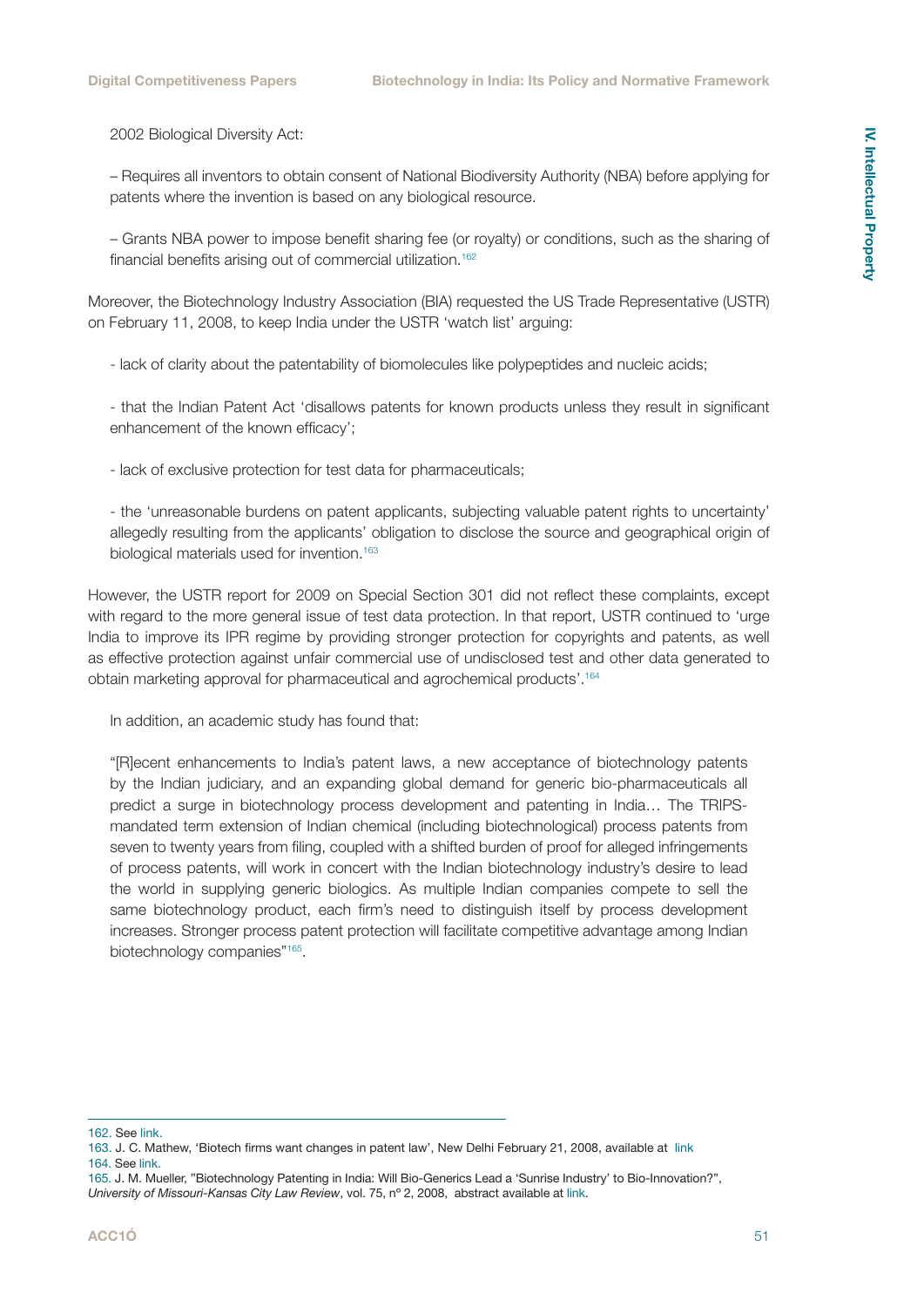2002 Biological Diversity Act:

– Requires all inventors to obtain consent of National Biodiversity Authority (NBA) before applying for patents where the invention is based on any biological resource.

– Grants NBA power to impose benefit sharing fee (or royalty) or conditions, such as the sharing of financial benefits arising out of commercial utilization.[162]

Moreover, the Biotechnology Industry Association (BIA) requested the US Trade Representative (USTR) on February 11, 2008, to keep India under the USTR 'watch list' arguing:

- lack of clarity about the patentability of biomolecules like polypeptides and nucleic acids;

- that the Indian Patent Act 'disallows patents for known products unless they result in significant enhancement of the known efficacy';

- lack of exclusive protection for test data for pharmaceuticals;

- the 'unreasonable burdens on patent applicants, subjecting valuable patent rights to uncertainty' allegedly resulting from the applicants' obligation to disclose the source and geographical origin of biological materials used for invention.[163]

However, the USTR report for 2009 on Special Section 301 did not reflect these complaints, except with regard to the more general issue of test data protection. In that report, USTR continued to 'urge India to improve its IPR regime by providing stronger protection for copyrights and patents, as well as effective protection against unfair commercial use of undisclosed test and other data generated to obtain marketing approval for pharmaceutical and agrochemical products'.[164]

In addition, an academic study has found that:

> "[R]ecent enhancements to India's patent laws, a new acceptance of biotechnology patents by the Indian judiciary, and an expanding global demand for generic bio-pharmaceuticals all predict a surge in biotechnology process development and patenting in India… The TRIPS-mandated term extension of Indian chemical (including biotechnological) process patents from seven to twenty years from filing, coupled with a shifted burden of proof for alleged infringements of process patents, will work in concert with the Indian biotechnology industry's desire to lead the world in supplying generic biologics. As multiple Indian companies compete to sell the same biotechnology product, each firm's need to distinguish itself by process development increases. Stronger process patent protection will facilitate competitive advantage among Indian biotechnology companies"[165].

---

162. See link.

163. J. C. Mathew, 'Biotech firms want changes in patent law', New Delhi February 21, 2008, available at link

164. See link.

165. J. M. Mueller, "Biotechnology Patenting in India: Will Bio-Generics Lead a 'Sunrise Industry' to Bio-Innovation?", *University of Missouri-Kansas City Law Review*, vol. 75, nº 2, 2008, abstract available at link.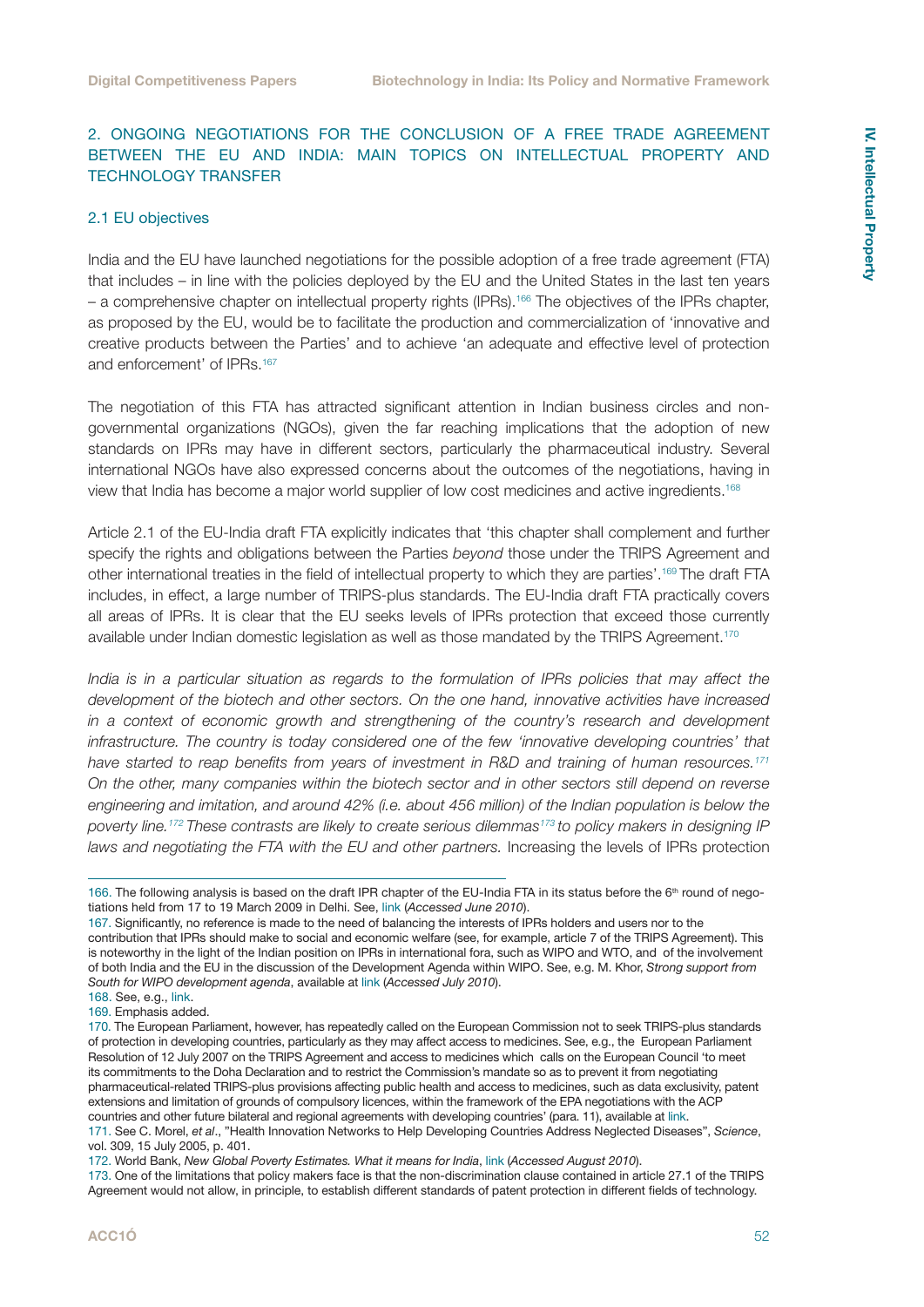## 2. ONGOING NEGOTIATIONS FOR THE CONCLUSION OF A FREE TRADE AGREEMENT BETWEEN THE EU AND INDIA: MAIN TOPICS ON INTELLECTUAL PROPERTY AND TECHNOLOGY TRANSFER

### 2.1 EU objectives

India and the EU have launched negotiations for the possible adoption of a free trade agreement (FTA) that includes – in line with the policies deployed by the EU and the United States in the last ten years – a comprehensive chapter on intellectual property rights (IPRs).[166] The objectives of the IPRs chapter, as proposed by the EU, would be to facilitate the production and commercialization of 'innovative and creative products between the Parties' and to achieve 'an adequate and effective level of protection and enforcement' of IPRs.[167]

The negotiation of this FTA has attracted significant attention in Indian business circles and non-governmental organizations (NGOs), given the far reaching implications that the adoption of new standards on IPRs may have in different sectors, particularly the pharmaceutical industry. Several international NGOs have also expressed concerns about the outcomes of the negotiations, having in view that India has become a major world supplier of low cost medicines and active ingredients.[168]

Article 2.1 of the EU-India draft FTA explicitly indicates that 'this chapter shall complement and further specify the rights and obligations between the Parties *beyond* those under the TRIPS Agreement and other international treaties in the field of intellectual property to which they are parties'.[169] The draft FTA includes, in effect, a large number of TRIPS-plus standards. The EU-India draft FTA practically covers all areas of IPRs. It is clear that the EU seeks levels of IPRs protection that exceed those currently available under Indian domestic legislation as well as those mandated by the TRIPS Agreement.[170]

*India is in a particular situation as regards to the formulation of IPRs policies that may affect the development of the biotech and other sectors. On the one hand, innovative activities have increased in a context of economic growth and strengthening of the country's research and development infrastructure. The country is today considered one of the few 'innovative developing countries' that have started to reap benefits from years of investment in R&D and training of human resources.*[171] *On the other, many companies within the biotech sector and in other sectors still depend on reverse engineering and imitation, and around 42% (i.e. about 456 million) of the Indian population is below the poverty line.*[172] *These contrasts are likely to create serious dilemmas*[173] *to policy makers in designing IP laws and negotiating the FTA with the EU and other partners.* Increasing the levels of IPRs protection

---

166. The following analysis is based on the draft IPR chapter of the EU-India FTA in its status before the 6th round of negotiations held from 17 to 19 March 2009 in Delhi. See, link (*Accessed June 2010*).

167. Significantly, no reference is made to the need of balancing the interests of IPRs holders and users nor to the contribution that IPRs should make to social and economic welfare (see, for example, article 7 of the TRIPS Agreement). This is noteworthy in the light of the Indian position on IPRs in international fora, such as WIPO and WTO, and of the involvement of both India and the EU in the discussion of the Development Agenda within WIPO. See, e.g. M. Khor, *Strong support from South for WIPO development agenda*, available at link (*Accessed July 2010*).

168. See, e.g., link.

169. Emphasis added.

170. The European Parliament, however, has repeatedly called on the European Commission not to seek TRIPS-plus standards of protection in developing countries, particularly as they may affect access to medicines. See, e.g., the European Parliament Resolution of 12 July 2007 on the TRIPS Agreement and access to medicines which calls on the European Council 'to meet its commitments to the Doha Declaration and to restrict the Commission's mandate so as to prevent it from negotiating pharmaceutical-related TRIPS-plus provisions affecting public health and access to medicines, such as data exclusivity, patent extensions and limitation of grounds of compulsory licences, within the framework of the EPA negotiations with the ACP countries and other future bilateral and regional agreements with developing countries' (para. 11), available at link.

171. See C. Morel, *et al*., "Health Innovation Networks to Help Developing Countries Address Neglected Diseases", *Science*, vol. 309, 15 July 2005, p. 401.

172. World Bank, *New Global Poverty Estimates. What it means for India*, link (*Accessed August 2010*).

173. One of the limitations that policy makers face is that the non-discrimination clause contained in article 27.1 of the TRIPS Agreement would not allow, in principle, to establish different standards of patent protection in different fields of technology.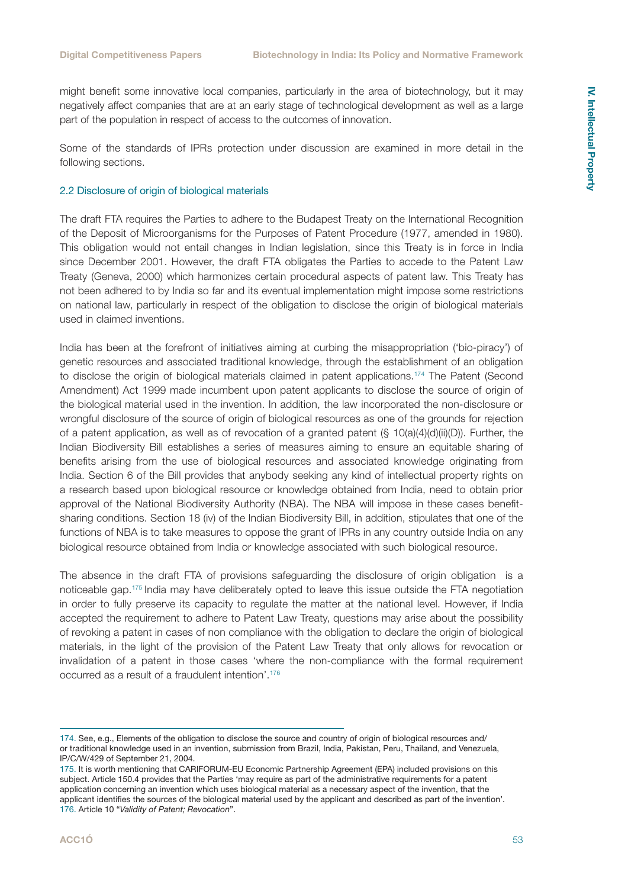might benefit some innovative local companies, particularly in the area of biotechnology, but it may negatively affect companies that are at an early stage of technological development as well as a large part of the population in respect of access to the outcomes of innovation.

Some of the standards of IPRs protection under discussion are examined in more detail in the following sections.

### 2.2 Disclosure of origin of biological materials

The draft FTA requires the Parties to adhere to the Budapest Treaty on the International Recognition of the Deposit of Microorganisms for the Purposes of Patent Procedure (1977, amended in 1980). This obligation would not entail changes in Indian legislation, since this Treaty is in force in India since December 2001. However, the draft FTA obligates the Parties to accede to the Patent Law Treaty (Geneva, 2000) which harmonizes certain procedural aspects of patent law. This Treaty has not been adhered to by India so far and its eventual implementation might impose some restrictions on national law, particularly in respect of the obligation to disclose the origin of biological materials used in claimed inventions.

India has been at the forefront of initiatives aiming at curbing the misappropriation ('bio-piracy') of genetic resources and associated traditional knowledge, through the establishment of an obligation to disclose the origin of biological materials claimed in patent applications.[174] The Patent (Second Amendment) Act 1999 made incumbent upon patent applicants to disclose the source of origin of the biological material used in the invention. In addition, the law incorporated the non-disclosure or wrongful disclosure of the source of origin of biological resources as one of the grounds for rejection of a patent application, as well as of revocation of a granted patent (§ 10(a)(4)(d)(ii)(D)). Further, the Indian Biodiversity Bill establishes a series of measures aiming to ensure an equitable sharing of benefits arising from the use of biological resources and associated knowledge originating from India. Section 6 of the Bill provides that anybody seeking any kind of intellectual property rights on a research based upon biological resource or knowledge obtained from India, need to obtain prior approval of the National Biodiversity Authority (NBA). The NBA will impose in these cases benefit-sharing conditions. Section 18 (iv) of the Indian Biodiversity Bill, in addition, stipulates that one of the functions of NBA is to take measures to oppose the grant of IPRs in any country outside India on any biological resource obtained from India or knowledge associated with such biological resource.

The absence in the draft FTA of provisions safeguarding the disclosure of origin obligation is a noticeable gap.[175] India may have deliberately opted to leave this issue outside the FTA negotiation in order to fully preserve its capacity to regulate the matter at the national level. However, if India accepted the requirement to adhere to Patent Law Treaty, questions may arise about the possibility of revoking a patent in cases of non compliance with the obligation to declare the origin of biological materials, in the light of the provision of the Patent Law Treaty that only allows for revocation or invalidation of a patent in those cases 'where the non-compliance with the formal requirement occurred as a result of a fraudulent intention'.[176]

---

174. See, e.g., Elements of the obligation to disclose the source and country of origin of biological resources and/or traditional knowledge used in an invention, submission from Brazil, India, Pakistan, Peru, Thailand, and Venezuela, IP/C/W/429 of September 21, 2004.

175. It is worth mentioning that CARIFORUM-EU Economic Partnership Agreement (EPA) included provisions on this subject. Article 150.4 provides that the Parties 'may require as part of the administrative requirements for a patent application concerning an invention which uses biological material as a necessary aspect of the invention, that the applicant identifies the sources of the biological material used by the applicant and described as part of the invention'.

176. Article 10 "*Validity of Patent; Revocation*".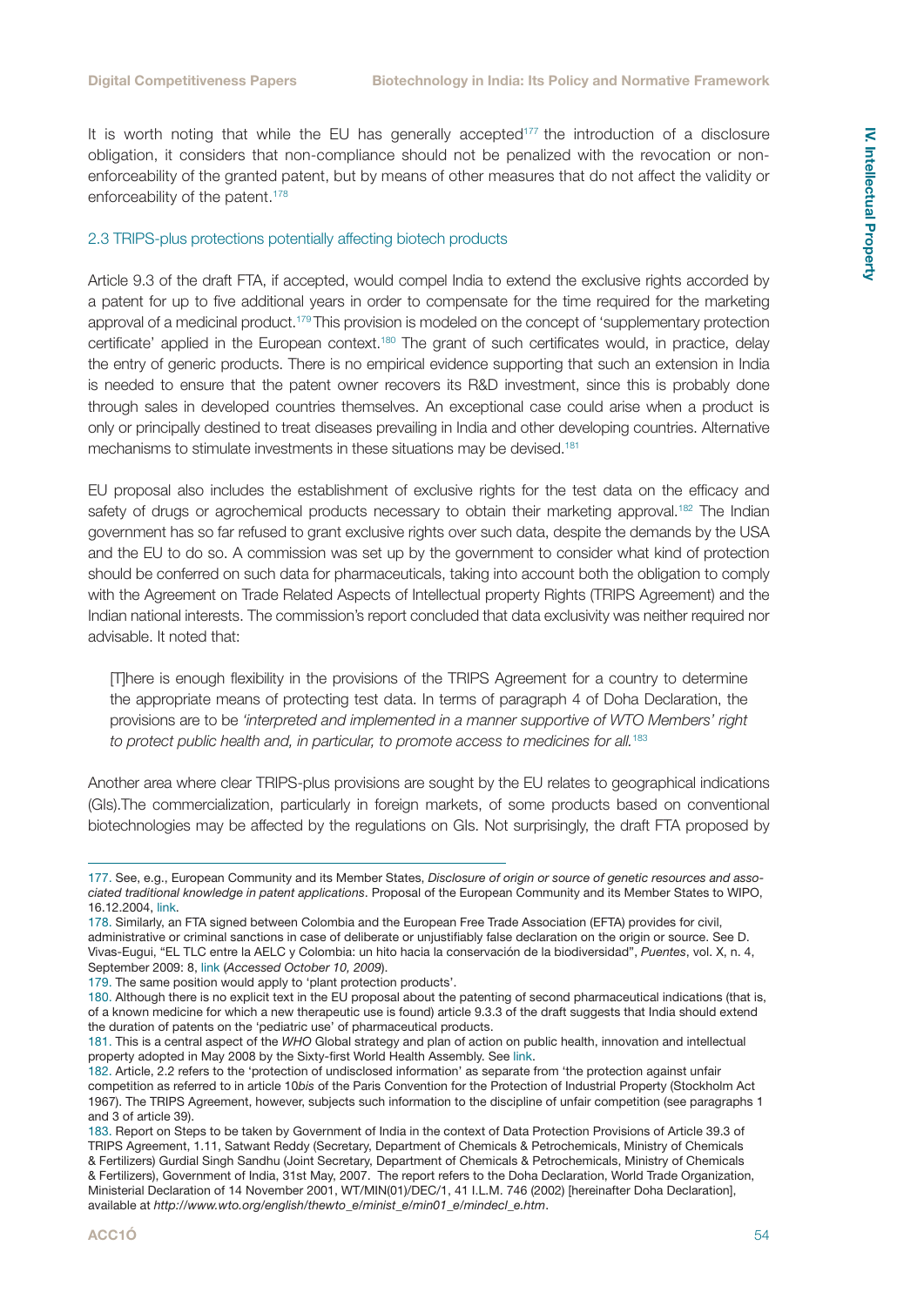It is worth noting that while the EU has generally accepted[177] the introduction of a disclosure obligation, it considers that non-compliance should not be penalized with the revocation or non-enforceability of the granted patent, but by means of other measures that do not affect the validity or enforceability of the patent.[178]

### 2.3 TRIPS-plus protections potentially affecting biotech products

Article 9.3 of the draft FTA, if accepted, would compel India to extend the exclusive rights accorded by a patent for up to five additional years in order to compensate for the time required for the marketing approval of a medicinal product.[179] This provision is modeled on the concept of 'supplementary protection certificate' applied in the European context.[180] The grant of such certificates would, in practice, delay the entry of generic products. There is no empirical evidence supporting that such an extension in India is needed to ensure that the patent owner recovers its R&D investment, since this is probably done through sales in developed countries themselves. An exceptional case could arise when a product is only or principally destined to treat diseases prevailing in India and other developing countries. Alternative mechanisms to stimulate investments in these situations may be devised.[181]

EU proposal also includes the establishment of exclusive rights for the test data on the efficacy and safety of drugs or agrochemical products necessary to obtain their marketing approval.[182] The Indian government has so far refused to grant exclusive rights over such data, despite the demands by the USA and the EU to do so. A commission was set up by the government to consider what kind of protection should be conferred on such data for pharmaceuticals, taking into account both the obligation to comply with the Agreement on Trade Related Aspects of Intellectual property Rights (TRIPS Agreement) and the Indian national interests. The commission's report concluded that data exclusivity was neither required nor advisable. It noted that:

> [T]here is enough flexibility in the provisions of the TRIPS Agreement for a country to determine the appropriate means of protecting test data. In terms of paragraph 4 of Doha Declaration, the provisions are to be *'interpreted and implemented in a manner supportive of WTO Members' right to protect public health and, in particular, to promote access to medicines for all.*[183]

Another area where clear TRIPS-plus provisions are sought by the EU relates to geographical indications (GIs).The commercialization, particularly in foreign markets, of some products based on conventional biotechnologies may be affected by the regulations on GIs. Not surprisingly, the draft FTA proposed by

---

177. See, e.g., European Community and its Member States, *Disclosure of origin or source of genetic resources and associated traditional knowledge in patent applications*. Proposal of the European Community and its Member States to WIPO, 16.12.2004, link.

178. Similarly, an FTA signed between Colombia and the European Free Trade Association (EFTA) provides for civil, administrative or criminal sanctions in case of deliberate or unjustifiably false declaration on the origin or source. See D. Vivas-Eugui, "EL TLC entre la AELC y Colombia: un hito hacia la conservación de la biodiversidad", *Puentes*, vol. X, n. 4, September 2009: 8, link (*Accessed October 10, 2009*).

179. The same position would apply to 'plant protection products'.

180. Although there is no explicit text in the EU proposal about the patenting of second pharmaceutical indications (that is, of a known medicine for which a new therapeutic use is found) article 9.3.3 of the draft suggests that India should extend the duration of patents on the 'pediatric use' of pharmaceutical products.

181. This is a central aspect of the *WHO* Global strategy and plan of action on public health, innovation and intellectual property adopted in May 2008 by the Sixty-first World Health Assembly. See link.

182. Article, 2.2 refers to the 'protection of undisclosed information' as separate from 'the protection against unfair competition as referred to in article 10*bis* of the Paris Convention for the Protection of Industrial Property (Stockholm Act 1967). The TRIPS Agreement, however, subjects such information to the discipline of unfair competition (see paragraphs 1 and 3 of article 39).

183. Report on Steps to be taken by Government of India in the context of Data Protection Provisions of Article 39.3 of TRIPS Agreement, 1.11, Satwant Reddy (Secretary, Department of Chemicals & Petrochemicals, Ministry of Chemicals & Fertilizers) Gurdial Singh Sandhu (Joint Secretary, Department of Chemicals & Petrochemicals, Ministry of Chemicals & Fertilizers), Government of India, 31st May, 2007. The report refers to the Doha Declaration, World Trade Organization, Ministerial Declaration of 14 November 2001, WT/MIN(01)/DEC/1, 41 I.L.M. 746 (2002) [hereinafter Doha Declaration], available at *http://www.wto.org/english/thewto_e/minist_e/min01_e/mindecl_e.htm*.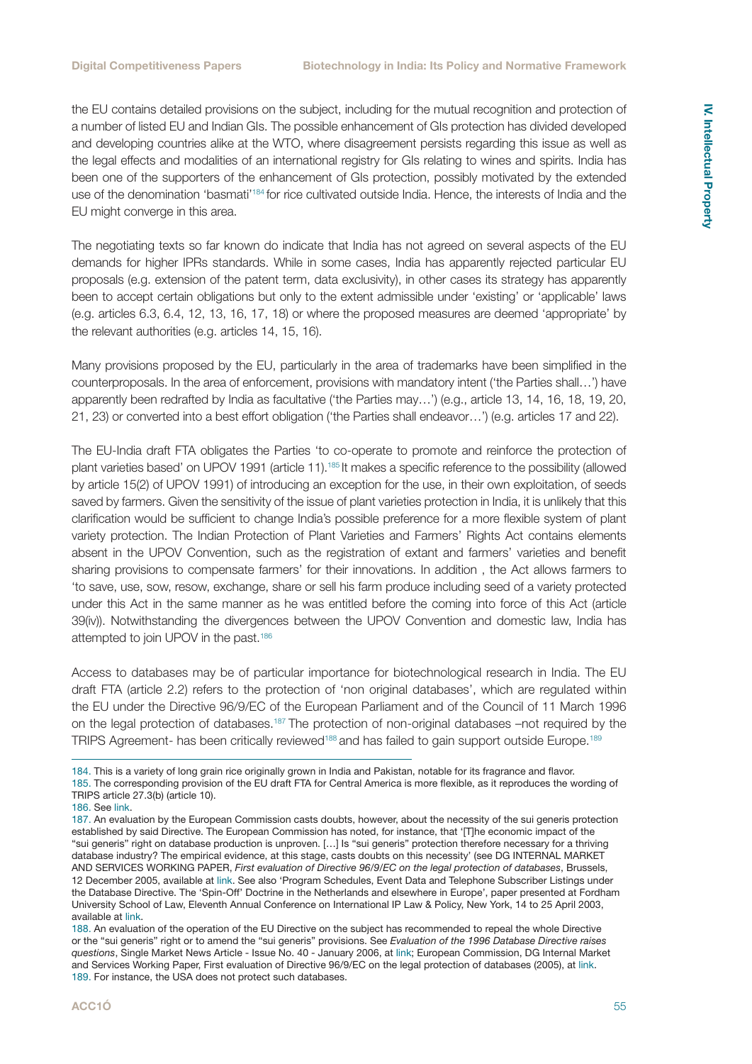the EU contains detailed provisions on the subject, including for the mutual recognition and protection of a number of listed EU and Indian GIs. The possible enhancement of GIs protection has divided developed and developing countries alike at the WTO, where disagreement persists regarding this issue as well as the legal effects and modalities of an international registry for GIs relating to wines and spirits. India has been one of the supporters of the enhancement of GIs protection, possibly motivated by the extended use of the denomination 'basmati'[184] for rice cultivated outside India. Hence, the interests of India and the EU might converge in this area.

The negotiating texts so far known do indicate that India has not agreed on several aspects of the EU demands for higher IPRs standards. While in some cases, India has apparently rejected particular EU proposals (e.g. extension of the patent term, data exclusivity), in other cases its strategy has apparently been to accept certain obligations but only to the extent admissible under 'existing' or 'applicable' laws (e.g. articles 6.3, 6.4, 12, 13, 16, 17, 18) or where the proposed measures are deemed 'appropriate' by the relevant authorities (e.g. articles 14, 15, 16).

Many provisions proposed by the EU, particularly in the area of trademarks have been simplified in the counterproposals. In the area of enforcement, provisions with mandatory intent ('the Parties shall…') have apparently been redrafted by India as facultative ('the Parties may…') (e.g., article 13, 14, 16, 18, 19, 20, 21, 23) or converted into a best effort obligation ('the Parties shall endeavor…') (e.g. articles 17 and 22).

The EU-India draft FTA obligates the Parties 'to co-operate to promote and reinforce the protection of plant varieties based' on UPOV 1991 (article 11).[185] It makes a specific reference to the possibility (allowed by article 15(2) of UPOV 1991) of introducing an exception for the use, in their own exploitation, of seeds saved by farmers. Given the sensitivity of the issue of plant varieties protection in India, it is unlikely that this clarification would be sufficient to change India's possible preference for a more flexible system of plant variety protection. The Indian Protection of Plant Varieties and Farmers' Rights Act contains elements absent in the UPOV Convention, such as the registration of extant and farmers' varieties and benefit sharing provisions to compensate farmers' for their innovations. In addition , the Act allows farmers to 'to save, use, sow, resow, exchange, share or sell his farm produce including seed of a variety protected under this Act in the same manner as he was entitled before the coming into force of this Act (article 39(iv)). Notwithstanding the divergences between the UPOV Convention and domestic law, India has attempted to join UPOV in the past.[186]

Access to databases may be of particular importance for biotechnological research in India. The EU draft FTA (article 2.2) refers to the protection of 'non original databases', which are regulated within the EU under the Directive 96/9/EC of the European Parliament and of the Council of 11 March 1996 on the legal protection of databases.[187] The protection of non-original databases –not required by the TRIPS Agreement- has been critically reviewed[188] and has failed to gain support outside Europe.[189]

---

184. This is a variety of long grain rice originally grown in India and Pakistan, notable for its fragrance and flavor.

185. The corresponding provision of the EU draft FTA for Central America is more flexible, as it reproduces the wording of TRIPS article 27.3(b) (article 10).

186. See link.

187. An evaluation by the European Commission casts doubts, however, about the necessity of the sui generis protection established by said Directive. The European Commission has noted, for instance, that '[T]he economic impact of the "sui generis" right on database production is unproven. […] Is "sui generis" protection therefore necessary for a thriving database industry? The empirical evidence, at this stage, casts doubts on this necessity' (see DG INTERNAL MARKET AND SERVICES WORKING PAPER, *First evaluation of Directive 96/9/EC on the legal protection of databases*, Brussels, 12 December 2005, available at link. See also 'Program Schedules, Event Data and Telephone Subscriber Listings under the Database Directive. The 'Spin-Off' Doctrine in the Netherlands and elsewhere in Europe', paper presented at Fordham University School of Law, Eleventh Annual Conference on International IP Law & Policy, New York, 14 to 25 April 2003, available at link.

188. An evaluation of the operation of the EU Directive on the subject has recommended to repeal the whole Directive or the "sui generis" right or to amend the "sui generis" provisions. See *Evaluation of the 1996 Database Directive raises questions*, Single Market News Article - Issue No. 40 - January 2006, at link; European Commission, DG Internal Market and Services Working Paper, First evaluation of Directive 96/9/EC on the legal protection of databases (2005), at link.

189. For instance, the USA does not protect such databases.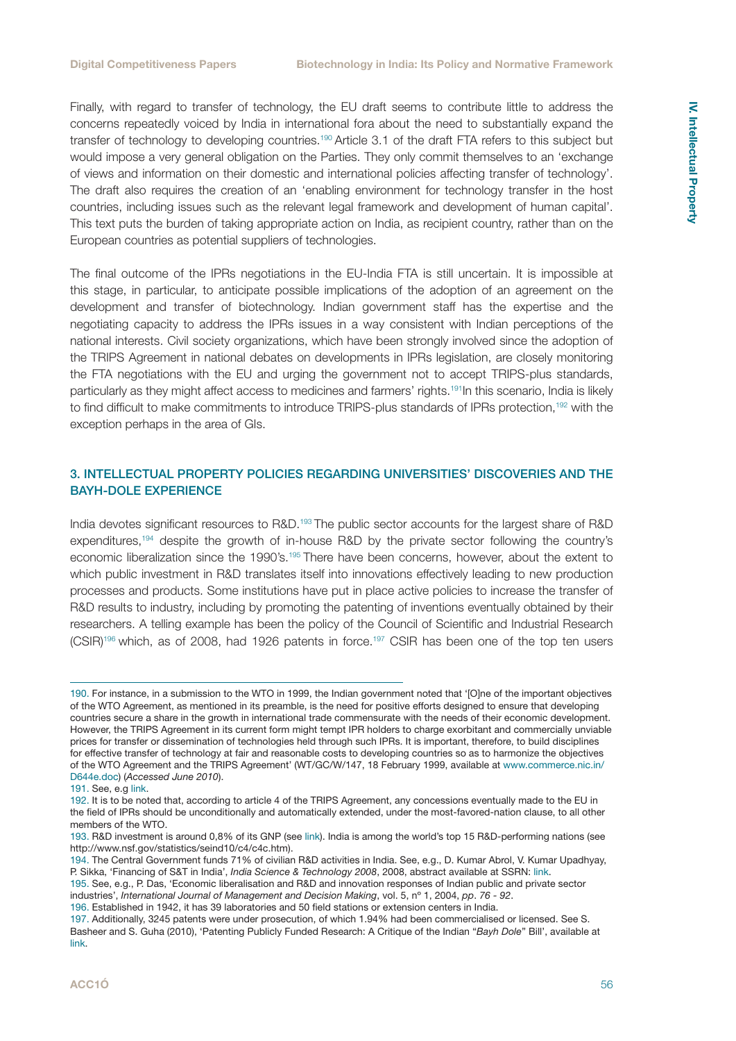Finally, with regard to transfer of technology, the EU draft seems to contribute little to address the concerns repeatedly voiced by India in international fora about the need to substantially expand the transfer of technology to developing countries.[190] Article 3.1 of the draft FTA refers to this subject but would impose a very general obligation on the Parties. They only commit themselves to an 'exchange of views and information on their domestic and international policies affecting transfer of technology'. The draft also requires the creation of an 'enabling environment for technology transfer in the host countries, including issues such as the relevant legal framework and development of human capital'. This text puts the burden of taking appropriate action on India, as recipient country, rather than on the European countries as potential suppliers of technologies.

The final outcome of the IPRs negotiations in the EU-India FTA is still uncertain. It is impossible at this stage, in particular, to anticipate possible implications of the adoption of an agreement on the development and transfer of biotechnology. Indian government staff has the expertise and the negotiating capacity to address the IPRs issues in a way consistent with Indian perceptions of the national interests. Civil society organizations, which have been strongly involved since the adoption of the TRIPS Agreement in national debates on developments in IPRs legislation, are closely monitoring the FTA negotiations with the EU and urging the government not to accept TRIPS-plus standards, particularly as they might affect access to medicines and farmers' rights.[191]In this scenario, India is likely to find difficult to make commitments to introduce TRIPS-plus standards of IPRs protection,[192] with the exception perhaps in the area of GIs.

### 3. INTELLECTUAL PROPERTY POLICIES REGARDING UNIVERSITIES' DISCOVERIES AND THE BAYH-DOLE EXPERIENCE

India devotes significant resources to R&D.[193] The public sector accounts for the largest share of R&D expenditures,[194] despite the growth of in-house R&D by the private sector following the country's economic liberalization since the 1990's.[195] There have been concerns, however, about the extent to which public investment in R&D translates itself into innovations effectively leading to new production processes and products. Some institutions have put in place active policies to increase the transfer of R&D results to industry, including by promoting the patenting of inventions eventually obtained by their researchers. A telling example has been the policy of the Council of Scientific and Industrial Research (CSIR)[196] which, as of 2008, had 1926 patents in force.[197] CSIR has been one of the top ten users

---

190. For instance, in a submission to the WTO in 1999, the Indian government noted that '[O]ne of the important objectives of the WTO Agreement, as mentioned in its preamble, is the need for positive efforts designed to ensure that developing countries secure a share in the growth in international trade commensurate with the needs of their economic development. However, the TRIPS Agreement in its current form might tempt IPR holders to charge exorbitant and commercially unviable prices for transfer or dissemination of technologies held through such IPRs. It is important, therefore, to build disciplines for effective transfer of technology at fair and reasonable costs to developing countries so as to harmonize the objectives of the WTO Agreement and the TRIPS Agreement' (WT/GC/W/147, 18 February 1999, available at www.commerce.nic.in/D644e.doc) (*Accessed June 2010*).

191. See, e.g link.

192. It is to be noted that, according to article 4 of the TRIPS Agreement, any concessions eventually made to the EU in the field of IPRs should be unconditionally and automatically extended, under the most-favored-nation clause, to all other members of the WTO.

193. R&D investment is around 0,8% of its GNP (see link). India is among the world's top 15 R&D-performing nations (see http://www.nsf.gov/statistics/seind10/c4/c4c.htm).

194. The Central Government funds 71% of civilian R&D activities in India. See, e.g., D. Kumar Abrol, V. Kumar Upadhyay, P. Sikka, 'Financing of S&T in India', *India Science & Technology 2008*, 2008, abstract available at SSRN: link.

195. See, e.g., P. Das, 'Economic liberalisation and R&D and innovation responses of Indian public and private sector industries', *International Journal of Management and Decision Making*, vol. 5, nº 1, 2004, *pp. 76 - 92*.

196. Established in 1942, it has 39 laboratories and 50 field stations or extension centers in India.

197. Additionally, 3245 patents were under prosecution, of which 1.94% had been commercialised or licensed. See S. Basheer and S. Guha (2010), 'Patenting Publicly Funded Research: A Critique of the Indian "*Bayh Dole*" Bill', available at link.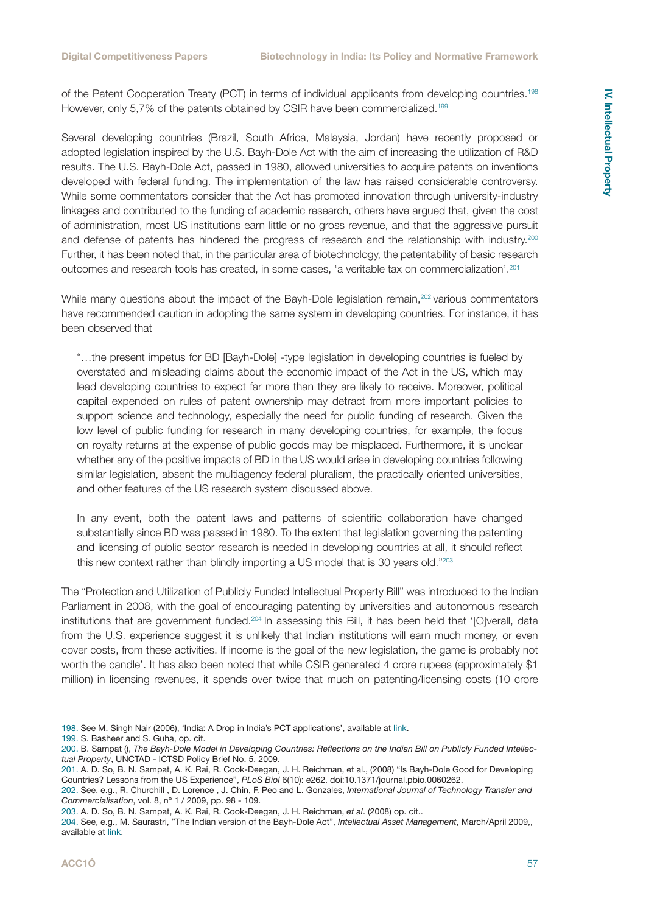of the Patent Cooperation Treaty (PCT) in terms of individual applicants from developing countries.[198] However, only 5,7% of the patents obtained by CSIR have been commercialized.[199]

Several developing countries (Brazil, South Africa, Malaysia, Jordan) have recently proposed or adopted legislation inspired by the U.S. Bayh-Dole Act with the aim of increasing the utilization of R&D results. The U.S. Bayh-Dole Act, passed in 1980, allowed universities to acquire patents on inventions developed with federal funding. The implementation of the law has raised considerable controversy. While some commentators consider that the Act has promoted innovation through university-industry linkages and contributed to the funding of academic research, others have argued that, given the cost of administration, most US institutions earn little or no gross revenue, and that the aggressive pursuit and defense of patents has hindered the progress of research and the relationship with industry.[200] Further, it has been noted that, in the particular area of biotechnology, the patentability of basic research outcomes and research tools has created, in some cases, 'a veritable tax on commercialization'.[201]

While many questions about the impact of the Bayh-Dole legislation remain,[202] various commentators have recommended caution in adopting the same system in developing countries. For instance, it has been observed that

> "…the present impetus for BD [Bayh-Dole] -type legislation in developing countries is fueled by overstated and misleading claims about the economic impact of the Act in the US, which may lead developing countries to expect far more than they are likely to receive. Moreover, political capital expended on rules of patent ownership may detract from more important policies to support science and technology, especially the need for public funding of research. Given the low level of public funding for research in many developing countries, for example, the focus on royalty returns at the expense of public goods may be misplaced. Furthermore, it is unclear whether any of the positive impacts of BD in the US would arise in developing countries following similar legislation, absent the multiagency federal pluralism, the practically oriented universities, and other features of the US research system discussed above.
>
> In any event, both the patent laws and patterns of scientific collaboration have changed substantially since BD was passed in 1980. To the extent that legislation governing the patenting and licensing of public sector research is needed in developing countries at all, it should reflect this new context rather than blindly importing a US model that is 30 years old."[203]

The "Protection and Utilization of Publicly Funded Intellectual Property Bill" was introduced to the Indian Parliament in 2008, with the goal of encouraging patenting by universities and autonomous research institutions that are government funded.[204] In assessing this Bill, it has been held that '[O]verall, data from the U.S. experience suggest it is unlikely that Indian institutions will earn much money, or even cover costs, from these activities. If income is the goal of the new legislation, the game is probably not worth the candle'. It has also been noted that while CSIR generated 4 crore rupees (approximately $1 million) in licensing revenues, it spends over twice that much on patenting/licensing costs (10 crore

---

198. See M. Singh Nair (2006), 'India: A Drop in India's PCT applications', available at link.

199. S. Basheer and S. Guha, op. cit.

200. B. Sampat (), *The Bayh-Dole Model in Developing Countries: Reflections on the Indian Bill on Publicly Funded Intellectual Property*, UNCTAD - ICTSD Policy Brief No. 5, 2009.

201. A. D. So, B. N. Sampat, A. K. Rai, R. Cook-Deegan, J. H. Reichman, et al., (2008) "Is Bayh-Dole Good for Developing Countries? Lessons from the US Experience", *PLoS Biol* 6(10): e262. doi:10.1371/journal.pbio.0060262.

202. See, e.g., R. Churchill , D. Lorence , J. Chin, F. Peo and L. Gonzales, *International Journal of Technology Transfer and Commercialisation*, vol. 8, nº 1 / 2009, pp. 98 - 109.

203. A. D. So, B. N. Sampat, A. K. Rai, R. Cook-Deegan, J. H. Reichman, *et al*. (2008) op. cit..

204. See, e.g., M. Saurastri, "The Indian version of the Bayh-Dole Act", *Intellectual Asset Management*, March/April 2009,, available at link.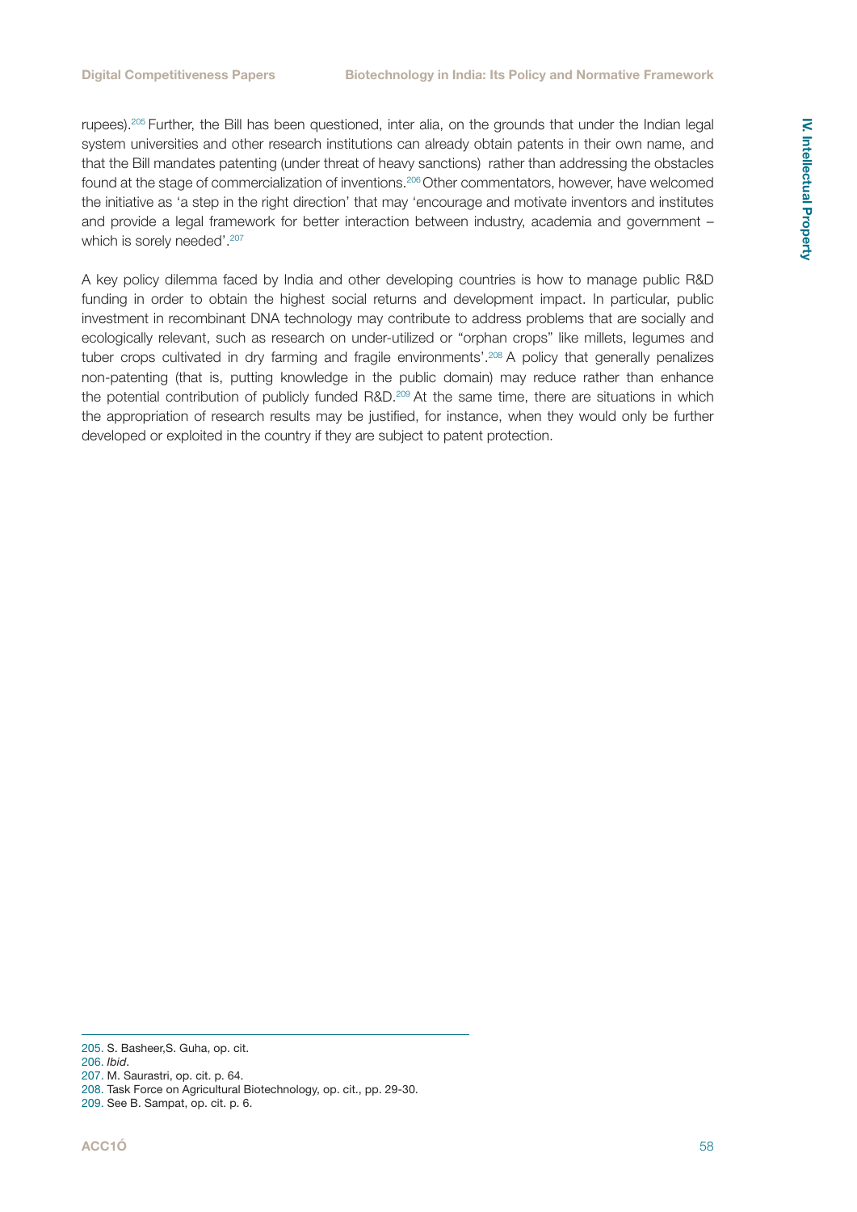rupees).[205] Further, the Bill has been questioned, inter alia, on the grounds that under the Indian legal system universities and other research institutions can already obtain patents in their own name, and that the Bill mandates patenting (under threat of heavy sanctions) rather than addressing the obstacles found at the stage of commercialization of inventions.[206] Other commentators, however, have welcomed the initiative as 'a step in the right direction' that may 'encourage and motivate inventors and institutes and provide a legal framework for better interaction between industry, academia and government – which is sorely needed'.[207]

A key policy dilemma faced by India and other developing countries is how to manage public R&D funding in order to obtain the highest social returns and development impact. In particular, public investment in recombinant DNA technology may contribute to address problems that are socially and ecologically relevant, such as research on under-utilized or "orphan crops" like millets, legumes and tuber crops cultivated in dry farming and fragile environments'.[208] A policy that generally penalizes non-patenting (that is, putting knowledge in the public domain) may reduce rather than enhance the potential contribution of publicly funded R&D.[209] At the same time, there are situations in which the appropriation of research results may be justified, for instance, when they would only be further developed or exploited in the country if they are subject to patent protection.

---

205. S. Basheer,S. Guha, op. cit.
206. *Ibid*.
207. M. Saurastri, op. cit. p. 64.
208. Task Force on Agricultural Biotechnology, op. cit., pp. 29-30.
209. See B. Sampat, op. cit. p. 6.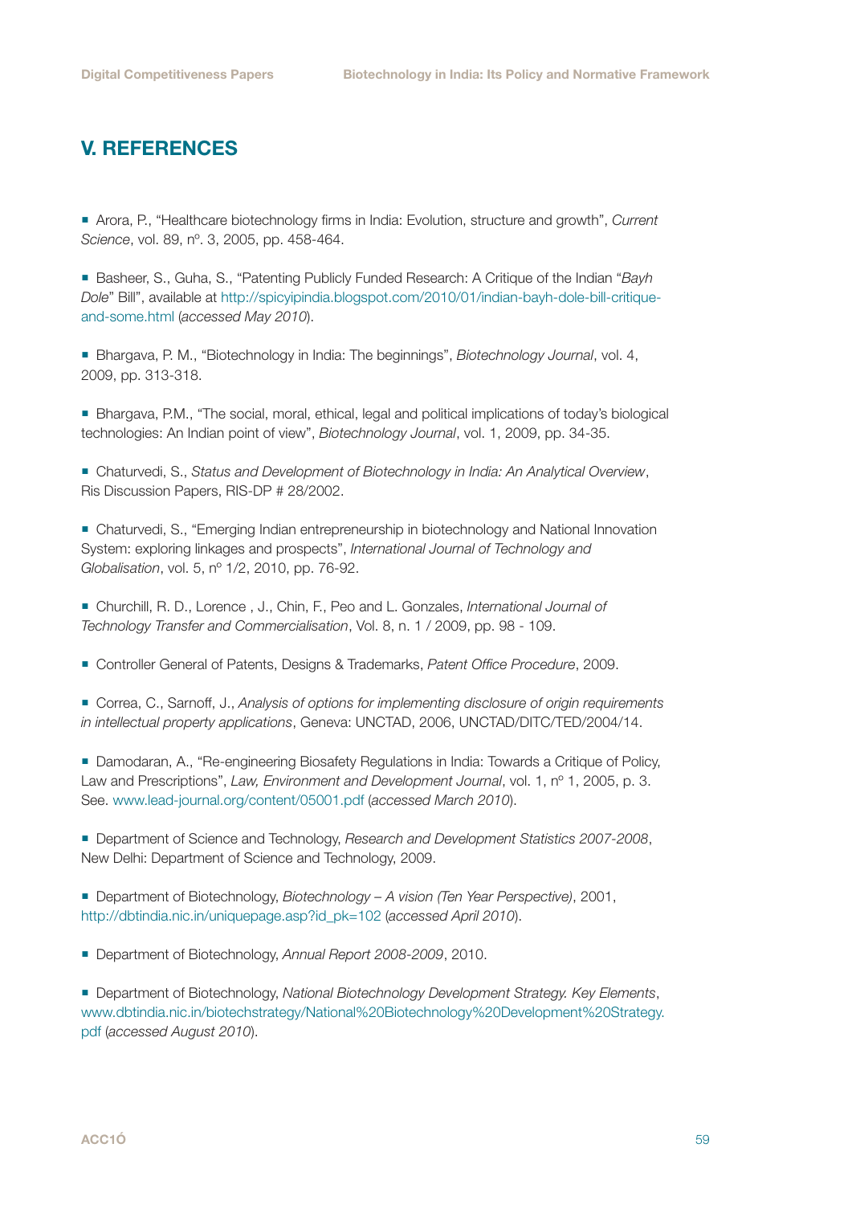## V. REFERENCES

- Arora, P., “Healthcare biotechnology firms in India: Evolution, structure and growth”, *Current Science*, vol. 89, nº. 3, 2005, pp. 458-464.

- Basheer, S., Guha, S., “Patenting Publicly Funded Research: A Critique of the Indian “*Bayh Dole*” Bill”, available at http://spicyipindia.blogspot.com/2010/01/indian-bayh-dole-bill-critique-and-some.html (*accessed May 2010*).

- Bhargava, P. M., “Biotechnology in India: The beginnings”, *Biotechnology Journal*, vol. 4, 2009, pp. 313-318.

- Bhargava, P.M., “The social, moral, ethical, legal and political implications of today’s biological technologies: An Indian point of view”, *Biotechnology Journal*, vol. 1, 2009, pp. 34-35.

- Chaturvedi, S., *Status and Development of Biotechnology in India: An Analytical Overview*, Ris Discussion Papers, RIS-DP # 28/2002.

- Chaturvedi, S., “Emerging Indian entrepreneurship in biotechnology and National Innovation System: exploring linkages and prospects”, *International Journal of Technology and Globalisation*, vol. 5, nº 1/2, 2010, pp. 76-92.

- Churchill, R. D., Lorence , J., Chin, F., Peo and L. Gonzales, *International Journal of Technology Transfer and Commercialisation*, Vol. 8, n. 1 / 2009, pp. 98 - 109.

- Controller General of Patents, Designs & Trademarks, *Patent Office Procedure*, 2009.

- Correa, C., Sarnoff, J., *Analysis of options for implementing disclosure of origin requirements in intellectual property applications*, Geneva: UNCTAD, 2006, UNCTAD/DITC/TED/2004/14.

- Damodaran, A., “Re-engineering Biosafety Regulations in India: Towards a Critique of Policy, Law and Prescriptions”, *Law, Environment and Development Journal*, vol. 1, nº 1, 2005, p. 3. See. www.lead-journal.org/content/05001.pdf (*accessed March 2010*).

- Department of Science and Technology, *Research and Development Statistics 2007-2008*, New Delhi: Department of Science and Technology, 2009.

- Department of Biotechnology, *Biotechnology – A vision (Ten Year Perspective)*, 2001, http://dbtindia.nic.in/uniquepage.asp?id_pk=102 (*accessed April 2010*).

- Department of Biotechnology, *Annual Report 2008-2009*, 2010.

- Department of Biotechnology, *National Biotechnology Development Strategy. Key Elements*, www.dbtindia.nic.in/biotechstrategy/National%20Biotechnology%20Development%20Strategy.pdf (*accessed August 2010*).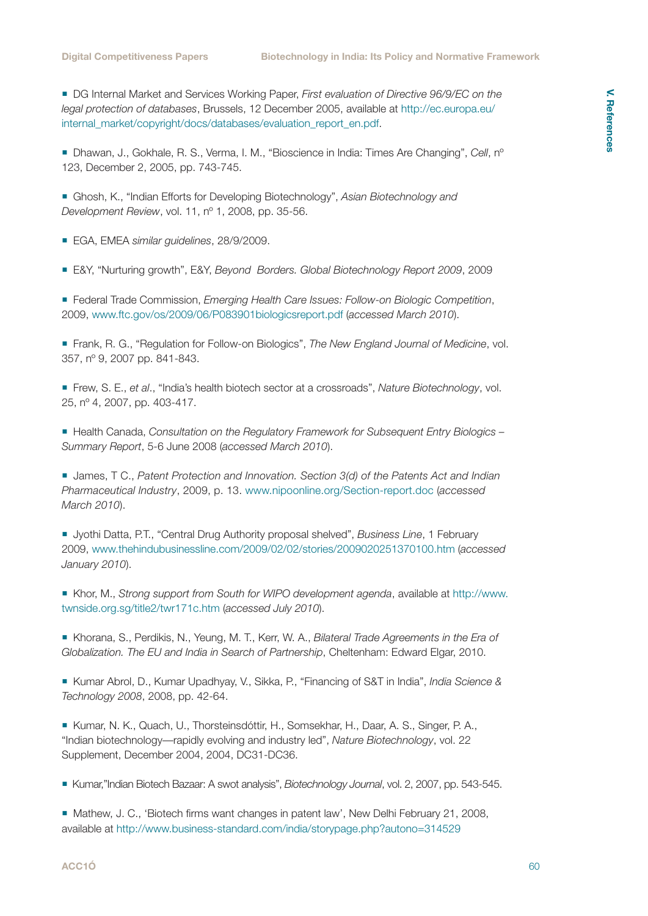- DG Internal Market and Services Working Paper, *First evaluation of Directive 96/9/EC on the legal protection of databases*, Brussels, 12 December 2005, available at http://ec.europa.eu/internal_market/copyright/docs/databases/evaluation_report_en.pdf.

- Dhawan, J., Gokhale, R. S., Verma, I. M., "Bioscience in India: Times Are Changing", *Cell*, nº 123, December 2, 2005, pp. 743-745.

- Ghosh, K., "Indian Efforts for Developing Biotechnology", *Asian Biotechnology and Development Review*, vol. 11, nº 1, 2008, pp. 35-56.

- EGA, EMEA *similar guidelines*, 28/9/2009.

- E&Y, "Nurturing growth", E&Y, *Beyond Borders. Global Biotechnology Report 2009*, 2009

- Federal Trade Commission, *Emerging Health Care Issues: Follow-on Biologic Competition*, 2009, www.ftc.gov/os/2009/06/P083901biologicsreport.pdf (*accessed March 2010*).

- Frank, R. G., "Regulation for Follow-on Biologics", *The New England Journal of Medicine*, vol. 357, nº 9, 2007 pp. 841-843.

- Frew, S. E., *et al*., "India's health biotech sector at a crossroads", *Nature Biotechnology*, vol. 25, nº 4, 2007, pp. 403-417.

- Health Canada, *Consultation on the Regulatory Framework for Subsequent Entry Biologics – Summary Report*, 5-6 June 2008 (*accessed March 2010*).

- James, T C., *Patent Protection and Innovation. Section 3(d) of the Patents Act and Indian Pharmaceutical Industry*, 2009, p. 13. www.nipoonline.org/Section-report.doc (*accessed March 2010*).

- Jyothi Datta, P.T., "Central Drug Authority proposal shelved", *Business Line*, 1 February 2009, www.thehindubusinessline.com/2009/02/02/stories/2009020251370100.htm (*accessed January 2010*).

- Khor, M., *Strong support from South for WIPO development agenda*, available at http://www.twnside.org.sg/title2/twr171c.htm (*accessed July 2010*).

- Khorana, S., Perdikis, N., Yeung, M. T., Kerr, W. A., *Bilateral Trade Agreements in the Era of Globalization. The EU and India in Search of Partnership*, Cheltenham: Edward Elgar, 2010.

- Kumar Abrol, D., Kumar Upadhyay, V., Sikka, P., "Financing of S&T in India", *India Science & Technology 2008*, 2008, pp. 42-64.

- Kumar, N. K., Quach, U., Thorsteinsdóttir, H., Somsekhar, H., Daar, A. S., Singer, P. A., "Indian biotechnology—rapidly evolving and industry led", *Nature Biotechnology*, vol. 22 Supplement, December 2004, 2004, DC31-DC36.

- Kumar,"Indian Biotech Bazaar: A swot analysis", *Biotechnology Journal*, vol. 2, 2007, pp. 543-545.

- Mathew, J. C., 'Biotech firms want changes in patent law', New Delhi February 21, 2008, available at http://www.business-standard.com/india/storypage.php?autono=314529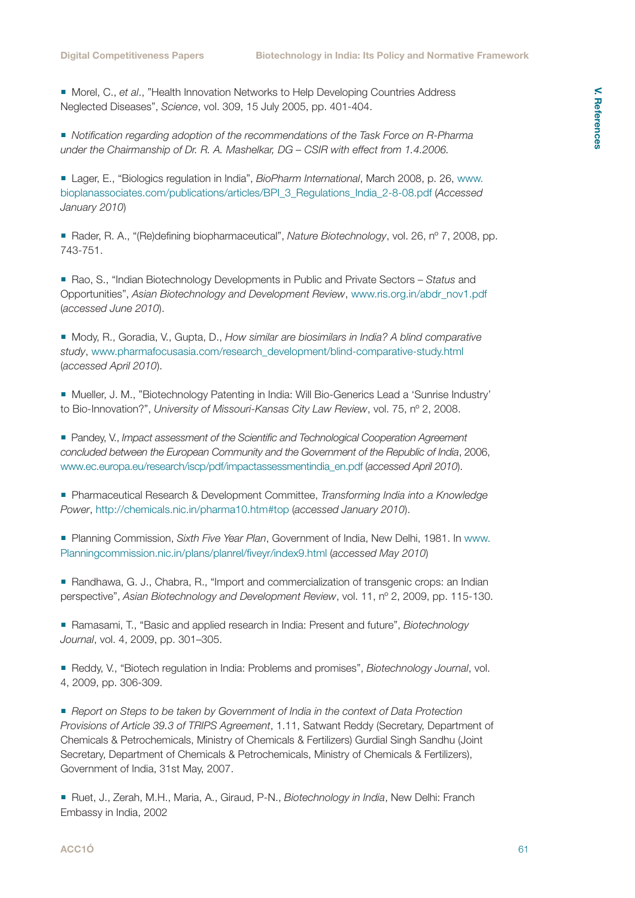- Morel, C., *et al*., "Health Innovation Networks to Help Developing Countries Address Neglected Diseases", *Science*, vol. 309, 15 July 2005, pp. 401-404.

- *Notification regarding adoption of the recommendations of the Task Force on R-Pharma under the Chairmanship of Dr. R. A. Mashelkar, DG – CSIR with effect from 1.4.2006.*

- Lager, E., "Biologics regulation in India", *BioPharm International*, March 2008, p. 26, www.bioplanassociates.com/publications/articles/BPI_3_Regulations_India_2-8-08.pdf (*Accessed January 2010*)

- Rader, R. A., "(Re)defining biopharmaceutical", *Nature Biotechnology*, vol. 26, nº 7, 2008, pp. 743-751.

- Rao, S., "Indian Biotechnology Developments in Public and Private Sectors – *Status* and Opportunities", *Asian Biotechnology and Development Review*, www.ris.org.in/abdr_nov1.pdf (*accessed June 2010*).

- Mody, R., Goradia, V., Gupta, D., *How similar are biosimilars in India? A blind comparative study*, www.pharmafocusasia.com/research_development/blind-comparative-study.html (*accessed April 2010*).

- Mueller, J. M., "Biotechnology Patenting in India: Will Bio-Generics Lead a 'Sunrise Industry' to Bio-Innovation?", *University of Missouri-Kansas City Law Review*, vol. 75, nº 2, 2008.

- Pandey, V., *Impact assessment of the Scientific and Technological Cooperation Agreement concluded between the European Community and the Government of the Republic of India*, 2006, www.ec.europa.eu/research/iscp/pdf/impactassessmentindia_en.pdf (*accessed April 2010*).

- Pharmaceutical Research & Development Committee, *Transforming India into a Knowledge Power*, http://chemicals.nic.in/pharma10.htm#top (*accessed January 2010*).

- Planning Commission, *Sixth Five Year Plan*, Government of India, New Delhi, 1981. In www.Planningcommission.nic.in/plans/planrel/fiveyr/index9.html (*accessed May 2010*)

- Randhawa, G. J., Chabra, R., "Import and commercialization of transgenic crops: an Indian perspective", *Asian Biotechnology and Development Review*, vol. 11, nº 2, 2009, pp. 115-130.

- Ramasami, T., "Basic and applied research in India: Present and future", *Biotechnology Journal*, vol. 4, 2009, pp. 301–305.

- Reddy, V., "Biotech regulation in India: Problems and promises", *Biotechnology Journal*, vol. 4, 2009, pp. 306-309.

- *Report on Steps to be taken by Government of India in the context of Data Protection Provisions of Article 39.3 of TRIPS Agreement*, 1.11, Satwant Reddy (Secretary, Department of Chemicals & Petrochemicals, Ministry of Chemicals & Fertilizers) Gurdial Singh Sandhu (Joint Secretary, Department of Chemicals & Petrochemicals, Ministry of Chemicals & Fertilizers), Government of India, 31st May, 2007.

- Ruet, J., Zerah, M.H., Maria, A., Giraud, P-N., *Biotechnology in India*, New Delhi: Franch Embassy in India, 2002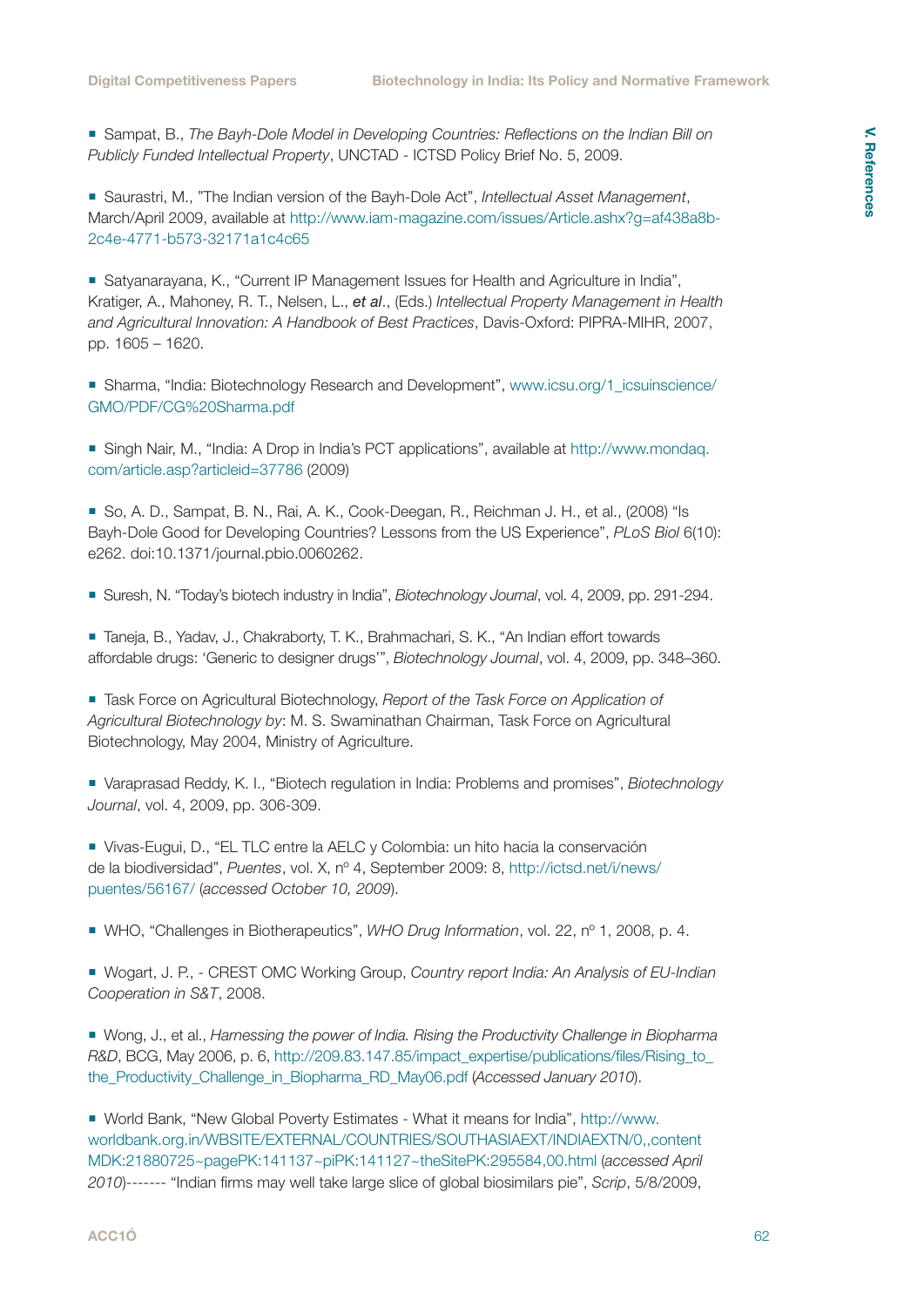- Sampat, B., *The Bayh-Dole Model in Developing Countries: Reflections on the Indian Bill on Publicly Funded Intellectual Property*, UNCTAD - ICTSD Policy Brief No. 5, 2009.

- Saurastri, M., "The Indian version of the Bayh-Dole Act", *Intellectual Asset Management*, March/April 2009, available at http://www.iam-magazine.com/issues/Article.ashx?g=af438a8b-2c4e-4771-b573-32171a1c4c65

- Satyanarayana, K., "Current IP Management Issues for Health and Agriculture in India", Kratiger, A., Mahoney, R. T., Nelsen, L., *et al*., (Eds.) *Intellectual Property Management in Health and Agricultural Innovation: A Handbook of Best Practices*, Davis-Oxford: PIPRA-MIHR, 2007, pp. 1605 – 1620.

- Sharma, "India: Biotechnology Research and Development", www.icsu.org/1_icsuinscience/GMO/PDF/CG%20Sharma.pdf

- Singh Nair, M., "India: A Drop in India's PCT applications", available at http://www.mondaq.com/article.asp?articleid=37786 (2009)

- So, A. D., Sampat, B. N., Rai, A. K., Cook-Deegan, R., Reichman J. H., et al., (2008) "Is Bayh-Dole Good for Developing Countries? Lessons from the US Experience", *PLoS Biol* 6(10): e262. doi:10.1371/journal.pbio.0060262.

- Suresh, N. "Today's biotech industry in India", *Biotechnology Journal*, vol. 4, 2009, pp. 291-294.

- Taneja, B., Yadav, J., Chakraborty, T. K., Brahmachari, S. K., "An Indian effort towards affordable drugs: 'Generic to designer drugs'", *Biotechnology Journal*, vol. 4, 2009, pp. 348–360.

- Task Force on Agricultural Biotechnology, *Report of the Task Force on Application of Agricultural Biotechnology by*: M. S. Swaminathan Chairman, Task Force on Agricultural Biotechnology, May 2004, Ministry of Agriculture.

- Varaprasad Reddy, K. I., "Biotech regulation in India: Problems and promises", *Biotechnology Journal*, vol. 4, 2009, pp. 306-309.

- Vivas-Eugui, D., "EL TLC entre la AELC y Colombia: un hito hacia la conservación de la biodiversidad", *Puentes*, vol. X, nº 4, September 2009: 8, http://ictsd.net/i/news/puentes/56167/ (*accessed October 10, 2009*).

- WHO, "Challenges in Biotherapeutics", *WHO Drug Information*, vol. 22, nº 1, 2008, p. 4.

- Wogart, J. P., - CREST OMC Working Group, *Country report India: An Analysis of EU-Indian Cooperation in S&T*, 2008.

- Wong, J., et al., *Harnessing the power of India. Rising the Productivity Challenge in Biopharma R&D*, BCG, May 2006, p. 6, http://209.83.147.85/impact_expertise/publications/files/Rising_to_the_Productivity_Challenge_in_Biopharma_RD_May06.pdf (*Accessed January 2010*).

- World Bank, "New Global Poverty Estimates - What it means for India", http://www.worldbank.org.in/WBSITE/EXTERNAL/COUNTRIES/SOUTHASIAEXT/INDIAEXTN/0,,contentMDK:21880725~pagePK:141137~piPK:141127~theSitePK:295584,00.html (*accessed April 2010*)------- "Indian firms may well take large slice of global biosimilars pie", *Scrip*, 5/8/2009,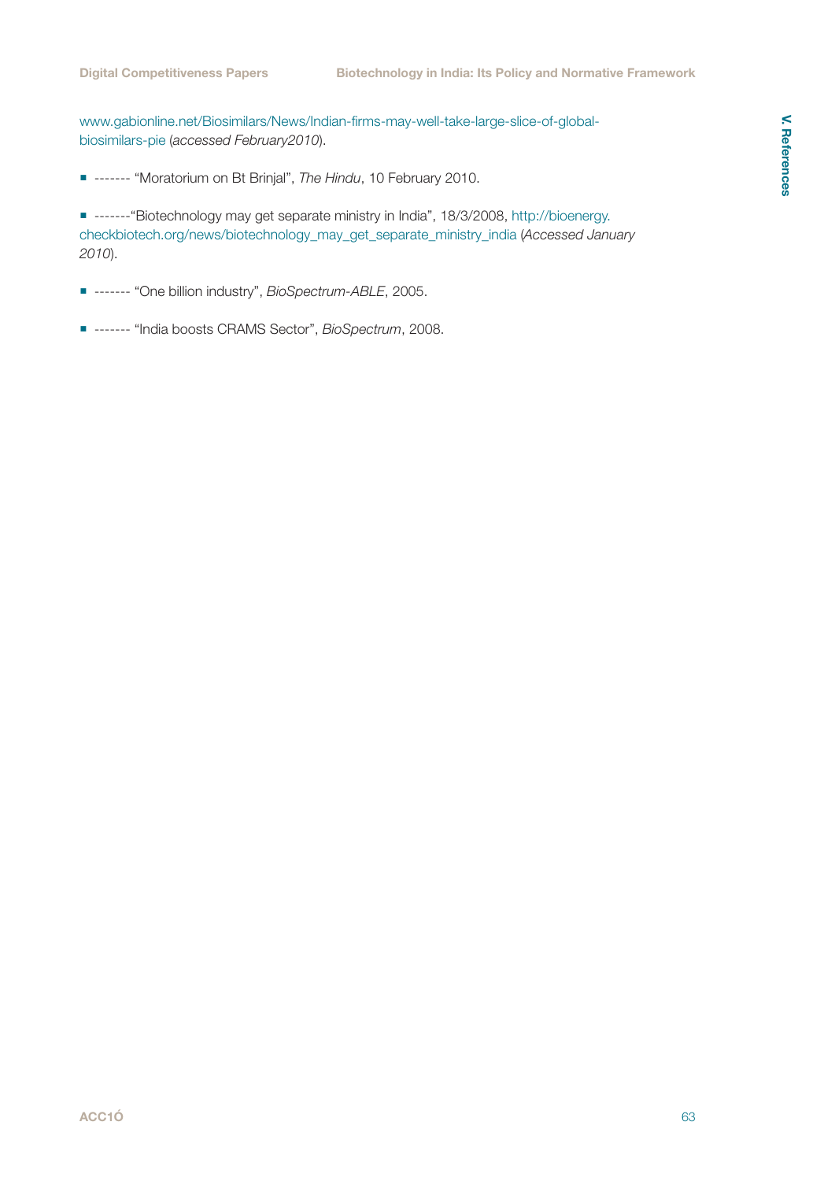www.gabionline.net/Biosimilars/News/Indian-firms-may-well-take-large-slice-of-global-biosimilars-pie (*accessed February2010*).

- ------- "Moratorium on Bt Brinjal", *The Hindu*, 10 February 2010.

- -------"Biotechnology may get separate ministry in India", 18/3/2008, http://bioenergy.checkbiotech.org/news/biotechnology_may_get_separate_ministry_india (*Accessed January 2010*).

- ------- "One billion industry", *BioSpectrum-ABLE*, 2005.

- ------- "India boosts CRAMS Sector", *BioSpectrum*, 2008.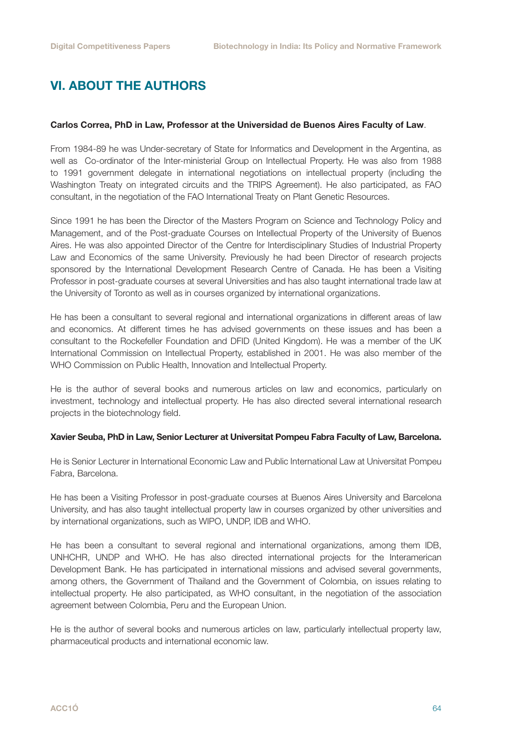## VI. ABOUT THE AUTHORS

**Carlos Correa, PhD in Law, Professor at the Universidad de Buenos Aires Faculty of Law**.

From 1984-89 he was Under-secretary of State for Informatics and Development in the Argentina, as well as Co-ordinator of the Inter-ministerial Group on Intellectual Property. He was also from 1988 to 1991 government delegate in international negotiations on intellectual property (including the Washington Treaty on integrated circuits and the TRIPS Agreement). He also participated, as FAO consultant, in the negotiation of the FAO International Treaty on Plant Genetic Resources.

Since 1991 he has been the Director of the Masters Program on Science and Technology Policy and Management, and of the Post-graduate Courses on Intellectual Property of the University of Buenos Aires. He was also appointed Director of the Centre for Interdisciplinary Studies of Industrial Property Law and Economics of the same University. Previously he had been Director of research projects sponsored by the International Development Research Centre of Canada. He has been a Visiting Professor in post-graduate courses at several Universities and has also taught international trade law at the University of Toronto as well as in courses organized by international organizations.

He has been a consultant to several regional and international organizations in different areas of law and economics. At different times he has advised governments on these issues and has been a consultant to the Rockefeller Foundation and DFID (United Kingdom). He was a member of the UK International Commission on Intellectual Property, established in 2001. He was also member of the WHO Commission on Public Health, Innovation and Intellectual Property.

He is the author of several books and numerous articles on law and economics, particularly on investment, technology and intellectual property. He has also directed several international research projects in the biotechnology field.

**Xavier Seuba, PhD in Law, Senior Lecturer at Universitat Pompeu Fabra Faculty of Law, Barcelona.**

He is Senior Lecturer in International Economic Law and Public International Law at Universitat Pompeu Fabra, Barcelona.

He has been a Visiting Professor in post-graduate courses at Buenos Aires University and Barcelona University, and has also taught intellectual property law in courses organized by other universities and by international organizations, such as WIPO, UNDP, IDB and WHO.

He has been a consultant to several regional and international organizations, among them IDB, UNHCHR, UNDP and WHO. He has also directed international projects for the Interamerican Development Bank. He has participated in international missions and advised several governments, among others, the Government of Thailand and the Government of Colombia, on issues relating to intellectual property. He also participated, as WHO consultant, in the negotiation of the association agreement between Colombia, Peru and the European Union.

He is the author of several books and numerous articles on law, particularly intellectual property law, pharmaceutical products and international economic law.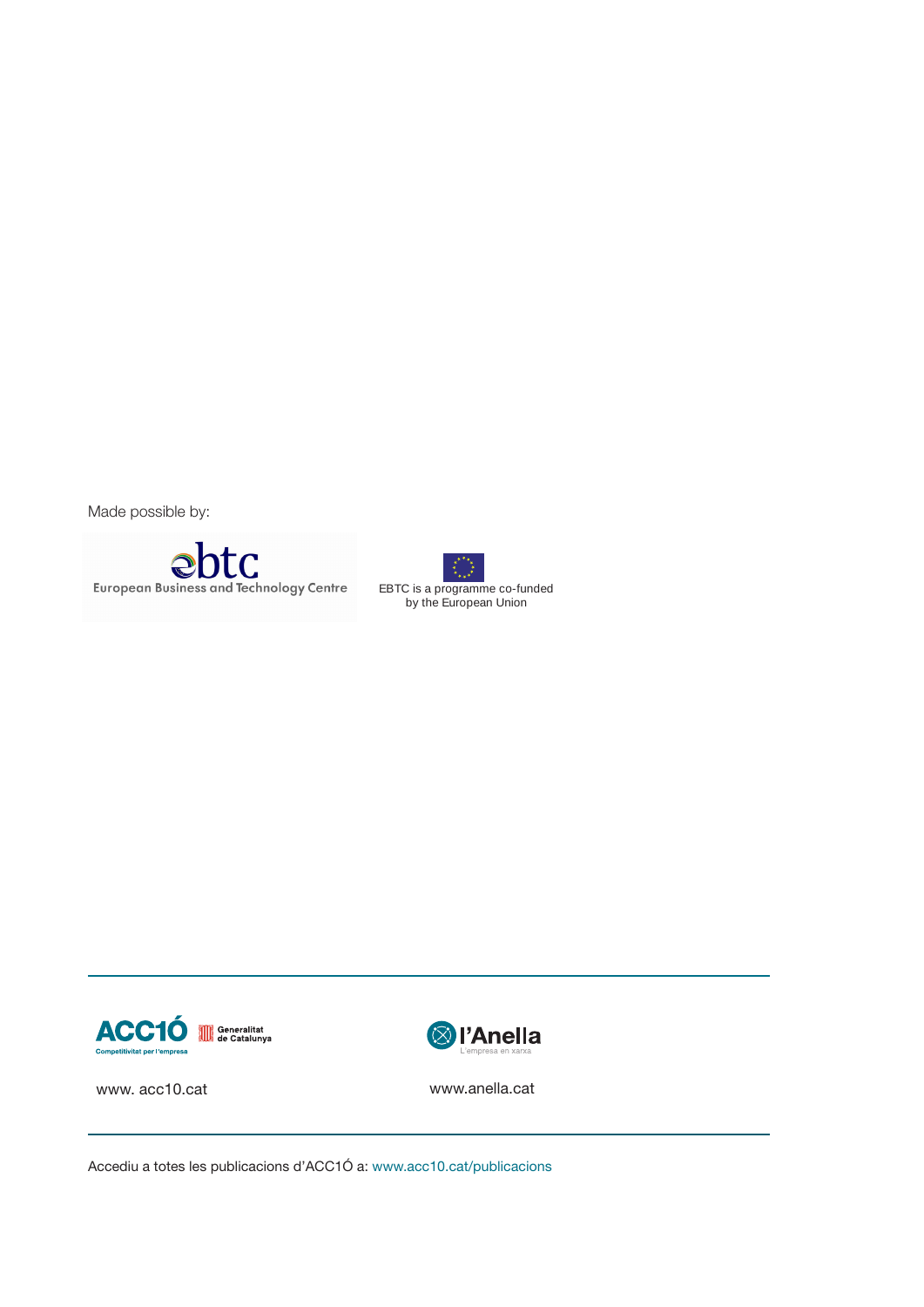Made possible by:

ebtc
European Business and Technology Centre

EBTC is a programme co-funded by the European Union

ACC1Ó
Competitivitat per l'empresa

Generalitat de Catalunya

l'Anella
L'empresa en xarxa

www. acc10.cat

www.anella.cat

Accediu a totes les publicacions d'ACC1Ó a: www.acc10.cat/publicacions